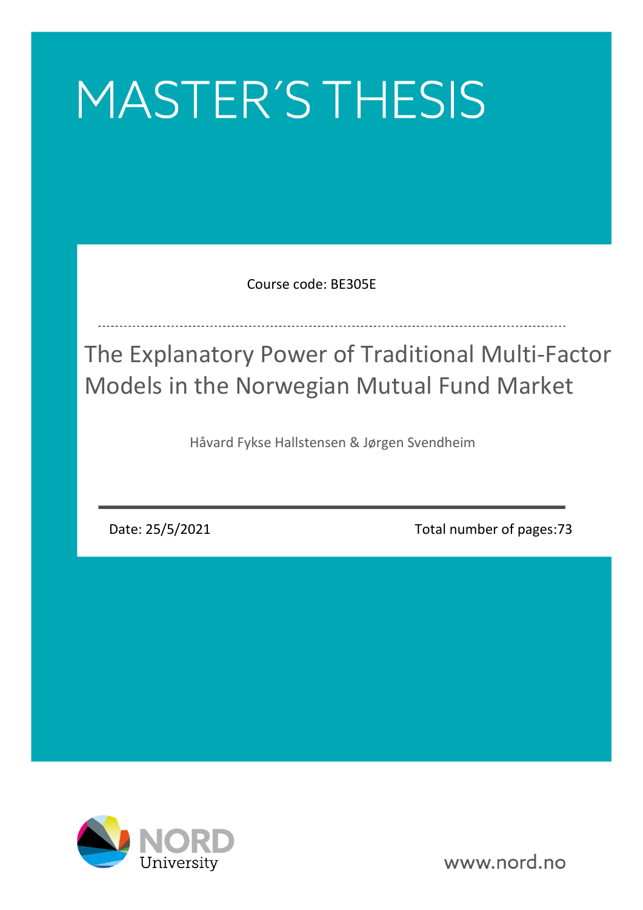# MASTER´S THESIS

Course code: BE305E

## The Explanatory Power of Traditional Multi-Factor Models in the Norwegian Mutual Fund Market

Håvard Fykse Hallstensen & Jørgen Svendheim

Date: 25/5/2021

Total number of pages:73

NORD University

www.nord.no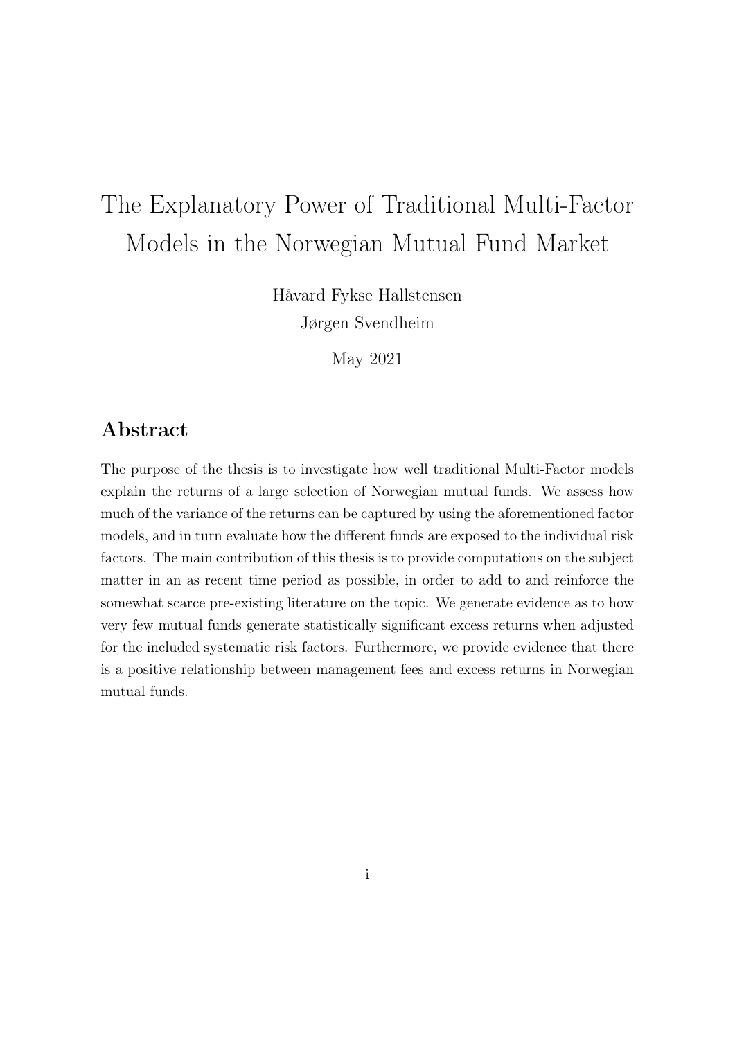# The Explanatory Power of Traditional Multi-Factor Models in the Norwegian Mutual Fund Market

Håvard Fykse Hallstensen

Jørgen Svendheim

May 2021

## Abstract

The purpose of the thesis is to investigate how well traditional Multi-Factor models explain the returns of a large selection of Norwegian mutual funds. We assess how much of the variance of the returns can be captured by using the aforementioned factor models, and in turn evaluate how the different funds are exposed to the individual risk factors. The main contribution of this thesis is to provide computations on the subject matter in an as recent time period as possible, in order to add to and reinforce the somewhat scarce pre-existing literature on the topic. We generate evidence as to how very few mutual funds generate statistically significant excess returns when adjusted for the included systematic risk factors. Furthermore, we provide evidence that there is a positive relationship between management fees and excess returns in Norwegian mutual funds.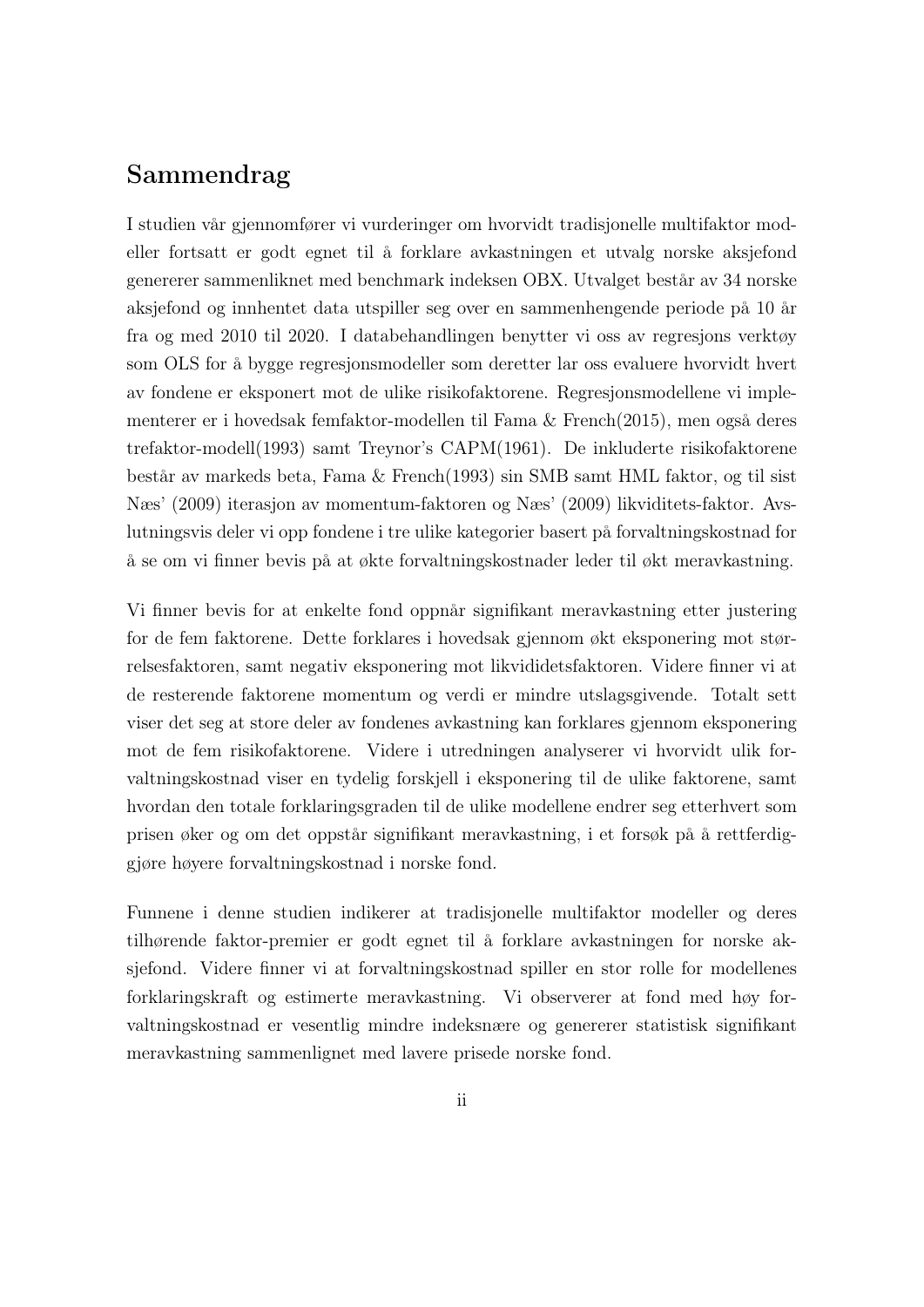# Sammendrag

I studien vår gjennomfører vi vurderinger om hvorvidt tradisjonelle multifaktor modeller fortsatt er godt egnet til å forklare avkastningen et utvalg norske aksjefond genererer sammenliknet med benchmark indeksen OBX. Utvalget består av 34 norske aksjefond og innhentet data utspiller seg over en sammenhengende periode på 10 år fra og med 2010 til 2020. I databehandlingen benytter vi oss av regresjons verktøy som OLS for å bygge regresjonsmodeller som deretter lar oss evaluere hvorvidt hvert av fondene er eksponert mot de ulike risikofaktorene. Regresjonsmodellene vi implementerer er i hovedsak femfaktor-modellen til Fama & French(2015), men også deres trefaktor-modell(1993) samt Treynor's CAPM(1961). De inkluderte risikofaktorene består av markeds beta, Fama & French(1993) sin SMB samt HML faktor, og til sist Næs' (2009) iterasjon av momentum-faktoren og Næs' (2009) likviditets-faktor. Avslutningsvis deler vi opp fondene i tre ulike kategorier basert på forvaltningskostnad for å se om vi finner bevis på at økte forvaltningskostnader leder til økt meravkastning.

Vi finner bevis for at enkelte fond oppnår signifikant meravkastning etter justering for de fem faktorene. Dette forklares i hovedsak gjennom økt eksponering mot størrelsesfaktoren, samt negativ eksponering mot likvididetsfaktoren. Videre finner vi at de resterende faktorene momentum og verdi er mindre utslagsgivende. Totalt sett viser det seg at store deler av fondenes avkastning kan forklares gjennom eksponering mot de fem risikofaktorene. Videre i utredningen analyserer vi hvorvidt ulik forvaltningskostnad viser en tydelig forskjell i eksponering til de ulike faktorene, samt hvordan den totale forklaringsgraden til de ulike modellene endrer seg etterhvert som prisen øker og om det oppstår signifikant meravkastning, i et forsøk på å rettferdiggjøre høyere forvaltningskostnad i norske fond.

Funnene i denne studien indikerer at tradisjonelle multifaktor modeller og deres tilhørende faktor-premier er godt egnet til å forklare avkastningen for norske aksjefond. Videre finner vi at forvaltningskostnad spiller en stor rolle for modellenes forklaringskraft og estimerte meravkastning. Vi observerer at fond med høy forvaltningskostnad er vesentlig mindre indeksnære og genererer statistisk signifikant meravkastning sammenlignet med lavere prisede norske fond.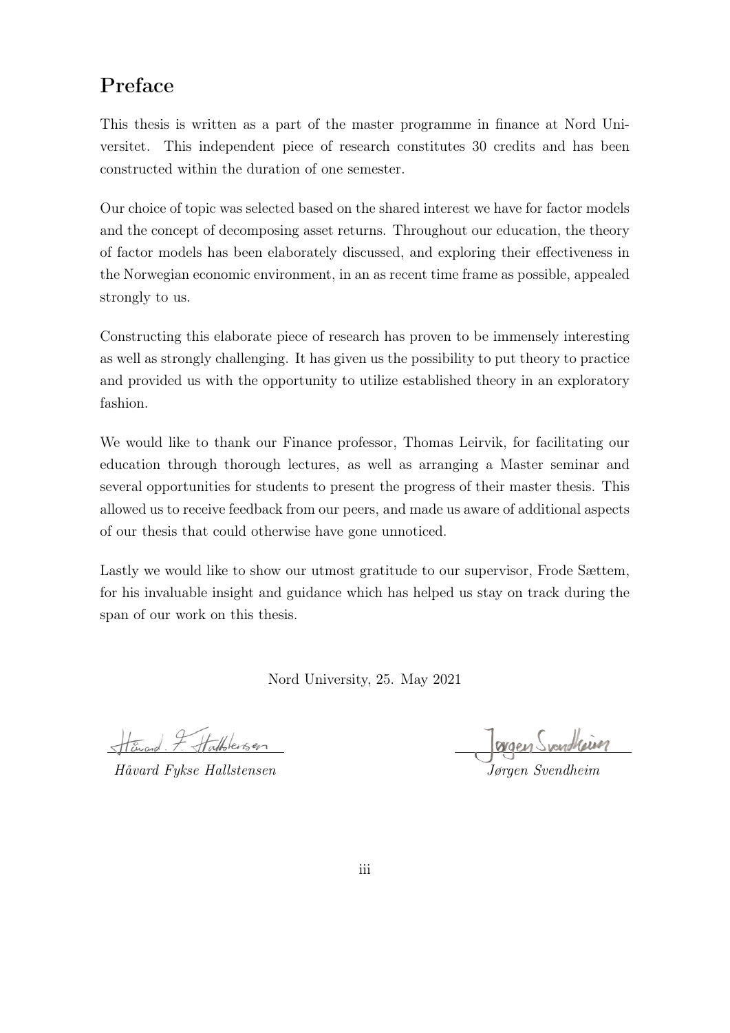# Preface

This thesis is written as a part of the master programme in finance at Nord Universitet. This independent piece of research constitutes 30 credits and has been constructed within the duration of one semester.

Our choice of topic was selected based on the shared interest we have for factor models and the concept of decomposing asset returns. Throughout our education, the theory of factor models has been elaborately discussed, and exploring their effectiveness in the Norwegian economic environment, in an as recent time frame as possible, appealed strongly to us.

Constructing this elaborate piece of research has proven to be immensely interesting as well as strongly challenging. It has given us the possibility to put theory to practice and provided us with the opportunity to utilize established theory in an exploratory fashion.

We would like to thank our Finance professor, Thomas Leirvik, for facilitating our education through thorough lectures, as well as arranging a Master seminar and several opportunities for students to present the progress of their master thesis. This allowed us to receive feedback from our peers, and made us aware of additional aspects of our thesis that could otherwise have gone unnoticed.

Lastly we would like to show our utmost gratitude to our supervisor, Frode Sættem, for his invaluable insight and guidance which has helped us stay on track during the span of our work on this thesis.

Nord University, 25. May 2021

*Håvard Fykse Hallstensen*

*Jørgen Svendheim*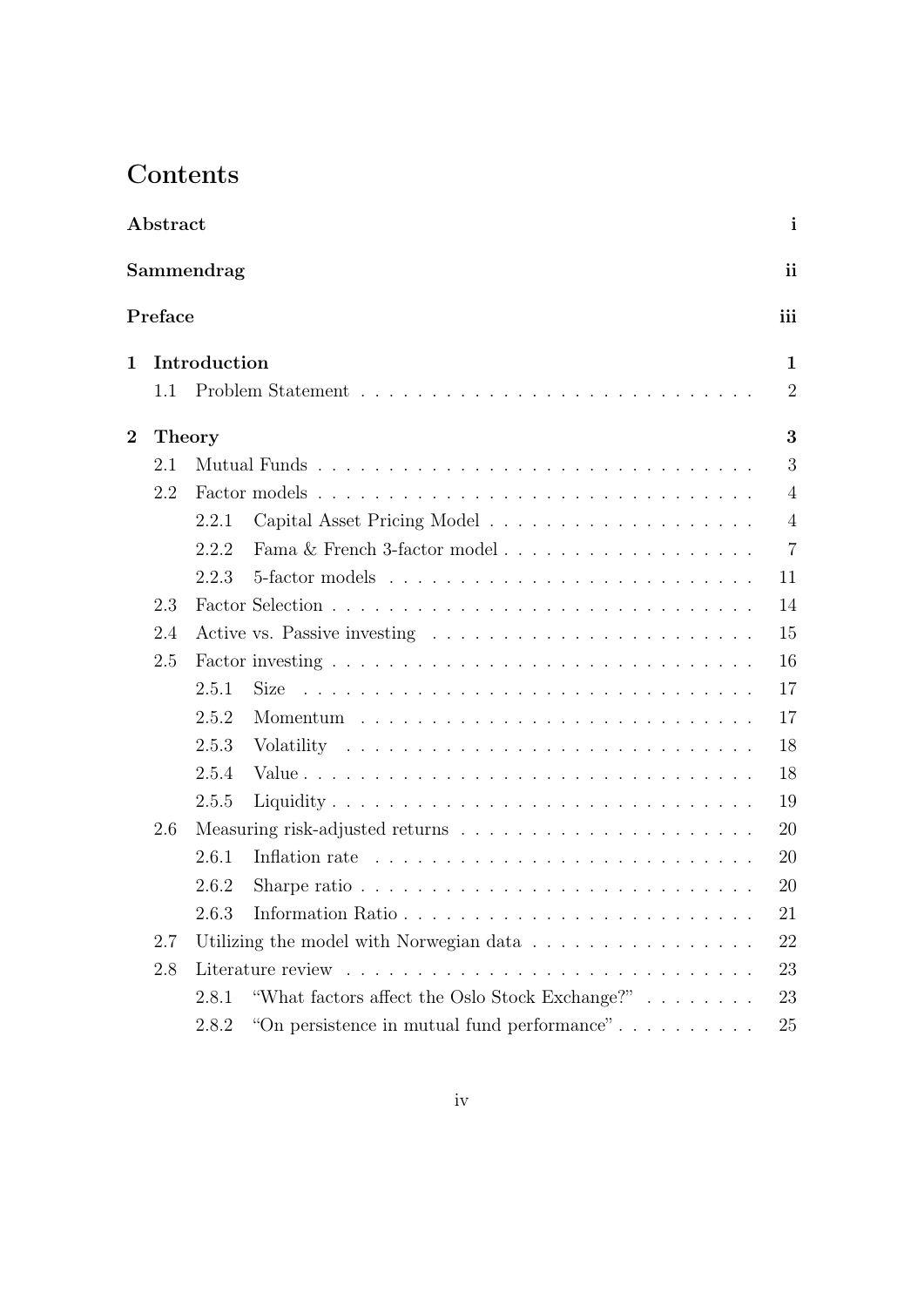# Contents

**Abstract** i

**Sammendrag** ii

**Preface** iii

**1 Introduction** 1

- 1.1 Problem Statement 2

**2 Theory** 3

- 2.1 Mutual Funds 3
- 2.2 Factor models 4
  - 2.2.1 Capital Asset Pricing Model 4
  - 2.2.2 Fama & French 3-factor model 7
  - 2.2.3 5-factor models 11
- 2.3 Factor Selection 14
- 2.4 Active vs. Passive investing 15
- 2.5 Factor investing 16
  - 2.5.1 Size 17
  - 2.5.2 Momentum 17
  - 2.5.3 Volatility 18
  - 2.5.4 Value 18
  - 2.5.5 Liquidity 19
- 2.6 Measuring risk-adjusted returns 20
  - 2.6.1 Inflation rate 20
  - 2.6.2 Sharpe ratio 20
  - 2.6.3 Information Ratio 21
- 2.7 Utilizing the model with Norwegian data 22
- 2.8 Literature review 23
  - 2.8.1 "What factors affect the Oslo Stock Exchange?" 23
  - 2.8.2 "On persistence in mutual fund performance" 25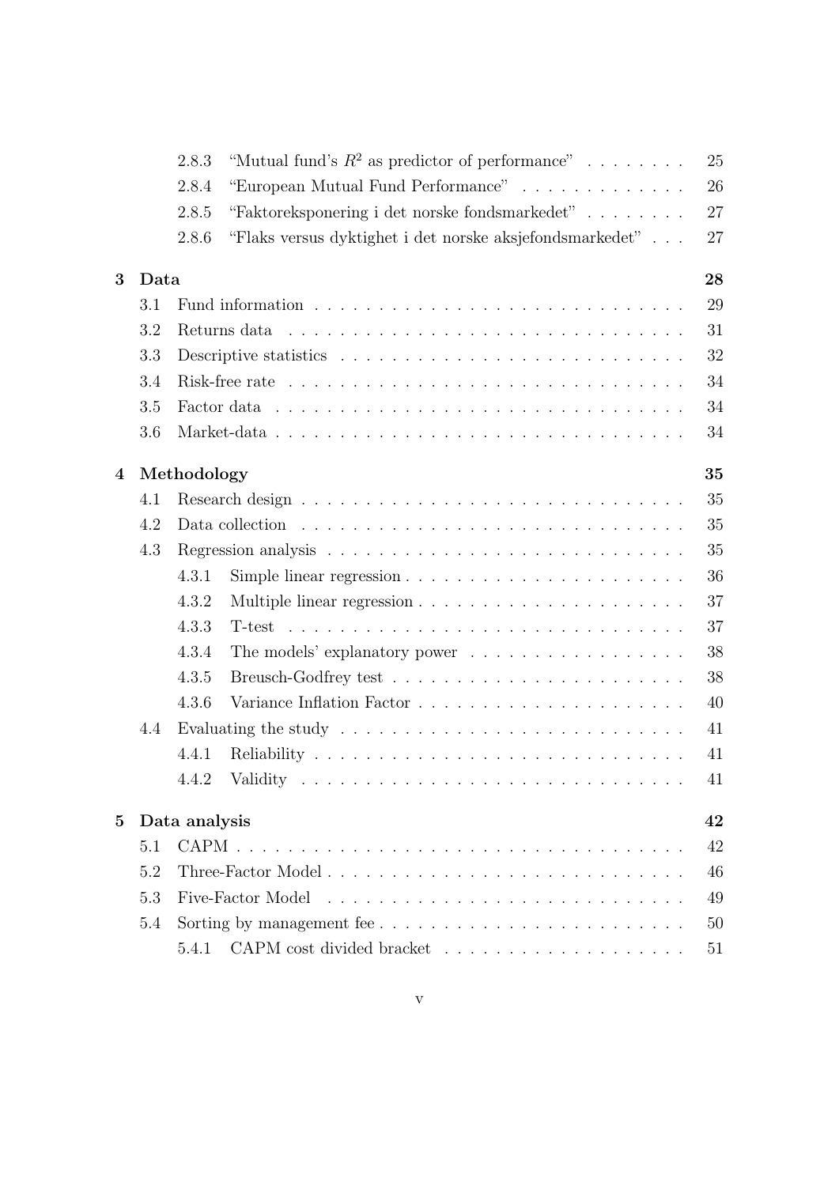2.8.3 "Mutual fund's $R^2$ as predictor of performance" . . . . . . . . 25

2.8.4 "European Mutual Fund Performance" . . . . . . . . . . . . . 26

2.8.5 "Faktoreksponering i det norske fondsmarkedet" . . . . . . . . 27

2.8.6 "Flaks versus dyktighet i det norske aksjefondsmarkedet" . . . 27

**3 Data** **28**

3.1 Fund information . . . . . . . . . . . . . . . . . . . . . . . . . . . . 29

3.2 Returns data . . . . . . . . . . . . . . . . . . . . . . . . . . . . . . 31

3.3 Descriptive statistics . . . . . . . . . . . . . . . . . . . . . . . . . . 32

3.4 Risk-free rate . . . . . . . . . . . . . . . . . . . . . . . . . . . . . . 34

3.5 Factor data . . . . . . . . . . . . . . . . . . . . . . . . . . . . . . . 34

3.6 Market-data . . . . . . . . . . . . . . . . . . . . . . . . . . . . . . . 34

**4 Methodology** **35**

4.1 Research design . . . . . . . . . . . . . . . . . . . . . . . . . . . . . 35

4.2 Data collection . . . . . . . . . . . . . . . . . . . . . . . . . . . . . 35

4.3 Regression analysis . . . . . . . . . . . . . . . . . . . . . . . . . . . 35

4.3.1 Simple linear regression . . . . . . . . . . . . . . . . . . . . . . 36

4.3.2 Multiple linear regression . . . . . . . . . . . . . . . . . . . . . 37

4.3.3 T-test . . . . . . . . . . . . . . . . . . . . . . . . . . . . . . . 37

4.3.4 The models' explanatory power . . . . . . . . . . . . . . . . . . 38

4.3.5 Breusch-Godfrey test . . . . . . . . . . . . . . . . . . . . . . . 38

4.3.6 Variance Inflation Factor . . . . . . . . . . . . . . . . . . . . . 40

4.4 Evaluating the study . . . . . . . . . . . . . . . . . . . . . . . . . . 41

4.4.1 Reliability . . . . . . . . . . . . . . . . . . . . . . . . . . . . . 41

4.4.2 Validity . . . . . . . . . . . . . . . . . . . . . . . . . . . . . . 41

**5 Data analysis** **42**

5.1 CAPM . . . . . . . . . . . . . . . . . . . . . . . . . . . . . . . . . . 42

5.2 Three-Factor Model . . . . . . . . . . . . . . . . . . . . . . . . . . . 46

5.3 Five-Factor Model . . . . . . . . . . . . . . . . . . . . . . . . . . . . 49

5.4 Sorting by management fee . . . . . . . . . . . . . . . . . . . . . . . 50

5.4.1 CAPM cost divided bracket . . . . . . . . . . . . . . . . . . . 51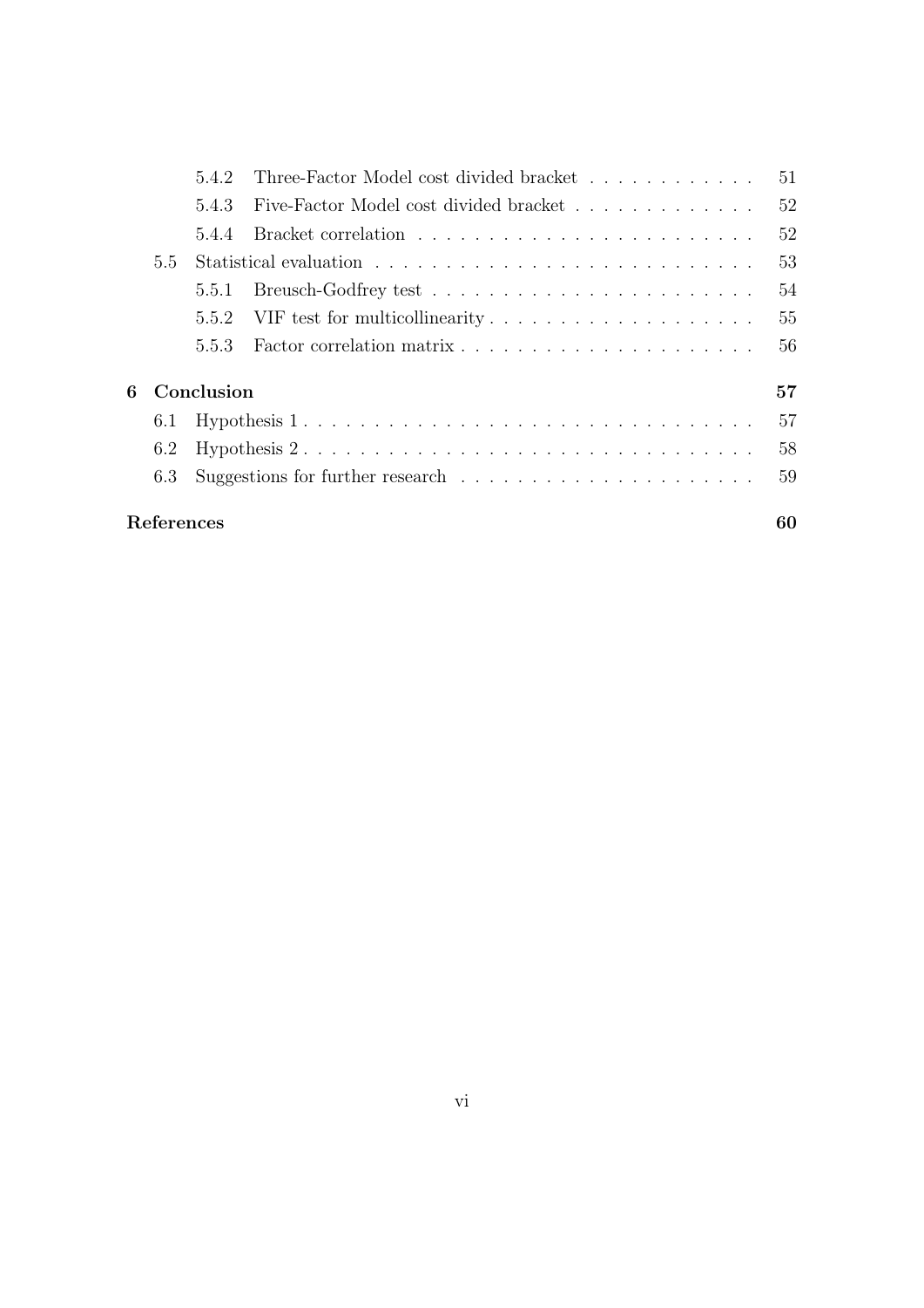- 5.4.2 Three-Factor Model cost divided bracket . . . . . . . . . . . . 51
- 5.4.3 Five-Factor Model cost divided bracket . . . . . . . . . . . . . 52
- 5.4.4 Bracket correlation . . . . . . . . . . . . . . . . . . . . . . . . 52
- 5.5 Statistical evaluation . . . . . . . . . . . . . . . . . . . . . . . . . . . . 53
  - 5.5.1 Breusch-Godfrey test . . . . . . . . . . . . . . . . . . . . . . . 54
  - 5.5.2 VIF test for multicollinearity . . . . . . . . . . . . . . . . . . . 55
  - 5.5.3 Factor correlation matrix . . . . . . . . . . . . . . . . . . . . . 56

**6 Conclusion** **57**

- 6.1 Hypothesis 1 . . . . . . . . . . . . . . . . . . . . . . . . . . . . . . . . 57
- 6.2 Hypothesis 2 . . . . . . . . . . . . . . . . . . . . . . . . . . . . . . . . 58
- 6.3 Suggestions for further research . . . . . . . . . . . . . . . . . . . . . 59

**References** **60**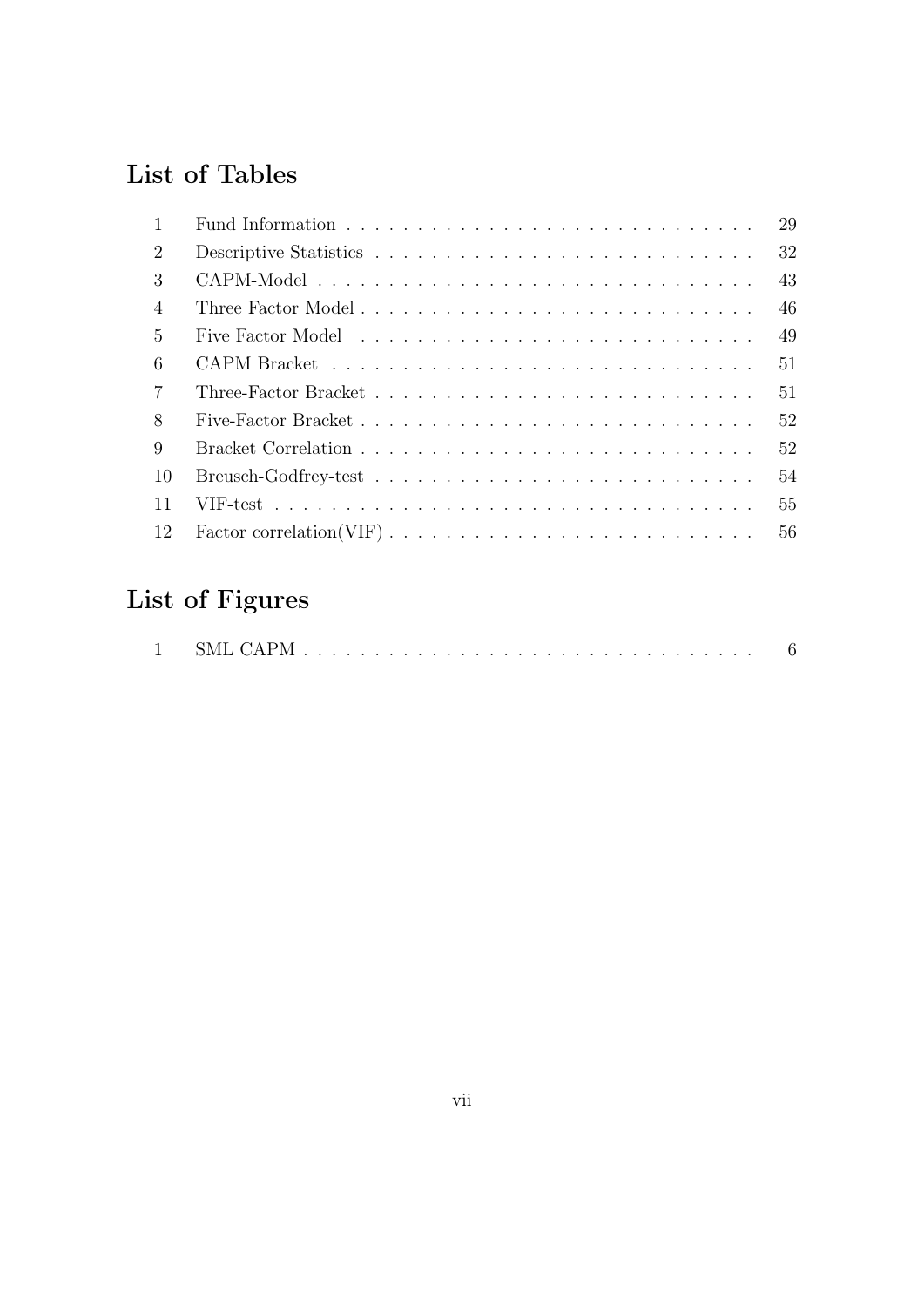## List of Tables

| | | |
|---|---|---|
| 1 | Fund Information | 29 |
| 2 | Descriptive Statistics | 32 |
| 3 | CAPM-Model | 43 |
| 4 | Three Factor Model | 46 |
| 5 | Five Factor Model | 49 |
| 6 | CAPM Bracket | 51 |
| 7 | Three-Factor Bracket | 51 |
| 8 | Five-Factor Bracket | 52 |
| 9 | Bracket Correlation | 52 |
| 10 | Breusch-Godfrey-test | 54 |
| 11 | VIF-test | 55 |
| 12 | Factor correlation(VIF) | 56 |

## List of Figures

| | | |
|---|---|---|
| 1 | SML CAPM | 6 |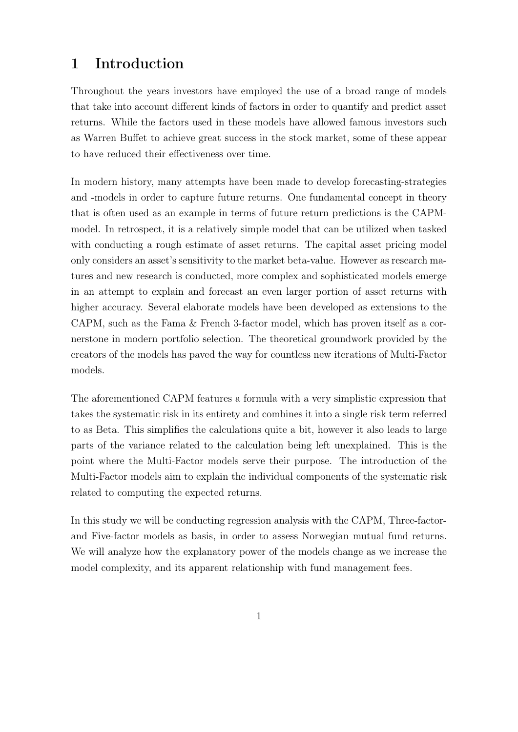# 1 Introduction

Throughout the years investors have employed the use of a broad range of models that take into account different kinds of factors in order to quantify and predict asset returns. While the factors used in these models have allowed famous investors such as Warren Buffet to achieve great success in the stock market, some of these appear to have reduced their effectiveness over time.

In modern history, many attempts have been made to develop forecasting-strategies and -models in order to capture future returns. One fundamental concept in theory that is often used as an example in terms of future return predictions is the CAPM-model. In retrospect, it is a relatively simple model that can be utilized when tasked with conducting a rough estimate of asset returns. The capital asset pricing model only considers an asset's sensitivity to the market beta-value. However as research matures and new research is conducted, more complex and sophisticated models emerge in an attempt to explain and forecast an even larger portion of asset returns with higher accuracy. Several elaborate models have been developed as extensions to the CAPM, such as the Fama & French 3-factor model, which has proven itself as a cornerstone in modern portfolio selection. The theoretical groundwork provided by the creators of the models has paved the way for countless new iterations of Multi-Factor models.

The aforementioned CAPM features a formula with a very simplistic expression that takes the systematic risk in its entirety and combines it into a single risk term referred to as Beta. This simplifies the calculations quite a bit, however it also leads to large parts of the variance related to the calculation being left unexplained. This is the point where the Multi-Factor models serve their purpose. The introduction of the Multi-Factor models aim to explain the individual components of the systematic risk related to computing the expected returns.

In this study we will be conducting regression analysis with the CAPM, Three-factor- and Five-factor models as basis, in order to assess Norwegian mutual fund returns. We will analyze how the explanatory power of the models change as we increase the model complexity, and its apparent relationship with fund management fees.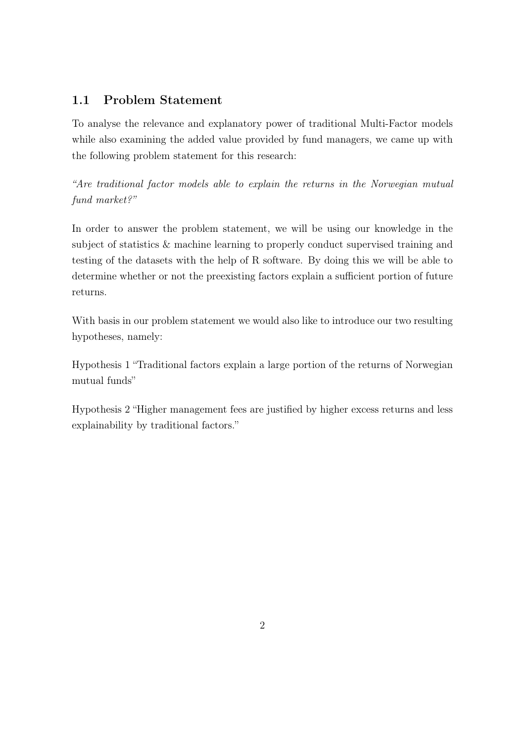## 1.1 Problem Statement

To analyse the relevance and explanatory power of traditional Multi-Factor models while also examining the added value provided by fund managers, we came up with the following problem statement for this research:

*"Are traditional factor models able to explain the returns in the Norwegian mutual fund market?"*

In order to answer the problem statement, we will be using our knowledge in the subject of statistics & machine learning to properly conduct supervised training and testing of the datasets with the help of R software. By doing this we will be able to determine whether or not the preexisting factors explain a sufficient portion of future returns.

With basis in our problem statement we would also like to introduce our two resulting hypotheses, namely:

Hypothesis 1 "Traditional factors explain a large portion of the returns of Norwegian mutual funds"

Hypothesis 2 "Higher management fees are justified by higher excess returns and less explainability by traditional factors."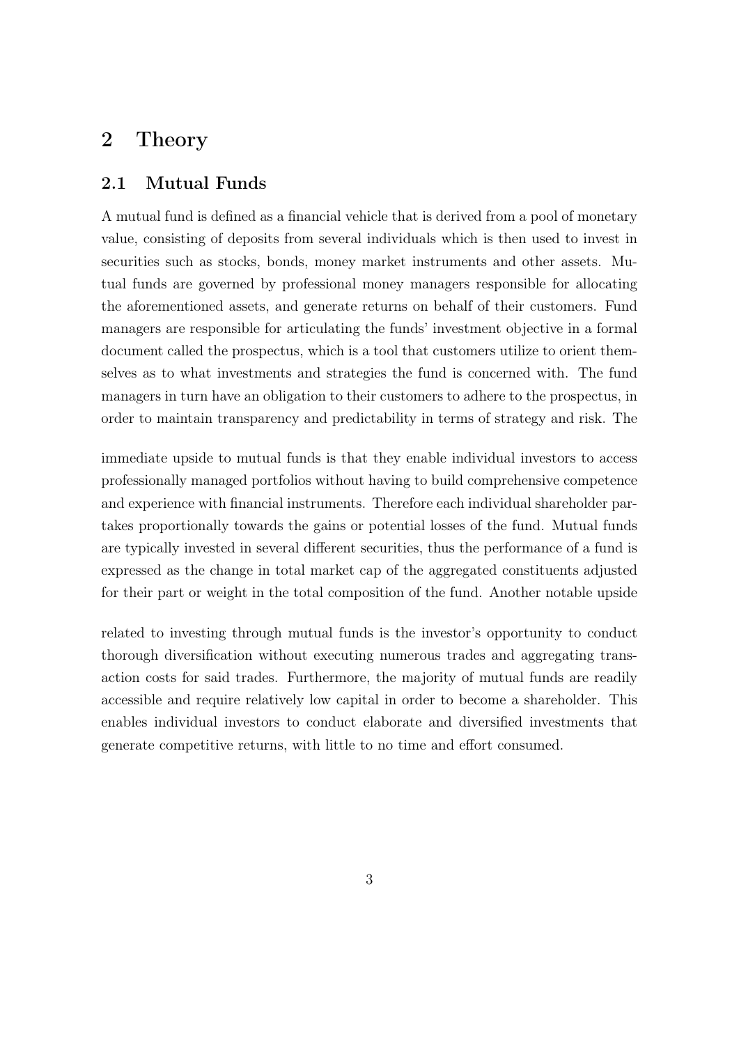# 2 Theory

## 2.1 Mutual Funds

A mutual fund is defined as a financial vehicle that is derived from a pool of monetary value, consisting of deposits from several individuals which is then used to invest in securities such as stocks, bonds, money market instruments and other assets. Mutual funds are governed by professional money managers responsible for allocating the aforementioned assets, and generate returns on behalf of their customers. Fund managers are responsible for articulating the funds' investment objective in a formal document called the prospectus, which is a tool that customers utilize to orient themselves as to what investments and strategies the fund is concerned with. The fund managers in turn have an obligation to their customers to adhere to the prospectus, in order to maintain transparency and predictability in terms of strategy and risk. The

immediate upside to mutual funds is that they enable individual investors to access professionally managed portfolios without having to build comprehensive competence and experience with financial instruments. Therefore each individual shareholder partakes proportionally towards the gains or potential losses of the fund. Mutual funds are typically invested in several different securities, thus the performance of a fund is expressed as the change in total market cap of the aggregated constituents adjusted for their part or weight in the total composition of the fund. Another notable upside

related to investing through mutual funds is the investor's opportunity to conduct thorough diversification without executing numerous trades and aggregating transaction costs for said trades. Furthermore, the majority of mutual funds are readily accessible and require relatively low capital in order to become a shareholder. This enables individual investors to conduct elaborate and diversified investments that generate competitive returns, with little to no time and effort consumed.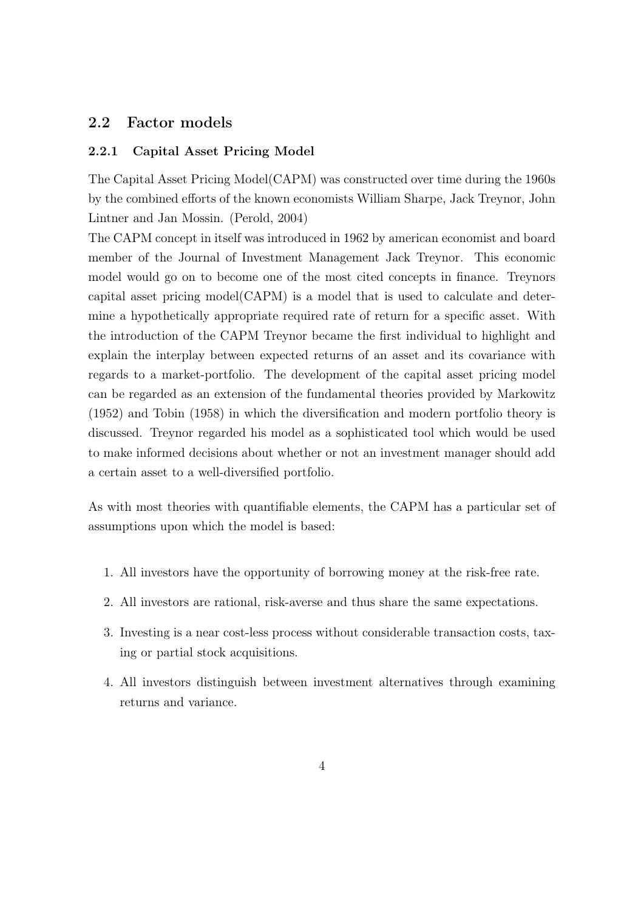## 2.2 Factor models

### 2.2.1 Capital Asset Pricing Model

The Capital Asset Pricing Model(CAPM) was constructed over time during the 1960s by the combined efforts of the known economists William Sharpe, Jack Treynor, John Lintner and Jan Mossin. (Perold, 2004)

The CAPM concept in itself was introduced in 1962 by american economist and board member of the Journal of Investment Management Jack Treynor. This economic model would go on to become one of the most cited concepts in finance. Treynors capital asset pricing model(CAPM) is a model that is used to calculate and determine a hypothetically appropriate required rate of return for a specific asset. With the introduction of the CAPM Treynor became the first individual to highlight and explain the interplay between expected returns of an asset and its covariance with regards to a market-portfolio. The development of the capital asset pricing model can be regarded as an extension of the fundamental theories provided by Markowitz (1952) and Tobin (1958) in which the diversification and modern portfolio theory is discussed. Treynor regarded his model as a sophisticated tool which would be used to make informed decisions about whether or not an investment manager should add a certain asset to a well-diversified portfolio.

As with most theories with quantifiable elements, the CAPM has a particular set of assumptions upon which the model is based:

1. All investors have the opportunity of borrowing money at the risk-free rate.
2. All investors are rational, risk-averse and thus share the same expectations.
3. Investing is a near cost-less process without considerable transaction costs, taxing or partial stock acquisitions.
4. All investors distinguish between investment alternatives through examining returns and variance.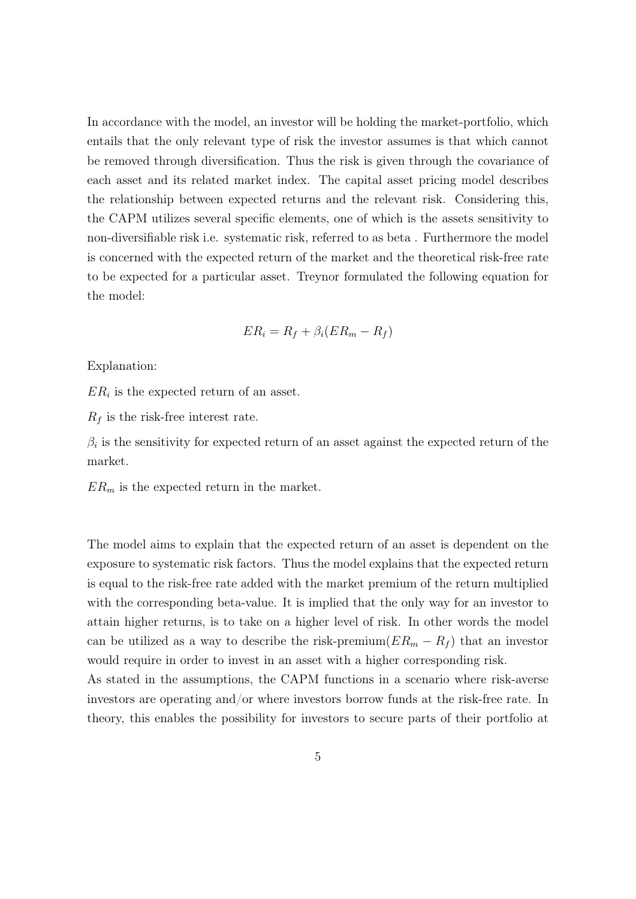In accordance with the model, an investor will be holding the market-portfolio, which entails that the only relevant type of risk the investor assumes is that which cannot be removed through diversification. Thus the risk is given through the covariance of each asset and its related market index. The capital asset pricing model describes the relationship between expected returns and the relevant risk. Considering this, the CAPM utilizes several specific elements, one of which is the assets sensitivity to non-diversifiable risk i.e. systematic risk, referred to as beta . Furthermore the model is concerned with the expected return of the market and the theoretical risk-free rate to be expected for a particular asset. Treynor formulated the following equation for the model:

$$ER_i = R_f + \beta_i(ER_m - R_f)$$

Explanation:

$ER_i$ is the expected return of an asset.

$R_f$ is the risk-free interest rate.

$\beta_i$ is the sensitivity for expected return of an asset against the expected return of the market.

$ER_m$ is the expected return in the market.

The model aims to explain that the expected return of an asset is dependent on the exposure to systematic risk factors. Thus the model explains that the expected return is equal to the risk-free rate added with the market premium of the return multiplied with the corresponding beta-value. It is implied that the only way for an investor to attain higher returns, is to take on a higher level of risk. In other words the model can be utilized as a way to describe the risk-premium($ER_m - R_f$) that an investor would require in order to invest in an asset with a higher corresponding risk.

As stated in the assumptions, the CAPM functions in a scenario where risk-averse investors are operating and/or where investors borrow funds at the risk-free rate. In theory, this enables the possibility for investors to secure parts of their portfolio at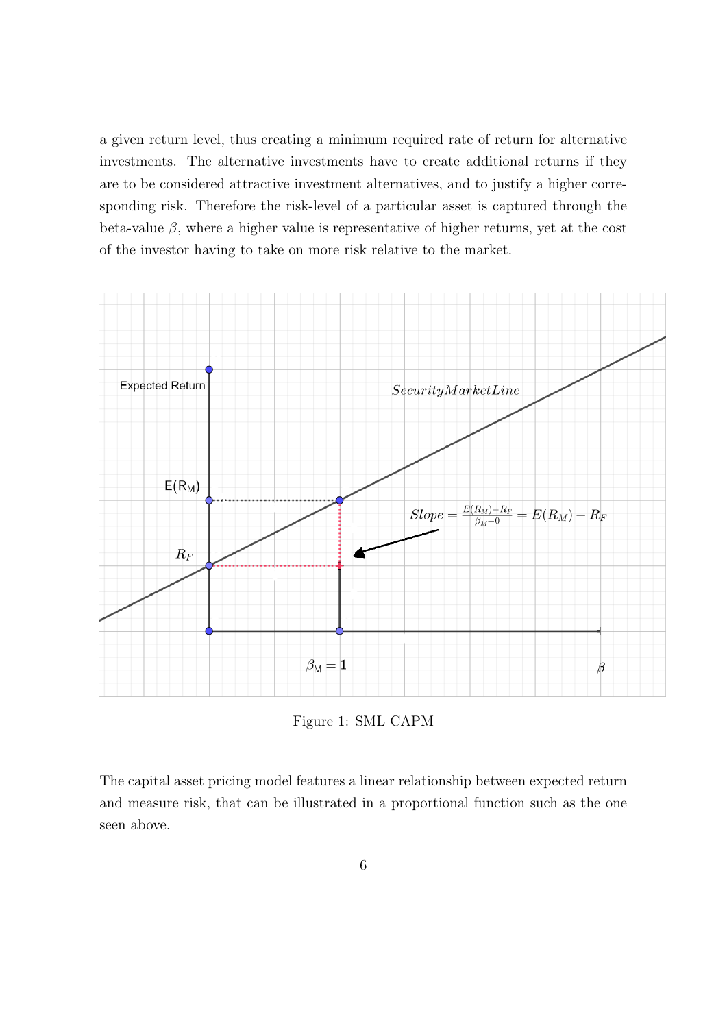a given return level, thus creating a minimum required rate of return for alternative investments. The alternative investments have to create additional returns if they are to be considered attractive investment alternatives, and to justify a higher corresponding risk. Therefore the risk-level of a particular asset is captured through the beta-value $\beta$, where a higher value is representative of higher returns, yet at the cost of the investor having to take on more risk relative to the market.

Figure 1: SML CAPM

The capital asset pricing model features a linear relationship between expected return and measure risk, that can be illustrated in a proportional function such as the one seen above.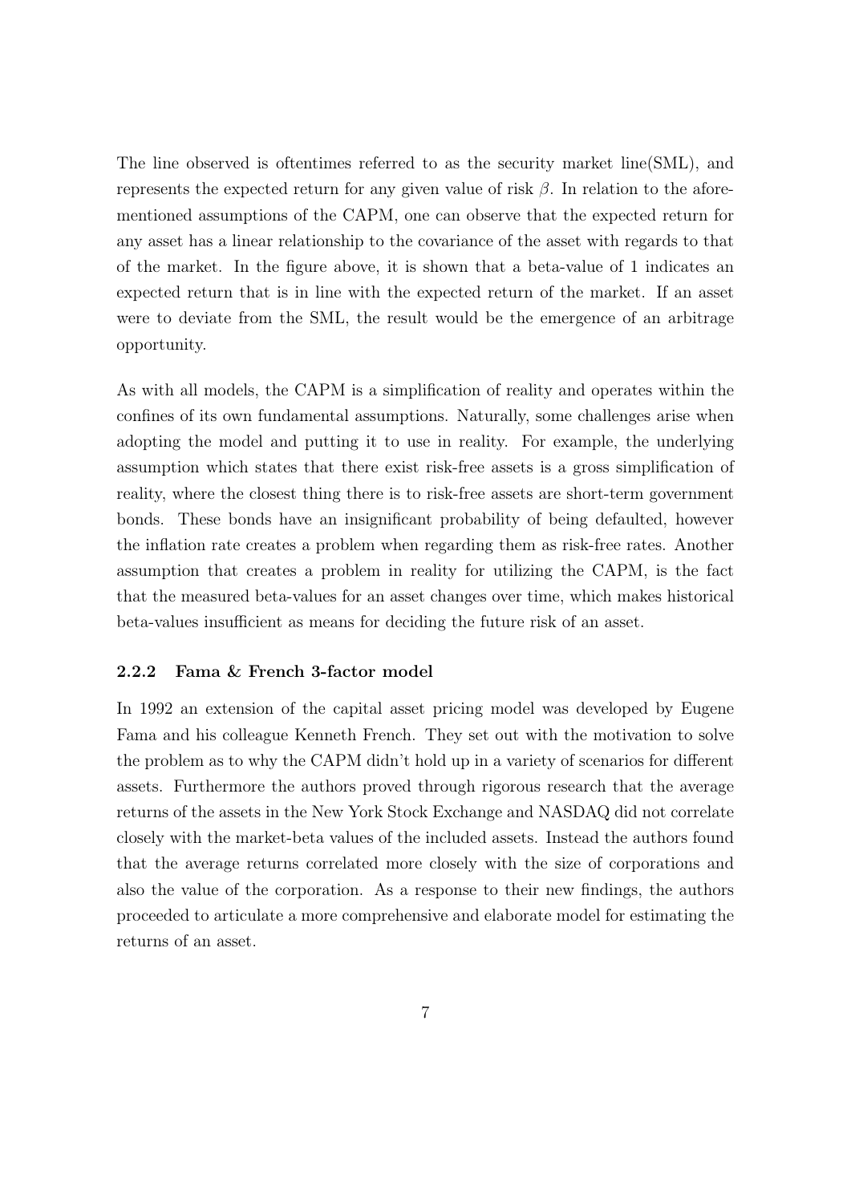The line observed is oftentimes referred to as the security market line(SML), and represents the expected return for any given value of risk $\beta$. In relation to the aforementioned assumptions of the CAPM, one can observe that the expected return for any asset has a linear relationship to the covariance of the asset with regards to that of the market. In the figure above, it is shown that a beta-value of 1 indicates an expected return that is in line with the expected return of the market. If an asset were to deviate from the SML, the result would be the emergence of an arbitrage opportunity.

As with all models, the CAPM is a simplification of reality and operates within the confines of its own fundamental assumptions. Naturally, some challenges arise when adopting the model and putting it to use in reality. For example, the underlying assumption which states that there exist risk-free assets is a gross simplification of reality, where the closest thing there is to risk-free assets are short-term government bonds. These bonds have an insignificant probability of being defaulted, however the inflation rate creates a problem when regarding them as risk-free rates. Another assumption that creates a problem in reality for utilizing the CAPM, is the fact that the measured beta-values for an asset changes over time, which makes historical beta-values insufficient as means for deciding the future risk of an asset.

### 2.2.2 Fama & French 3-factor model

In 1992 an extension of the capital asset pricing model was developed by Eugene Fama and his colleague Kenneth French. They set out with the motivation to solve the problem as to why the CAPM didn't hold up in a variety of scenarios for different assets. Furthermore the authors proved through rigorous research that the average returns of the assets in the New York Stock Exchange and NASDAQ did not correlate closely with the market-beta values of the included assets. Instead the authors found that the average returns correlated more closely with the size of corporations and also the value of the corporation. As a response to their new findings, the authors proceeded to articulate a more comprehensive and elaborate model for estimating the returns of an asset.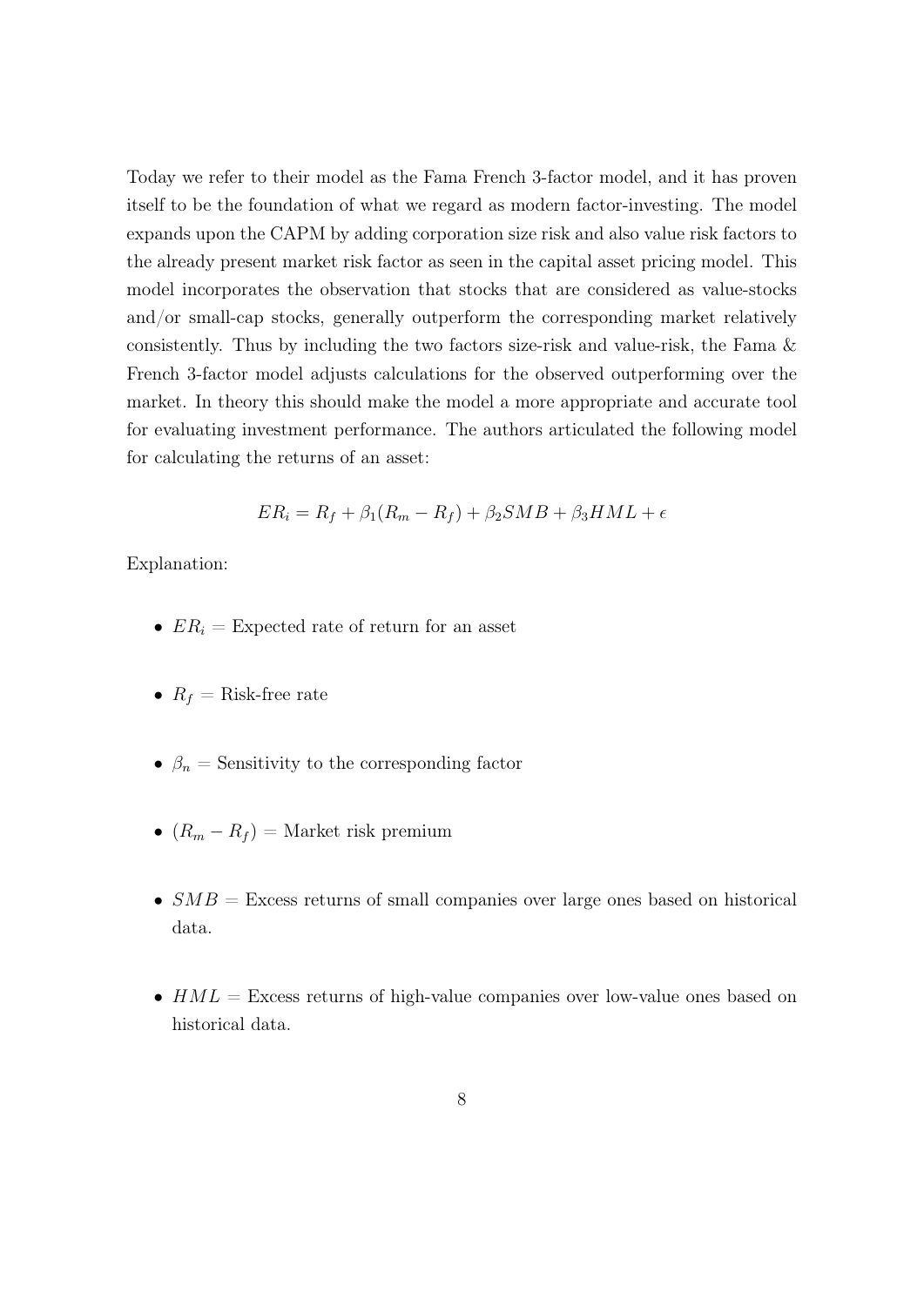Today we refer to their model as the Fama French 3-factor model, and it has proven itself to be the foundation of what we regard as modern factor-investing. The model expands upon the CAPM by adding corporation size risk and also value risk factors to the already present market risk factor as seen in the capital asset pricing model. This model incorporates the observation that stocks that are considered as value-stocks and/or small-cap stocks, generally outperform the corresponding market relatively consistently. Thus by including the two factors size-risk and value-risk, the Fama & French 3-factor model adjusts calculations for the observed outperforming over the market. In theory this should make the model a more appropriate and accurate tool for evaluating investment performance. The authors articulated the following model for calculating the returns of an asset:

$$ER_i = R_f + \beta_1(R_m - R_f) + \beta_2 SMB + \beta_3 HML + \epsilon$$

Explanation:

- $ER_i$ = Expected rate of return for an asset
- $R_f$ = Risk-free rate
- $\beta_n$ = Sensitivity to the corresponding factor
- $(R_m - R_f)$ = Market risk premium
- $SMB$ = Excess returns of small companies over large ones based on historical data.
- $HML$ = Excess returns of high-value companies over low-value ones based on historical data.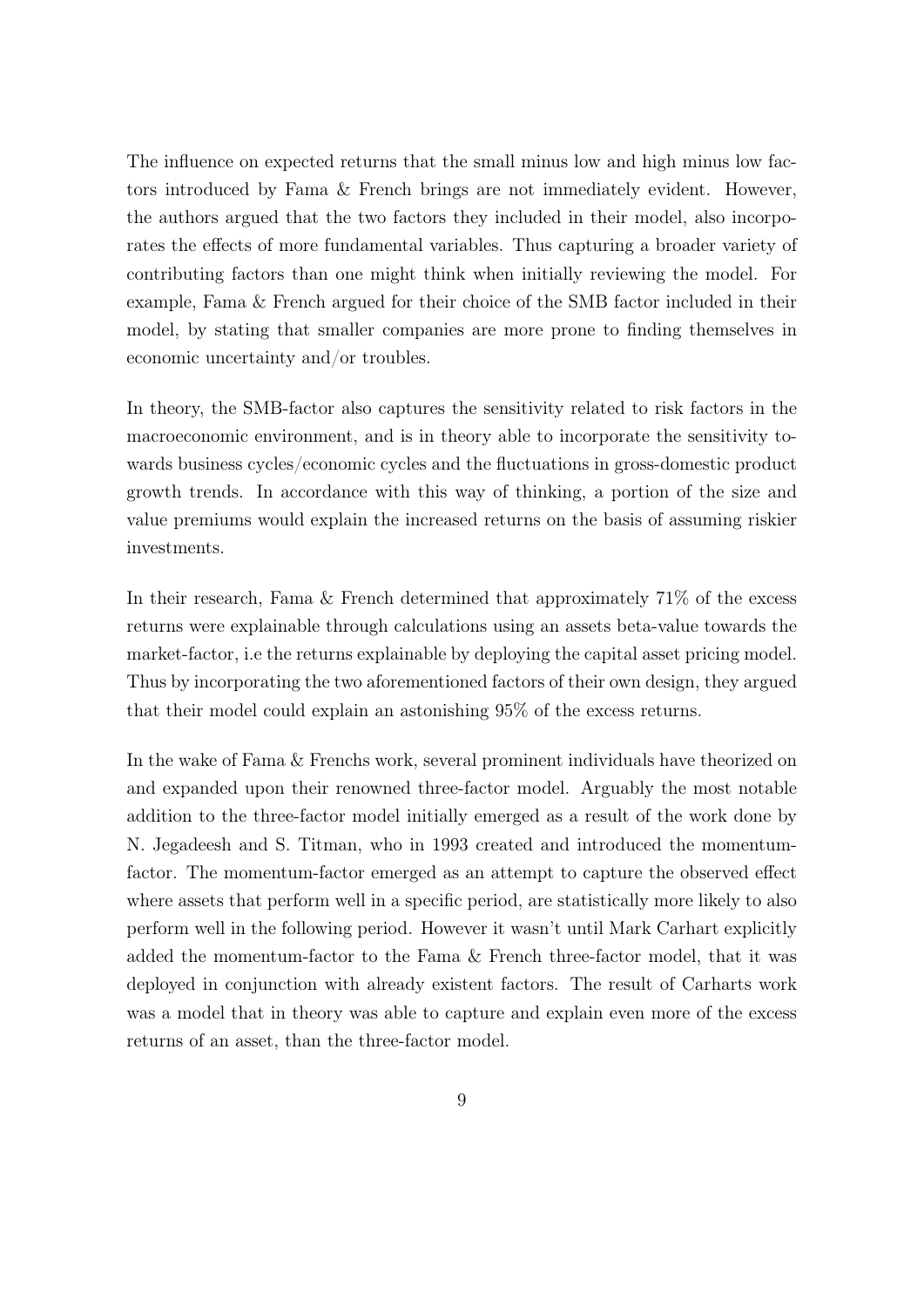The influence on expected returns that the small minus low and high minus low factors introduced by Fama & French brings are not immediately evident. However, the authors argued that the two factors they included in their model, also incorporates the effects of more fundamental variables. Thus capturing a broader variety of contributing factors than one might think when initially reviewing the model. For example, Fama & French argued for their choice of the SMB factor included in their model, by stating that smaller companies are more prone to finding themselves in economic uncertainty and/or troubles.

In theory, the SMB-factor also captures the sensitivity related to risk factors in the macroeconomic environment, and is in theory able to incorporate the sensitivity towards business cycles/economic cycles and the fluctuations in gross-domestic product growth trends. In accordance with this way of thinking, a portion of the size and value premiums would explain the increased returns on the basis of assuming riskier investments.

In their research, Fama & French determined that approximately 71% of the excess returns were explainable through calculations using an assets beta-value towards the market-factor, i.e the returns explainable by deploying the capital asset pricing model. Thus by incorporating the two aforementioned factors of their own design, they argued that their model could explain an astonishing 95% of the excess returns.

In the wake of Fama & Frenchs work, several prominent individuals have theorized on and expanded upon their renowned three-factor model. Arguably the most notable addition to the three-factor model initially emerged as a result of the work done by N. Jegadeesh and S. Titman, who in 1993 created and introduced the momentum-factor. The momentum-factor emerged as an attempt to capture the observed effect where assets that perform well in a specific period, are statistically more likely to also perform well in the following period. However it wasn't until Mark Carhart explicitly added the momentum-factor to the Fama & French three-factor model, that it was deployed in conjunction with already existent factors. The result of Carharts work was a model that in theory was able to capture and explain even more of the excess returns of an asset, than the three-factor model.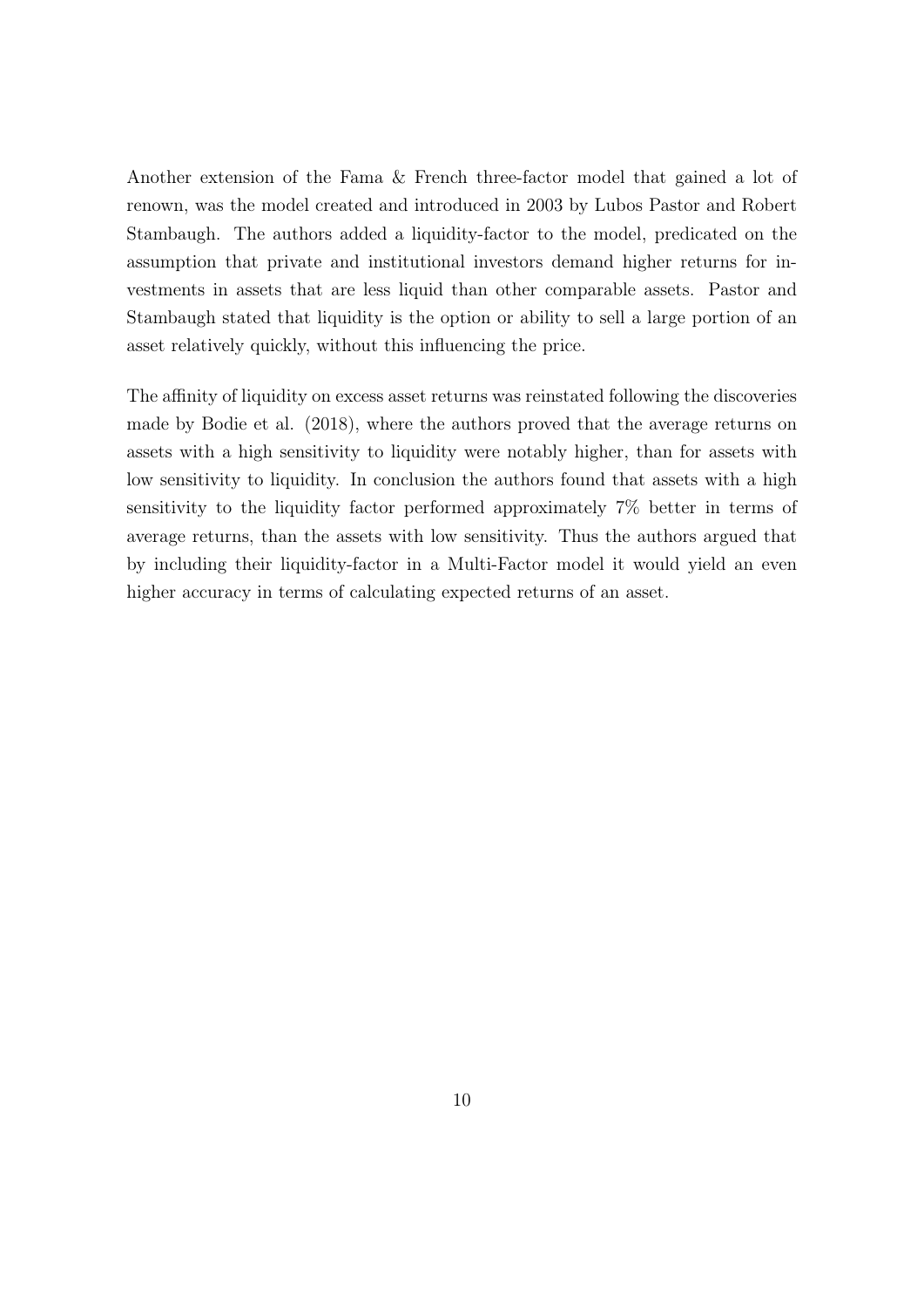Another extension of the Fama & French three-factor model that gained a lot of renown, was the model created and introduced in 2003 by Lubos Pastor and Robert Stambaugh. The authors added a liquidity-factor to the model, predicated on the assumption that private and institutional investors demand higher returns for investments in assets that are less liquid than other comparable assets. Pastor and Stambaugh stated that liquidity is the option or ability to sell a large portion of an asset relatively quickly, without this influencing the price.

The affinity of liquidity on excess asset returns was reinstated following the discoveries made by Bodie et al. (2018), where the authors proved that the average returns on assets with a high sensitivity to liquidity were notably higher, than for assets with low sensitivity to liquidity. In conclusion the authors found that assets with a high sensitivity to the liquidity factor performed approximately 7% better in terms of average returns, than the assets with low sensitivity. Thus the authors argued that by including their liquidity-factor in a Multi-Factor model it would yield an even higher accuracy in terms of calculating expected returns of an asset.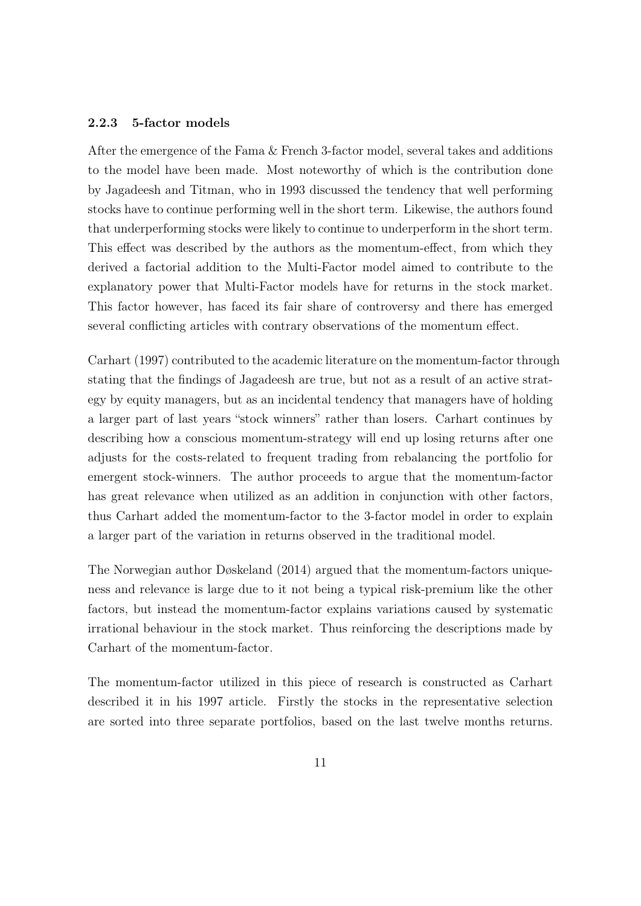### 2.2.3 5-factor models

After the emergence of the Fama & French 3-factor model, several takes and additions to the model have been made. Most noteworthy of which is the contribution done by Jagadeesh and Titman, who in 1993 discussed the tendency that well performing stocks have to continue performing well in the short term. Likewise, the authors found that underperforming stocks were likely to continue to underperform in the short term. This effect was described by the authors as the momentum-effect, from which they derived a factorial addition to the Multi-Factor model aimed to contribute to the explanatory power that Multi-Factor models have for returns in the stock market. This factor however, has faced its fair share of controversy and there has emerged several conflicting articles with contrary observations of the momentum effect.

Carhart (1997) contributed to the academic literature on the momentum-factor through stating that the findings of Jagadeesh are true, but not as a result of an active strategy by equity managers, but as an incidental tendency that managers have of holding a larger part of last years "stock winners" rather than losers. Carhart continues by describing how a conscious momentum-strategy will end up losing returns after one adjusts for the costs-related to frequent trading from rebalancing the portfolio for emergent stock-winners. The author proceeds to argue that the momentum-factor has great relevance when utilized as an addition in conjunction with other factors, thus Carhart added the momentum-factor to the 3-factor model in order to explain a larger part of the variation in returns observed in the traditional model.

The Norwegian author Døskeland (2014) argued that the momentum-factors uniqueness and relevance is large due to it not being a typical risk-premium like the other factors, but instead the momentum-factor explains variations caused by systematic irrational behaviour in the stock market. Thus reinforcing the descriptions made by Carhart of the momentum-factor.

The momentum-factor utilized in this piece of research is constructed as Carhart described it in his 1997 article. Firstly the stocks in the representative selection are sorted into three separate portfolios, based on the last twelve months returns.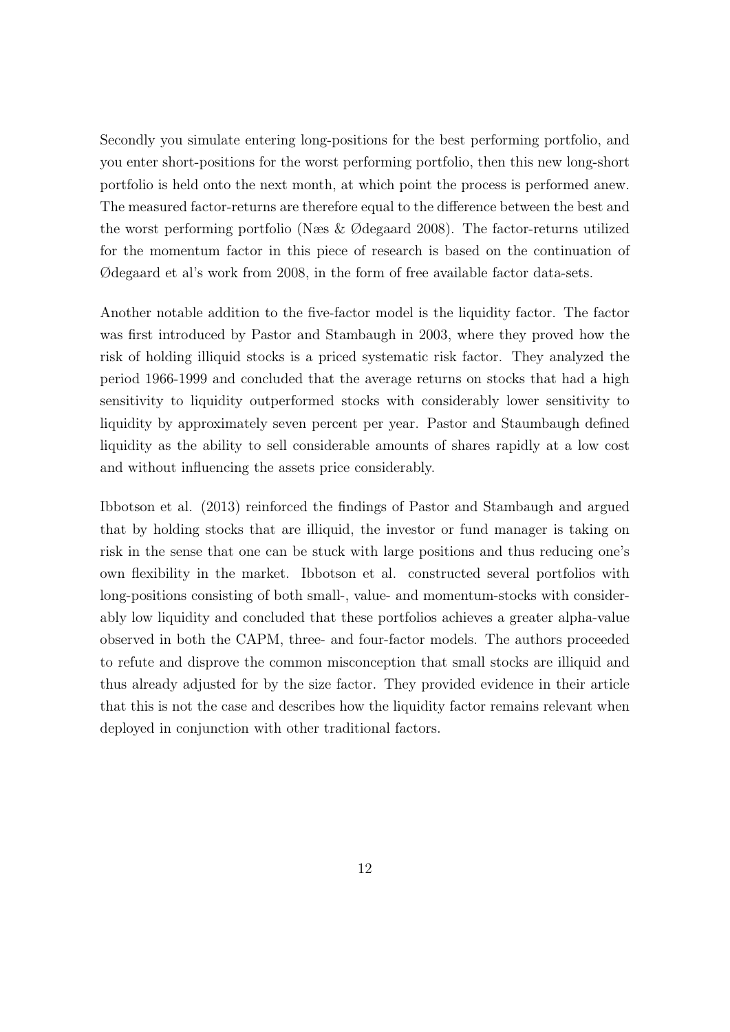Secondly you simulate entering long-positions for the best performing portfolio, and you enter short-positions for the worst performing portfolio, then this new long-short portfolio is held onto the next month, at which point the process is performed anew. The measured factor-returns are therefore equal to the difference between the best and the worst performing portfolio (Næs & Ødegaard 2008). The factor-returns utilized for the momentum factor in this piece of research is based on the continuation of Ødegaard et al's work from 2008, in the form of free available factor data-sets.

Another notable addition to the five-factor model is the liquidity factor. The factor was first introduced by Pastor and Stambaugh in 2003, where they proved how the risk of holding illiquid stocks is a priced systematic risk factor. They analyzed the period 1966-1999 and concluded that the average returns on stocks that had a high sensitivity to liquidity outperformed stocks with considerably lower sensitivity to liquidity by approximately seven percent per year. Pastor and Staumbaugh defined liquidity as the ability to sell considerable amounts of shares rapidly at a low cost and without influencing the assets price considerably.

Ibbotson et al. (2013) reinforced the findings of Pastor and Stambaugh and argued that by holding stocks that are illiquid, the investor or fund manager is taking on risk in the sense that one can be stuck with large positions and thus reducing one's own flexibility in the market. Ibbotson et al. constructed several portfolios with long-positions consisting of both small-, value- and momentum-stocks with considerably low liquidity and concluded that these portfolios achieves a greater alpha-value observed in both the CAPM, three- and four-factor models. The authors proceeded to refute and disprove the common misconception that small stocks are illiquid and thus already adjusted for by the size factor. They provided evidence in their article that this is not the case and describes how the liquidity factor remains relevant when deployed in conjunction with other traditional factors.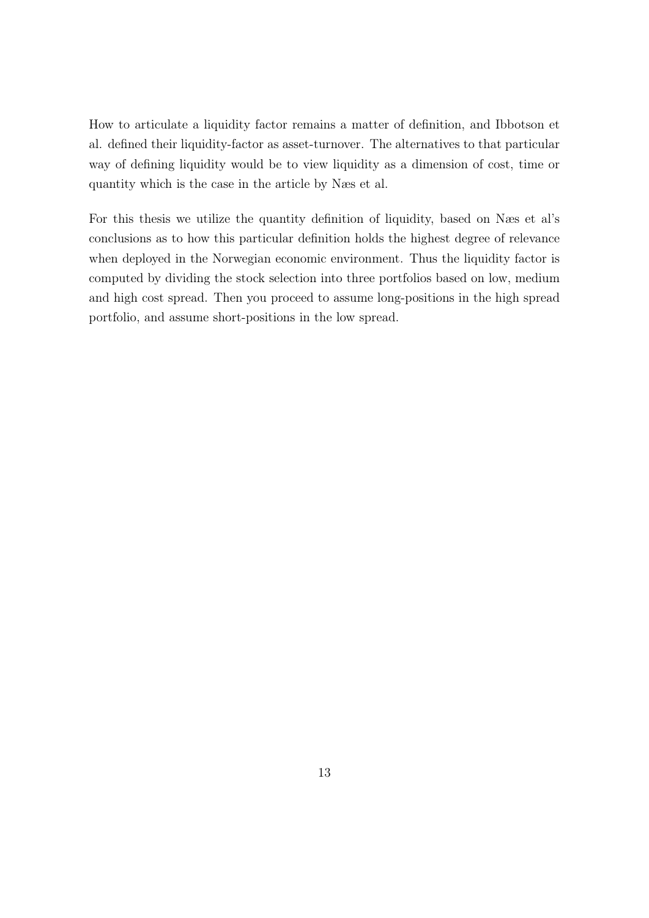How to articulate a liquidity factor remains a matter of definition, and Ibbotson et al. defined their liquidity-factor as asset-turnover. The alternatives to that particular way of defining liquidity would be to view liquidity as a dimension of cost, time or quantity which is the case in the article by Næs et al.

For this thesis we utilize the quantity definition of liquidity, based on Næs et al's conclusions as to how this particular definition holds the highest degree of relevance when deployed in the Norwegian economic environment. Thus the liquidity factor is computed by dividing the stock selection into three portfolios based on low, medium and high cost spread. Then you proceed to assume long-positions in the high spread portfolio, and assume short-positions in the low spread.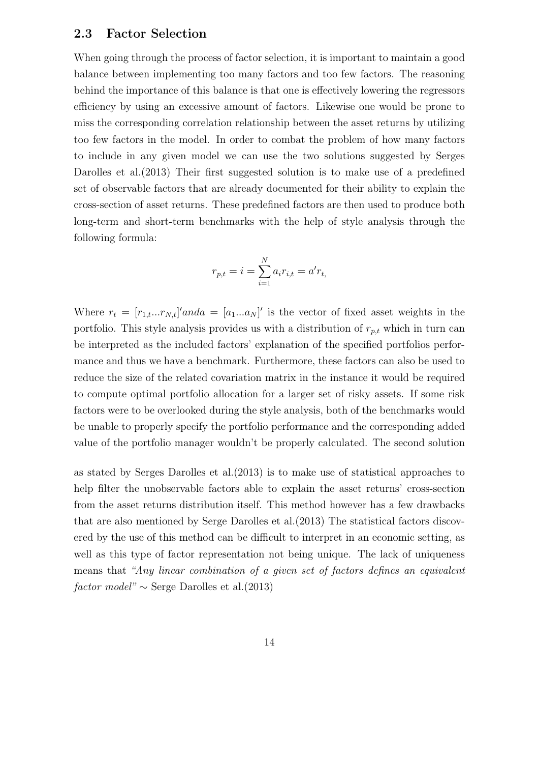## 2.3 Factor Selection

When going through the process of factor selection, it is important to maintain a good balance between implementing too many factors and too few factors. The reasoning behind the importance of this balance is that one is effectively lowering the regressors efficiency by using an excessive amount of factors. Likewise one would be prone to miss the corresponding correlation relationship between the asset returns by utilizing too few factors in the model. In order to combat the problem of how many factors to include in any given model we can use the two solutions suggested by Serges Darolles et al.(2013) Their first suggested solution is to make use of a predefined set of observable factors that are already documented for their ability to explain the cross-section of asset returns. These predefined factors are then used to produce both long-term and short-term benchmarks with the help of style analysis through the following formula:

$$r_{p,t} = i = \sum_{i=1}^{N} a_i r_{i,t} = a' r_{t,}$$

Where $r_t = [r_{1,t}...r_{N,t}]' and a = [a_1...a_N]'$ is the vector of fixed asset weights in the portfolio. This style analysis provides us with a distribution of $r_{p,t}$ which in turn can be interpreted as the included factors' explanation of the specified portfolios performance and thus we have a benchmark. Furthermore, these factors can also be used to reduce the size of the related covariation matrix in the instance it would be required to compute optimal portfolio allocation for a larger set of risky assets. If some risk factors were to be overlooked during the style analysis, both of the benchmarks would be unable to properly specify the portfolio performance and the corresponding added value of the portfolio manager wouldn't be properly calculated. The second solution as stated by Serges Darolles et al.(2013) is to make use of statistical approaches to help filter the unobservable factors able to explain the asset returns' cross-section from the asset returns distribution itself. This method however has a few drawbacks that are also mentioned by Serge Darolles et al.(2013) The statistical factors discovered by the use of this method can be difficult to interpret in an economic setting, as well as this type of factor representation not being unique. The lack of uniqueness means that *"Any linear combination of a given set of factors defines an equivalent factor model"* ∼ Serge Darolles et al.(2013)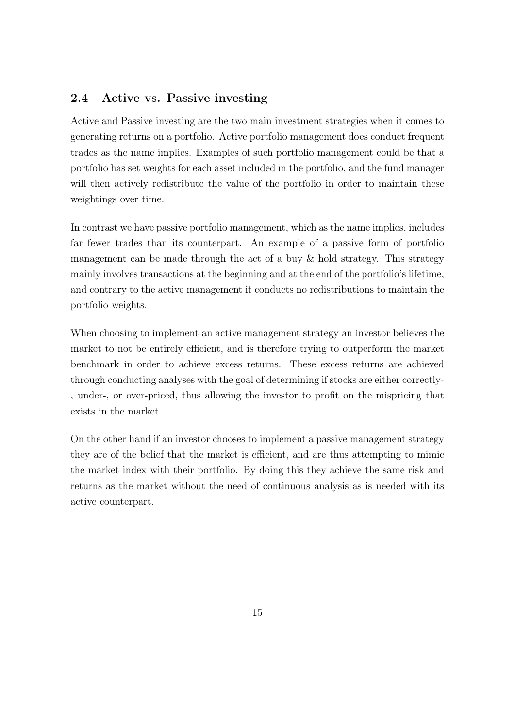## 2.4 Active vs. Passive investing

Active and Passive investing are the two main investment strategies when it comes to generating returns on a portfolio. Active portfolio management does conduct frequent trades as the name implies. Examples of such portfolio management could be that a portfolio has set weights for each asset included in the portfolio, and the fund manager will then actively redistribute the value of the portfolio in order to maintain these weightings over time.

In contrast we have passive portfolio management, which as the name implies, includes far fewer trades than its counterpart. An example of a passive form of portfolio management can be made through the act of a buy & hold strategy. This strategy mainly involves transactions at the beginning and at the end of the portfolio's lifetime, and contrary to the active management it conducts no redistributions to maintain the portfolio weights.

When choosing to implement an active management strategy an investor believes the market to not be entirely efficient, and is therefore trying to outperform the market benchmark in order to achieve excess returns. These excess returns are achieved through conducting analyses with the goal of determining if stocks are either correctly-, under-, or over-priced, thus allowing the investor to profit on the mispricing that exists in the market.

On the other hand if an investor chooses to implement a passive management strategy they are of the belief that the market is efficient, and are thus attempting to mimic the market index with their portfolio. By doing this they achieve the same risk and returns as the market without the need of continuous analysis as is needed with its active counterpart.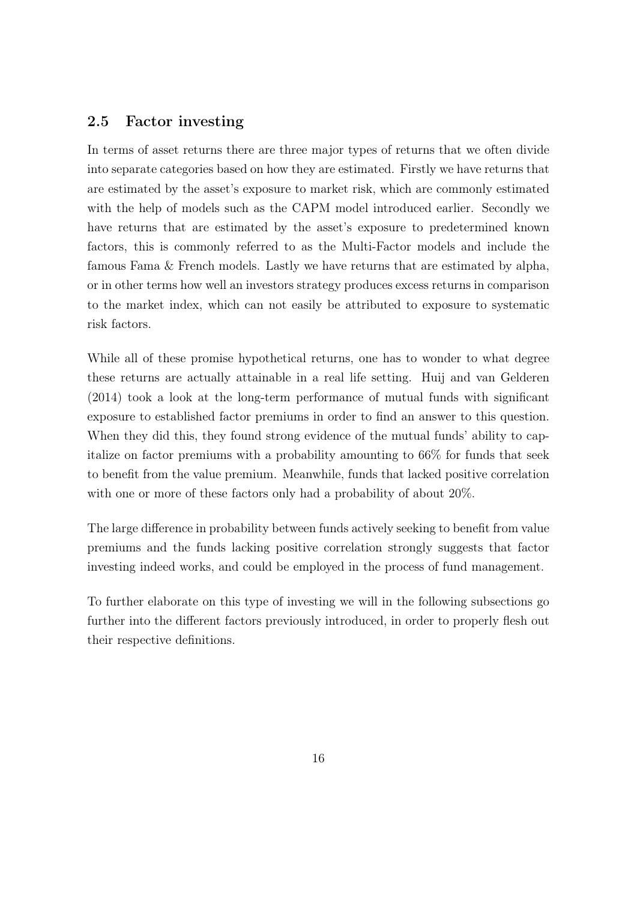## 2.5 Factor investing

In terms of asset returns there are three major types of returns that we often divide into separate categories based on how they are estimated. Firstly we have returns that are estimated by the asset's exposure to market risk, which are commonly estimated with the help of models such as the CAPM model introduced earlier. Secondly we have returns that are estimated by the asset's exposure to predetermined known factors, this is commonly referred to as the Multi-Factor models and include the famous Fama & French models. Lastly we have returns that are estimated by alpha, or in other terms how well an investors strategy produces excess returns in comparison to the market index, which can not easily be attributed to exposure to systematic risk factors.

While all of these promise hypothetical returns, one has to wonder to what degree these returns are actually attainable in a real life setting. Huij and van Gelderen (2014) took a look at the long-term performance of mutual funds with significant exposure to established factor premiums in order to find an answer to this question. When they did this, they found strong evidence of the mutual funds' ability to capitalize on factor premiums with a probability amounting to 66% for funds that seek to benefit from the value premium. Meanwhile, funds that lacked positive correlation with one or more of these factors only had a probability of about 20%.

The large difference in probability between funds actively seeking to benefit from value premiums and the funds lacking positive correlation strongly suggests that factor investing indeed works, and could be employed in the process of fund management.

To further elaborate on this type of investing we will in the following subsections go further into the different factors previously introduced, in order to properly flesh out their respective definitions.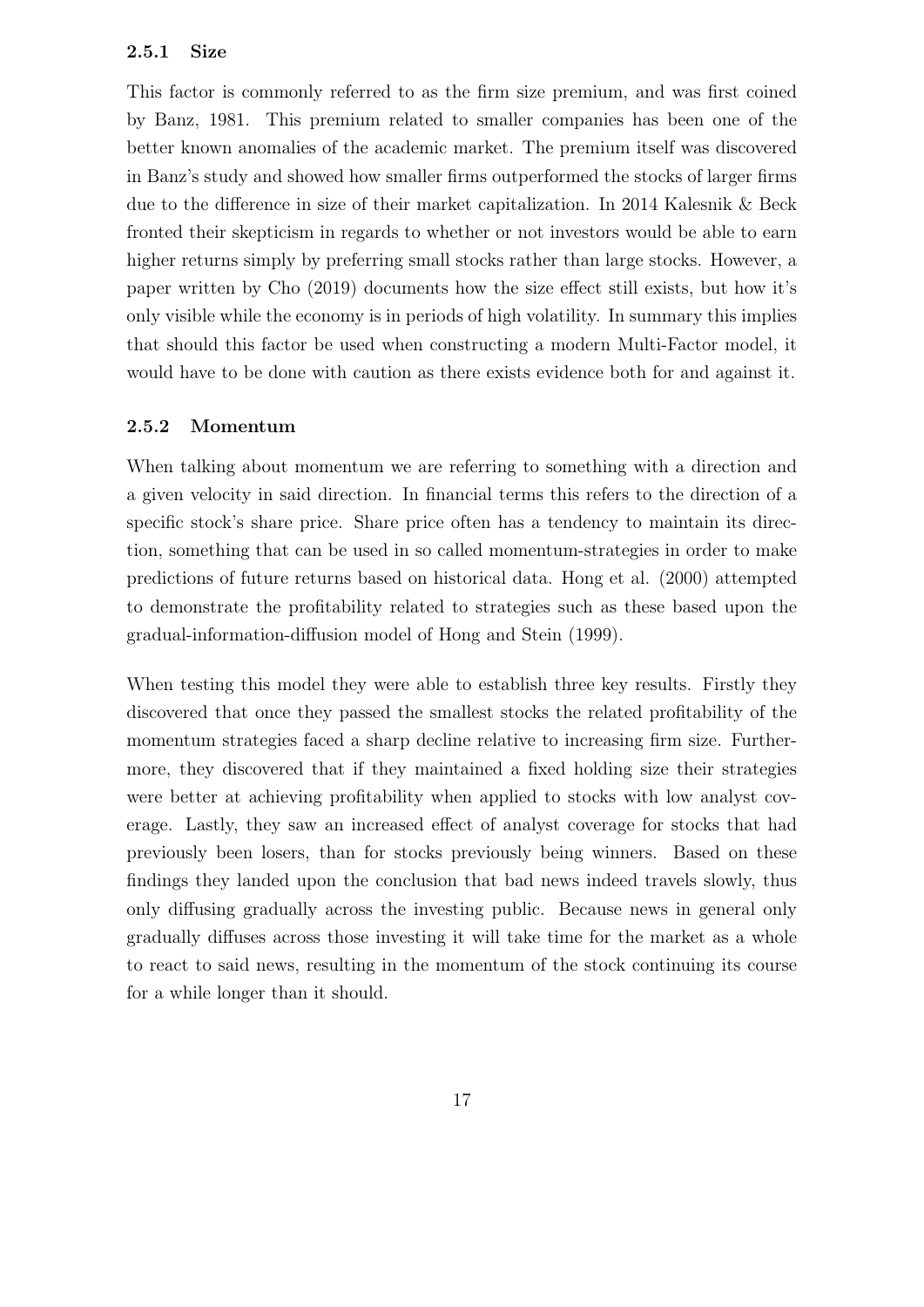#### 2.5.1 Size

This factor is commonly referred to as the firm size premium, and was first coined by Banz, 1981. This premium related to smaller companies has been one of the better known anomalies of the academic market. The premium itself was discovered in Banz's study and showed how smaller firms outperformed the stocks of larger firms due to the difference in size of their market capitalization. In 2014 Kalesnik & Beck fronted their skepticism in regards to whether or not investors would be able to earn higher returns simply by preferring small stocks rather than large stocks. However, a paper written by Cho (2019) documents how the size effect still exists, but how it's only visible while the economy is in periods of high volatility. In summary this implies that should this factor be used when constructing a modern Multi-Factor model, it would have to be done with caution as there exists evidence both for and against it.

#### 2.5.2 Momentum

When talking about momentum we are referring to something with a direction and a given velocity in said direction. In financial terms this refers to the direction of a specific stock's share price. Share price often has a tendency to maintain its direction, something that can be used in so called momentum-strategies in order to make predictions of future returns based on historical data. Hong et al. (2000) attempted to demonstrate the profitability related to strategies such as these based upon the gradual-information-diffusion model of Hong and Stein (1999).

When testing this model they were able to establish three key results. Firstly they discovered that once they passed the smallest stocks the related profitability of the momentum strategies faced a sharp decline relative to increasing firm size. Furthermore, they discovered that if they maintained a fixed holding size their strategies were better at achieving profitability when applied to stocks with low analyst coverage. Lastly, they saw an increased effect of analyst coverage for stocks that had previously been losers, than for stocks previously being winners. Based on these findings they landed upon the conclusion that bad news indeed travels slowly, thus only diffusing gradually across the investing public. Because news in general only gradually diffuses across those investing it will take time for the market as a whole to react to said news, resulting in the momentum of the stock continuing its course for a while longer than it should.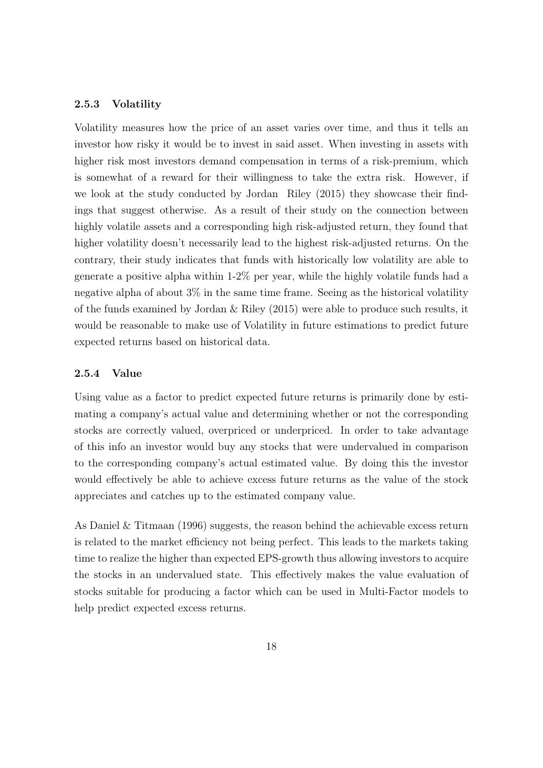### 2.5.3 Volatility

Volatility measures how the price of an asset varies over time, and thus it tells an investor how risky it would be to invest in said asset. When investing in assets with higher risk most investors demand compensation in terms of a risk-premium, which is somewhat of a reward for their willingness to take the extra risk. However, if we look at the study conducted by Jordan  Riley (2015) they showcase their findings that suggest otherwise. As a result of their study on the connection between highly volatile assets and a corresponding high risk-adjusted return, they found that higher volatility doesn't necessarily lead to the highest risk-adjusted returns. On the contrary, their study indicates that funds with historically low volatility are able to generate a positive alpha within 1-2% per year, while the highly volatile funds had a negative alpha of about 3% in the same time frame. Seeing as the historical volatility of the funds examined by Jordan & Riley (2015) were able to produce such results, it would be reasonable to make use of Volatility in future estimations to predict future expected returns based on historical data.

### 2.5.4 Value

Using value as a factor to predict expected future returns is primarily done by estimating a company's actual value and determining whether or not the corresponding stocks are correctly valued, overpriced or underpriced. In order to take advantage of this info an investor would buy any stocks that were undervalued in comparison to the corresponding company's actual estimated value. By doing this the investor would effectively be able to achieve excess future returns as the value of the stock appreciates and catches up to the estimated company value.

As Daniel & Titmaan (1996) suggests, the reason behind the achievable excess return is related to the market efficiency not being perfect. This leads to the markets taking time to realize the higher than expected EPS-growth thus allowing investors to acquire the stocks in an undervalued state. This effectively makes the value evaluation of stocks suitable for producing a factor which can be used in Multi-Factor models to help predict expected excess returns.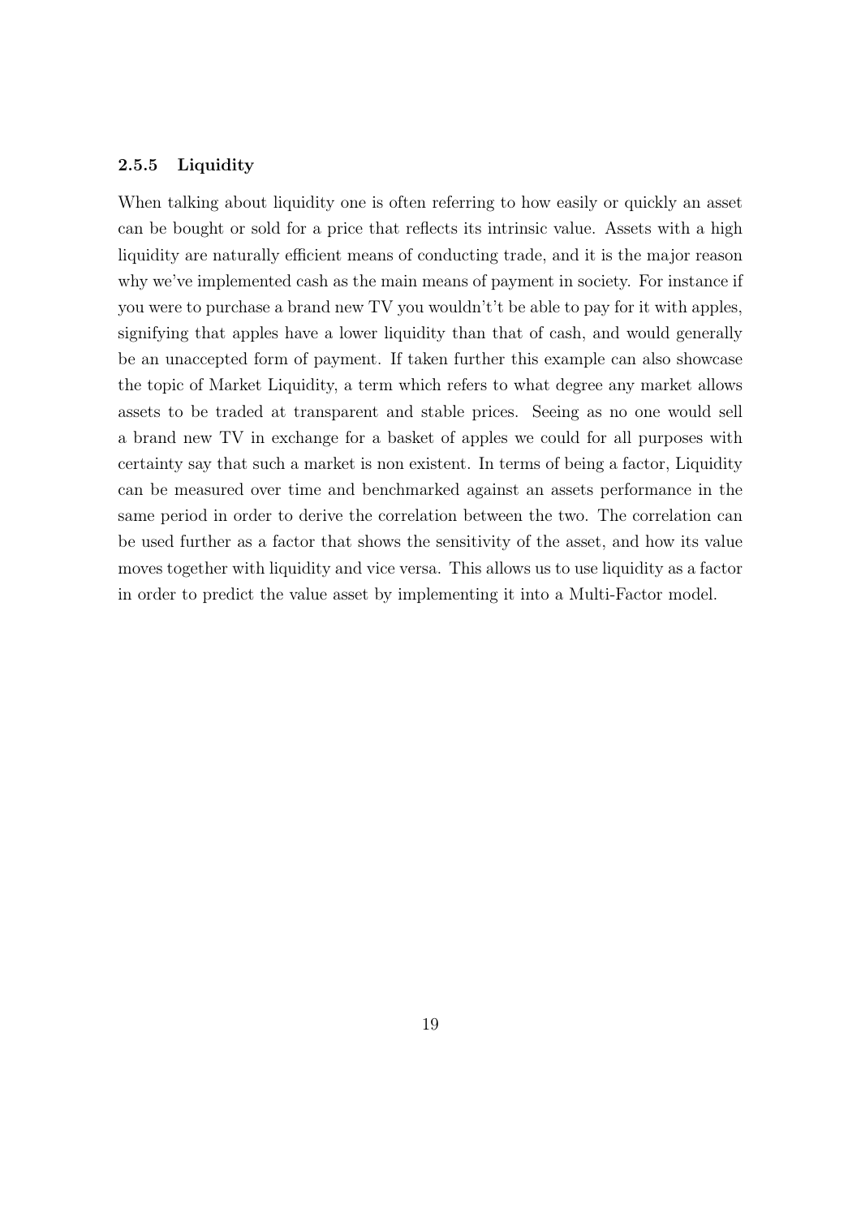### 2.5.5 Liquidity

When talking about liquidity one is often referring to how easily or quickly an asset can be bought or sold for a price that reflects its intrinsic value. Assets with a high liquidity are naturally efficient means of conducting trade, and it is the major reason why we've implemented cash as the main means of payment in society. For instance if you were to purchase a brand new TV you wouldn't't be able to pay for it with apples, signifying that apples have a lower liquidity than that of cash, and would generally be an unaccepted form of payment. If taken further this example can also showcase the topic of Market Liquidity, a term which refers to what degree any market allows assets to be traded at transparent and stable prices. Seeing as no one would sell a brand new TV in exchange for a basket of apples we could for all purposes with certainty say that such a market is non existent. In terms of being a factor, Liquidity can be measured over time and benchmarked against an assets performance in the same period in order to derive the correlation between the two. The correlation can be used further as a factor that shows the sensitivity of the asset, and how its value moves together with liquidity and vice versa. This allows us to use liquidity as a factor in order to predict the value asset by implementing it into a Multi-Factor model.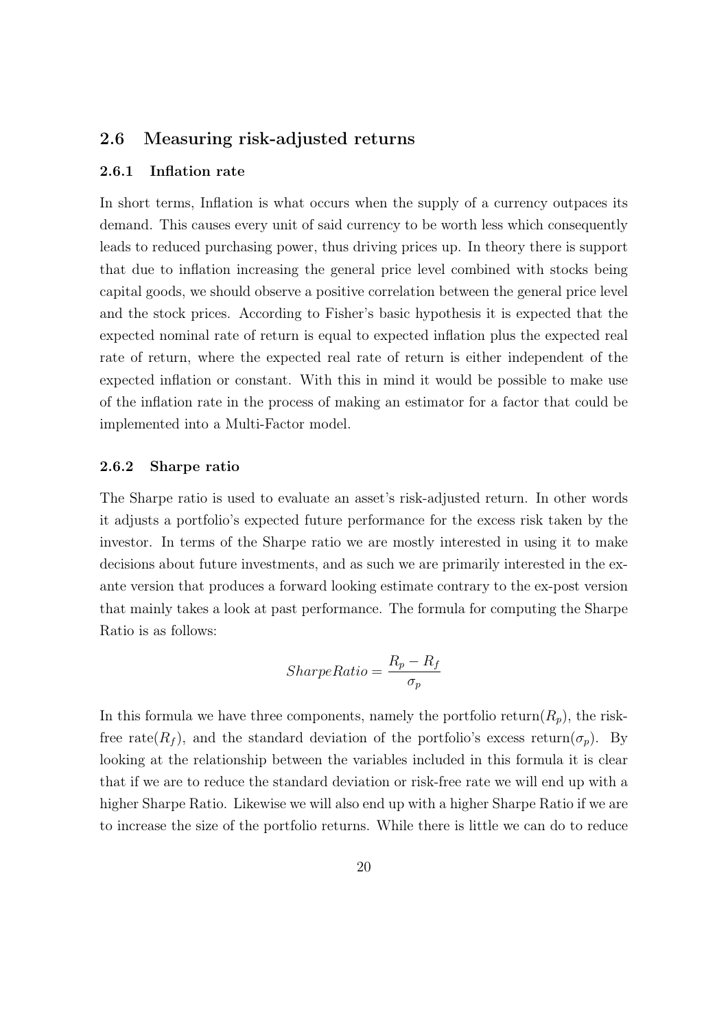## 2.6 Measuring risk-adjusted returns

### 2.6.1 Inflation rate

In short terms, Inflation is what occurs when the supply of a currency outpaces its demand. This causes every unit of said currency to be worth less which consequently leads to reduced purchasing power, thus driving prices up. In theory there is support that due to inflation increasing the general price level combined with stocks being capital goods, we should observe a positive correlation between the general price level and the stock prices. According to Fisher's basic hypothesis it is expected that the expected nominal rate of return is equal to expected inflation plus the expected real rate of return, where the expected real rate of return is either independent of the expected inflation or constant. With this in mind it would be possible to make use of the inflation rate in the process of making an estimator for a factor that could be implemented into a Multi-Factor model.

### 2.6.2 Sharpe ratio

The Sharpe ratio is used to evaluate an asset's risk-adjusted return. In other words it adjusts a portfolio's expected future performance for the excess risk taken by the investor. In terms of the Sharpe ratio we are mostly interested in using it to make decisions about future investments, and as such we are primarily interested in the ex-ante version that produces a forward looking estimate contrary to the ex-post version that mainly takes a look at past performance. The formula for computing the Sharpe Ratio is as follows:

$$SharpeRatio = \frac{R_p - R_f}{\sigma_p}$$

In this formula we have three components, namely the portfolio return($R_p$), the risk-free rate($R_f$), and the standard deviation of the portfolio's excess return($\sigma_p$). By looking at the relationship between the variables included in this formula it is clear that if we are to reduce the standard deviation or risk-free rate we will end up with a higher Sharpe Ratio. Likewise we will also end up with a higher Sharpe Ratio if we are to increase the size of the portfolio returns. While there is little we can do to reduce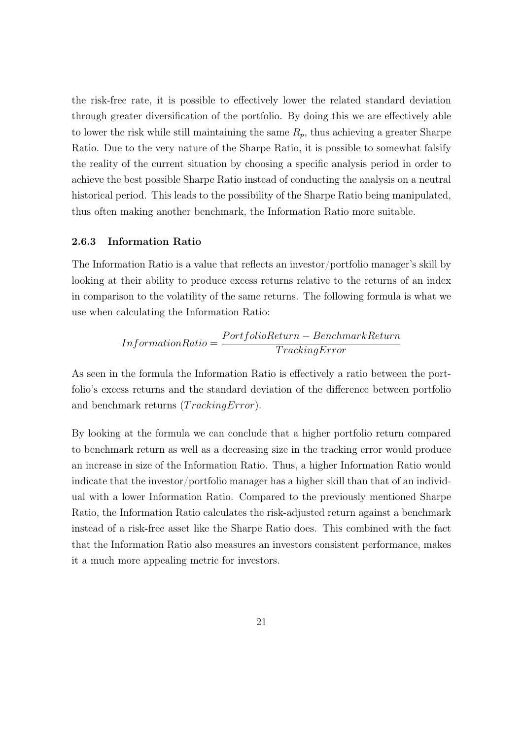the risk-free rate, it is possible to effectively lower the related standard deviation through greater diversification of the portfolio. By doing this we are effectively able to lower the risk while still maintaining the same $R_p$, thus achieving a greater Sharpe Ratio. Due to the very nature of the Sharpe Ratio, it is possible to somewhat falsify the reality of the current situation by choosing a specific analysis period in order to achieve the best possible Sharpe Ratio instead of conducting the analysis on a neutral historical period. This leads to the possibility of the Sharpe Ratio being manipulated, thus often making another benchmark, the Information Ratio more suitable.

### 2.6.3 Information Ratio

The Information Ratio is a value that reflects an investor/portfolio manager's skill by looking at their ability to produce excess returns relative to the returns of an index in comparison to the volatility of the same returns. The following formula is what we use when calculating the Information Ratio:

$$InformationRatio = \frac{PortfolioReturn - BenchmarkReturn}{TrackingError}$$

As seen in the formula the Information Ratio is effectively a ratio between the portfolio's excess returns and the standard deviation of the difference between portfolio and benchmark returns ($TrackingError$).

By looking at the formula we can conclude that a higher portfolio return compared to benchmark return as well as a decreasing size in the tracking error would produce an increase in size of the Information Ratio. Thus, a higher Information Ratio would indicate that the investor/portfolio manager has a higher skill than that of an individual with a lower Information Ratio. Compared to the previously mentioned Sharpe Ratio, the Information Ratio calculates the risk-adjusted return against a benchmark instead of a risk-free asset like the Sharpe Ratio does. This combined with the fact that the Information Ratio also measures an investors consistent performance, makes it a much more appealing metric for investors.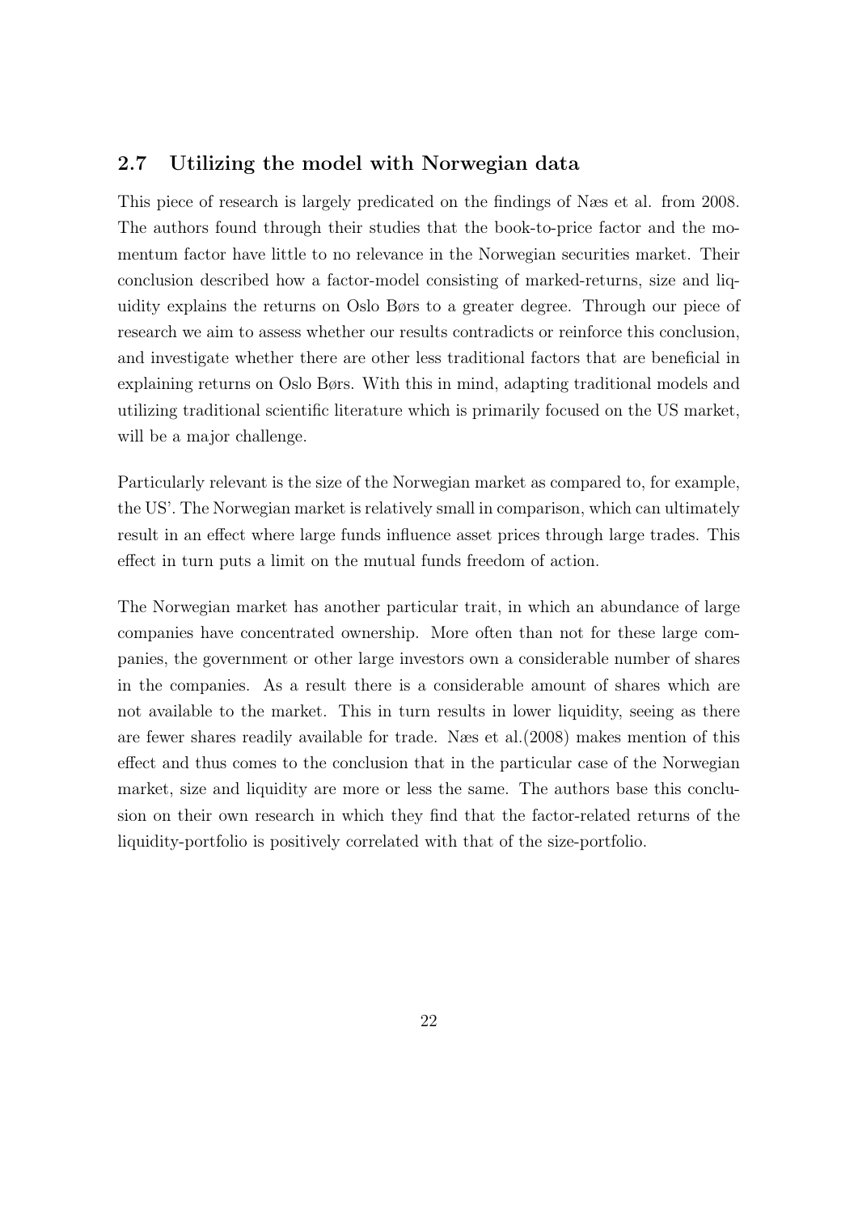## 2.7 Utilizing the model with Norwegian data

This piece of research is largely predicated on the findings of Næs et al. from 2008. The authors found through their studies that the book-to-price factor and the momentum factor have little to no relevance in the Norwegian securities market. Their conclusion described how a factor-model consisting of marked-returns, size and liquidity explains the returns on Oslo Børs to a greater degree. Through our piece of research we aim to assess whether our results contradicts or reinforce this conclusion, and investigate whether there are other less traditional factors that are beneficial in explaining returns on Oslo Børs. With this in mind, adapting traditional models and utilizing traditional scientific literature which is primarily focused on the US market, will be a major challenge.

Particularly relevant is the size of the Norwegian market as compared to, for example, the US'. The Norwegian market is relatively small in comparison, which can ultimately result in an effect where large funds influence asset prices through large trades. This effect in turn puts a limit on the mutual funds freedom of action.

The Norwegian market has another particular trait, in which an abundance of large companies have concentrated ownership. More often than not for these large companies, the government or other large investors own a considerable number of shares in the companies. As a result there is a considerable amount of shares which are not available to the market. This in turn results in lower liquidity, seeing as there are fewer shares readily available for trade. Næs et al.(2008) makes mention of this effect and thus comes to the conclusion that in the particular case of the Norwegian market, size and liquidity are more or less the same. The authors base this conclusion on their own research in which they find that the factor-related returns of the liquidity-portfolio is positively correlated with that of the size-portfolio.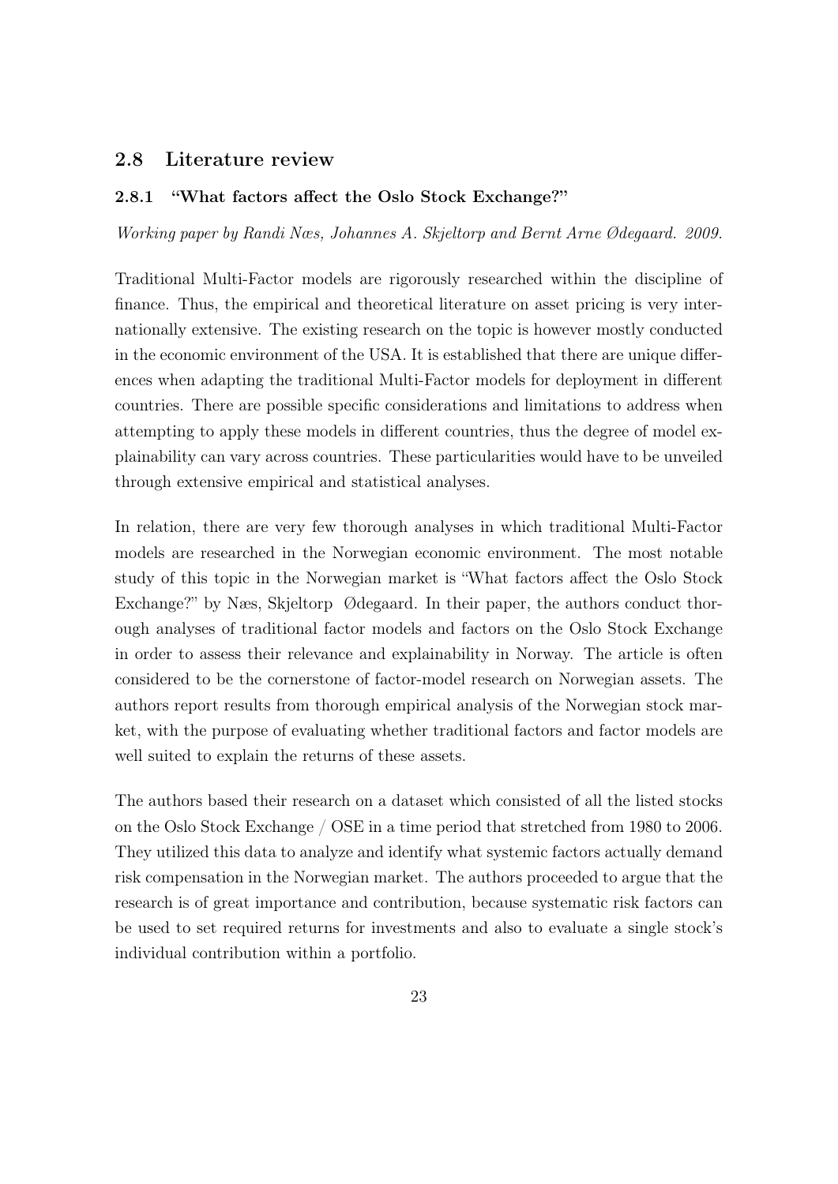## 2.8 Literature review

### 2.8.1 "What factors affect the Oslo Stock Exchange?"

*Working paper by Randi Næs, Johannes A. Skjeltorp and Bernt Arne Ødegaard. 2009.*

Traditional Multi-Factor models are rigorously researched within the discipline of finance. Thus, the empirical and theoretical literature on asset pricing is very internationally extensive. The existing research on the topic is however mostly conducted in the economic environment of the USA. It is established that there are unique differences when adapting the traditional Multi-Factor models for deployment in different countries. There are possible specific considerations and limitations to address when attempting to apply these models in different countries, thus the degree of model explainability can vary across countries. These particularities would have to be unveiled through extensive empirical and statistical analyses.

In relation, there are very few thorough analyses in which traditional Multi-Factor models are researched in the Norwegian economic environment. The most notable study of this topic in the Norwegian market is "What factors affect the Oslo Stock Exchange?" by Næs, Skjeltorp Ødegaard. In their paper, the authors conduct thorough analyses of traditional factor models and factors on the Oslo Stock Exchange in order to assess their relevance and explainability in Norway. The article is often considered to be the cornerstone of factor-model research on Norwegian assets. The authors report results from thorough empirical analysis of the Norwegian stock market, with the purpose of evaluating whether traditional factors and factor models are well suited to explain the returns of these assets.

The authors based their research on a dataset which consisted of all the listed stocks on the Oslo Stock Exchange / OSE in a time period that stretched from 1980 to 2006. They utilized this data to analyze and identify what systemic factors actually demand risk compensation in the Norwegian market. The authors proceeded to argue that the research is of great importance and contribution, because systematic risk factors can be used to set required returns for investments and also to evaluate a single stock's individual contribution within a portfolio.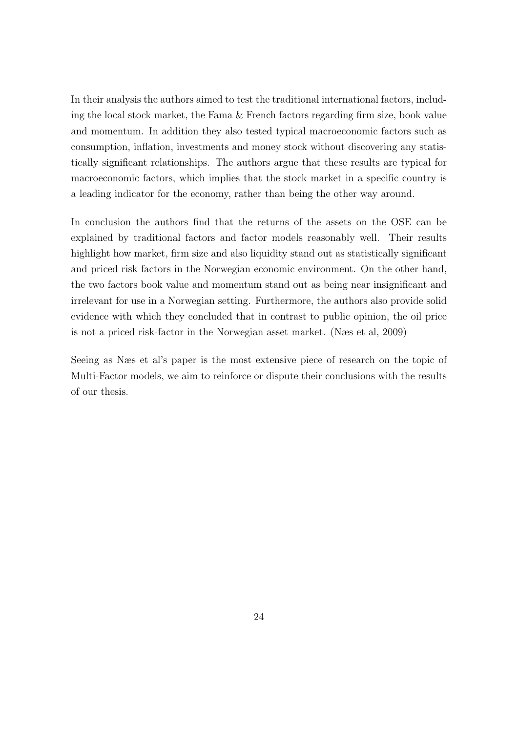In their analysis the authors aimed to test the traditional international factors, including the local stock market, the Fama & French factors regarding firm size, book value and momentum. In addition they also tested typical macroeconomic factors such as consumption, inflation, investments and money stock without discovering any statistically significant relationships. The authors argue that these results are typical for macroeconomic factors, which implies that the stock market in a specific country is a leading indicator for the economy, rather than being the other way around.

In conclusion the authors find that the returns of the assets on the OSE can be explained by traditional factors and factor models reasonably well. Their results highlight how market, firm size and also liquidity stand out as statistically significant and priced risk factors in the Norwegian economic environment. On the other hand, the two factors book value and momentum stand out as being near insignificant and irrelevant for use in a Norwegian setting. Furthermore, the authors also provide solid evidence with which they concluded that in contrast to public opinion, the oil price is not a priced risk-factor in the Norwegian asset market. (Næs et al, 2009)

Seeing as Næs et al's paper is the most extensive piece of research on the topic of Multi-Factor models, we aim to reinforce or dispute their conclusions with the results of our thesis.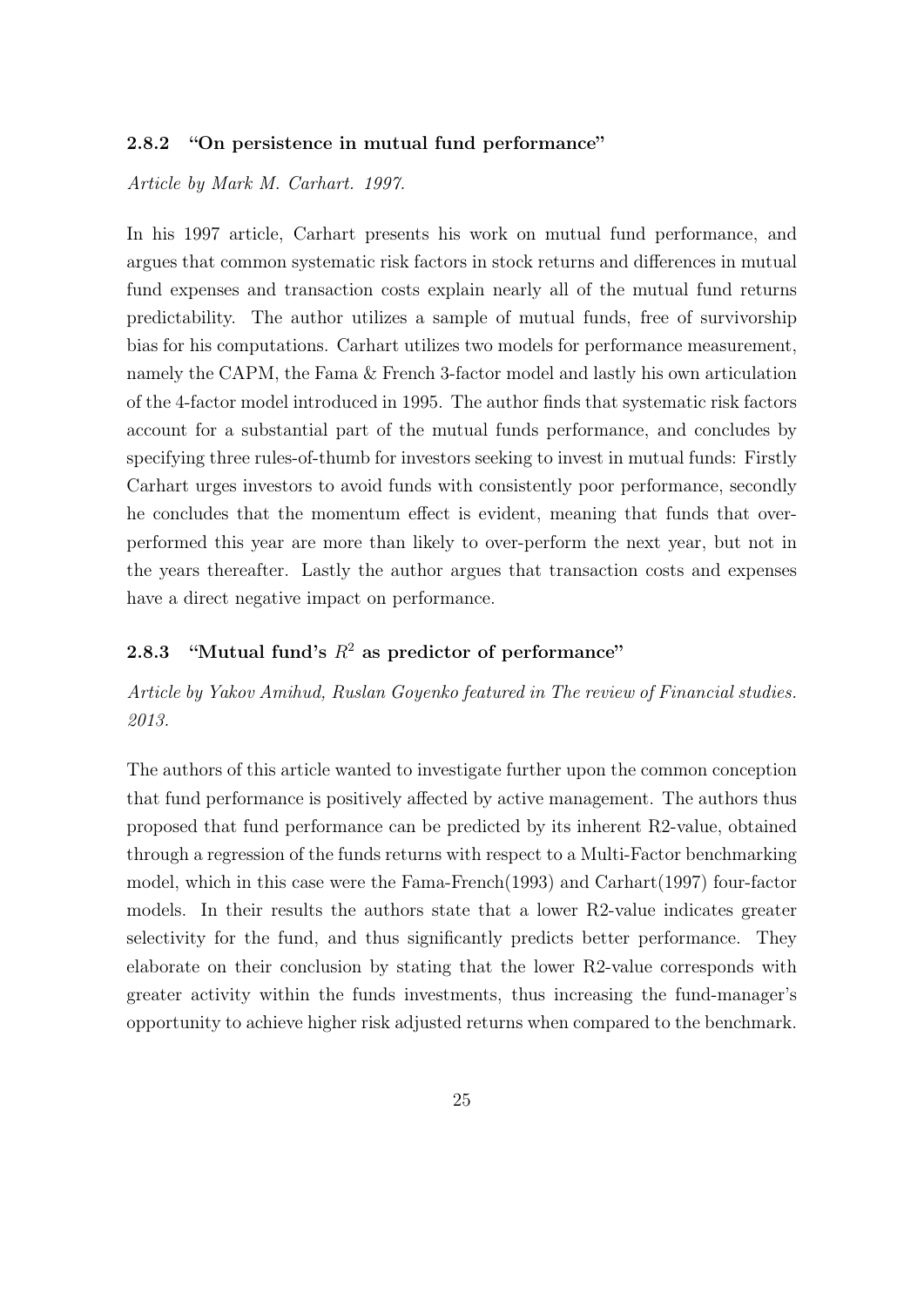### 2.8.2 "On persistence in mutual fund performance"

*Article by Mark M. Carhart. 1997.*

In his 1997 article, Carhart presents his work on mutual fund performance, and argues that common systematic risk factors in stock returns and differences in mutual fund expenses and transaction costs explain nearly all of the mutual fund returns predictability. The author utilizes a sample of mutual funds, free of survivorship bias for his computations. Carhart utilizes two models for performance measurement, namely the CAPM, the Fama & French 3-factor model and lastly his own articulation of the 4-factor model introduced in 1995. The author finds that systematic risk factors account for a substantial part of the mutual funds performance, and concludes by specifying three rules-of-thumb for investors seeking to invest in mutual funds: Firstly Carhart urges investors to avoid funds with consistently poor performance, secondly he concludes that the momentum effect is evident, meaning that funds that over-performed this year are more than likely to over-perform the next year, but not in the years thereafter. Lastly the author argues that transaction costs and expenses have a direct negative impact on performance.

### 2.8.3 "Mutual fund's $R^2$ as predictor of performance"

*Article by Yakov Amihud, Ruslan Goyenko featured in The review of Financial studies. 2013.*

The authors of this article wanted to investigate further upon the common conception that fund performance is positively affected by active management. The authors thus proposed that fund performance can be predicted by its inherent R2-value, obtained through a regression of the funds returns with respect to a Multi-Factor benchmarking model, which in this case were the Fama-French(1993) and Carhart(1997) four-factor models. In their results the authors state that a lower R2-value indicates greater selectivity for the fund, and thus significantly predicts better performance. They elaborate on their conclusion by stating that the lower R2-value corresponds with greater activity within the funds investments, thus increasing the fund-manager's opportunity to achieve higher risk adjusted returns when compared to the benchmark.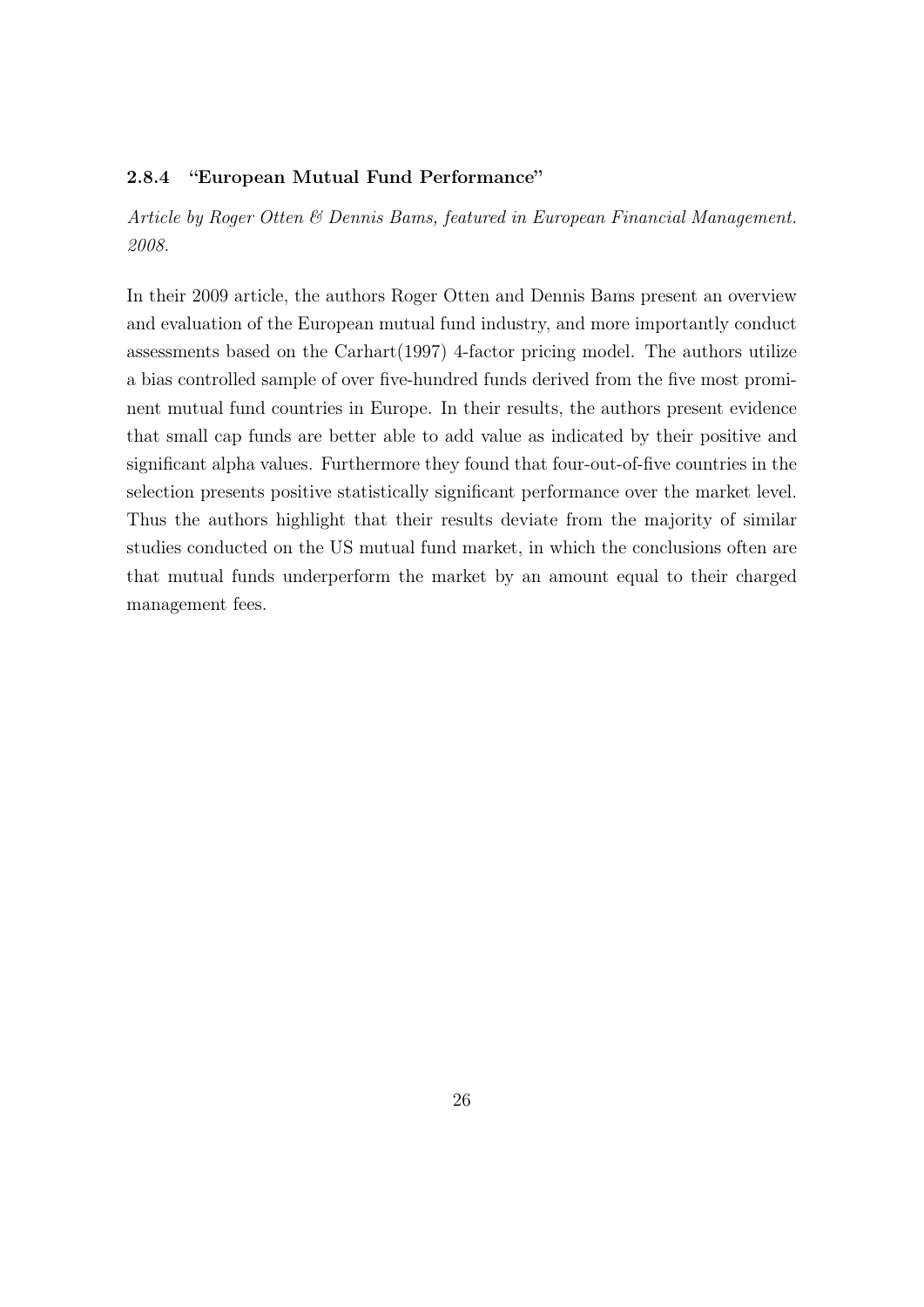#### 2.8.4 "European Mutual Fund Performance"

*Article by Roger Otten & Dennis Bams, featured in European Financial Management. 2008.*

In their 2009 article, the authors Roger Otten and Dennis Bams present an overview and evaluation of the European mutual fund industry, and more importantly conduct assessments based on the Carhart(1997) 4-factor pricing model. The authors utilize a bias controlled sample of over five-hundred funds derived from the five most prominent mutual fund countries in Europe. In their results, the authors present evidence that small cap funds are better able to add value as indicated by their positive and significant alpha values. Furthermore they found that four-out-of-five countries in the selection presents positive statistically significant performance over the market level. Thus the authors highlight that their results deviate from the majority of similar studies conducted on the US mutual fund market, in which the conclusions often are that mutual funds underperform the market by an amount equal to their charged management fees.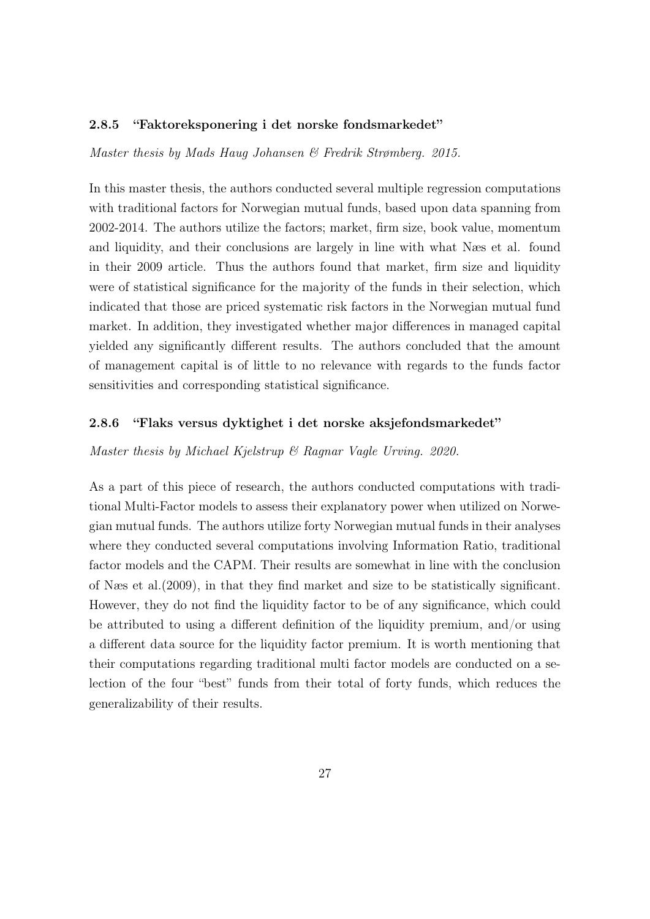#### 2.8.5 "Faktoreksponering i det norske fondsmarkedet"

*Master thesis by Mads Haug Johansen & Fredrik Strømberg. 2015.*

In this master thesis, the authors conducted several multiple regression computations with traditional factors for Norwegian mutual funds, based upon data spanning from 2002-2014. The authors utilize the factors; market, firm size, book value, momentum and liquidity, and their conclusions are largely in line with what Næs et al. found in their 2009 article. Thus the authors found that market, firm size and liquidity were of statistical significance for the majority of the funds in their selection, which indicated that those are priced systematic risk factors in the Norwegian mutual fund market. In addition, they investigated whether major differences in managed capital yielded any significantly different results. The authors concluded that the amount of management capital is of little to no relevance with regards to the funds factor sensitivities and corresponding statistical significance.

#### 2.8.6 "Flaks versus dyktighet i det norske aksjefondsmarkedet"

*Master thesis by Michael Kjelstrup & Ragnar Vagle Urving. 2020.*

As a part of this piece of research, the authors conducted computations with traditional Multi-Factor models to assess their explanatory power when utilized on Norwegian mutual funds. The authors utilize forty Norwegian mutual funds in their analyses where they conducted several computations involving Information Ratio, traditional factor models and the CAPM. Their results are somewhat in line with the conclusion of Næs et al.(2009), in that they find market and size to be statistically significant. However, they do not find the liquidity factor to be of any significance, which could be attributed to using a different definition of the liquidity premium, and/or using a different data source for the liquidity factor premium. It is worth mentioning that their computations regarding traditional multi factor models are conducted on a selection of the four "best" funds from their total of forty funds, which reduces the generalizability of their results.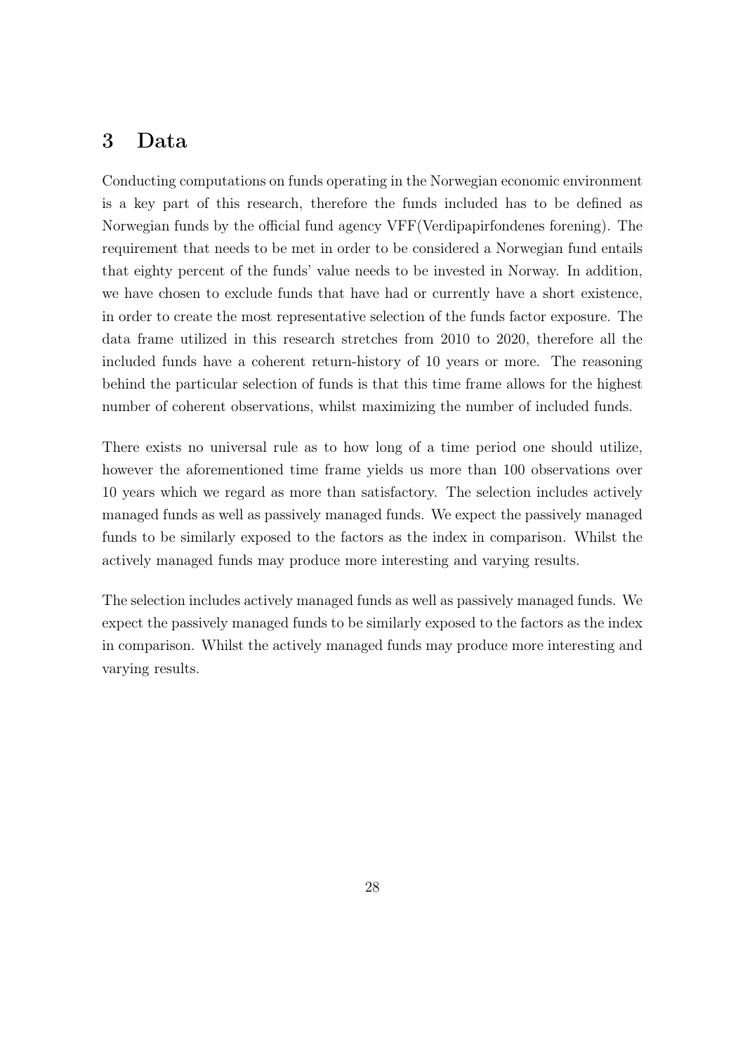# 3 Data

Conducting computations on funds operating in the Norwegian economic environment is a key part of this research, therefore the funds included has to be defined as Norwegian funds by the official fund agency VFF(Verdipapirfondenes forening). The requirement that needs to be met in order to be considered a Norwegian fund entails that eighty percent of the funds' value needs to be invested in Norway. In addition, we have chosen to exclude funds that have had or currently have a short existence, in order to create the most representative selection of the funds factor exposure. The data frame utilized in this research stretches from 2010 to 2020, therefore all the included funds have a coherent return-history of 10 years or more. The reasoning behind the particular selection of funds is that this time frame allows for the highest number of coherent observations, whilst maximizing the number of included funds.

There exists no universal rule as to how long of a time period one should utilize, however the aforementioned time frame yields us more than 100 observations over 10 years which we regard as more than satisfactory. The selection includes actively managed funds as well as passively managed funds. We expect the passively managed funds to be similarly exposed to the factors as the index in comparison. Whilst the actively managed funds may produce more interesting and varying results.

The selection includes actively managed funds as well as passively managed funds. We expect the passively managed funds to be similarly exposed to the factors as the index in comparison. Whilst the actively managed funds may produce more interesting and varying results.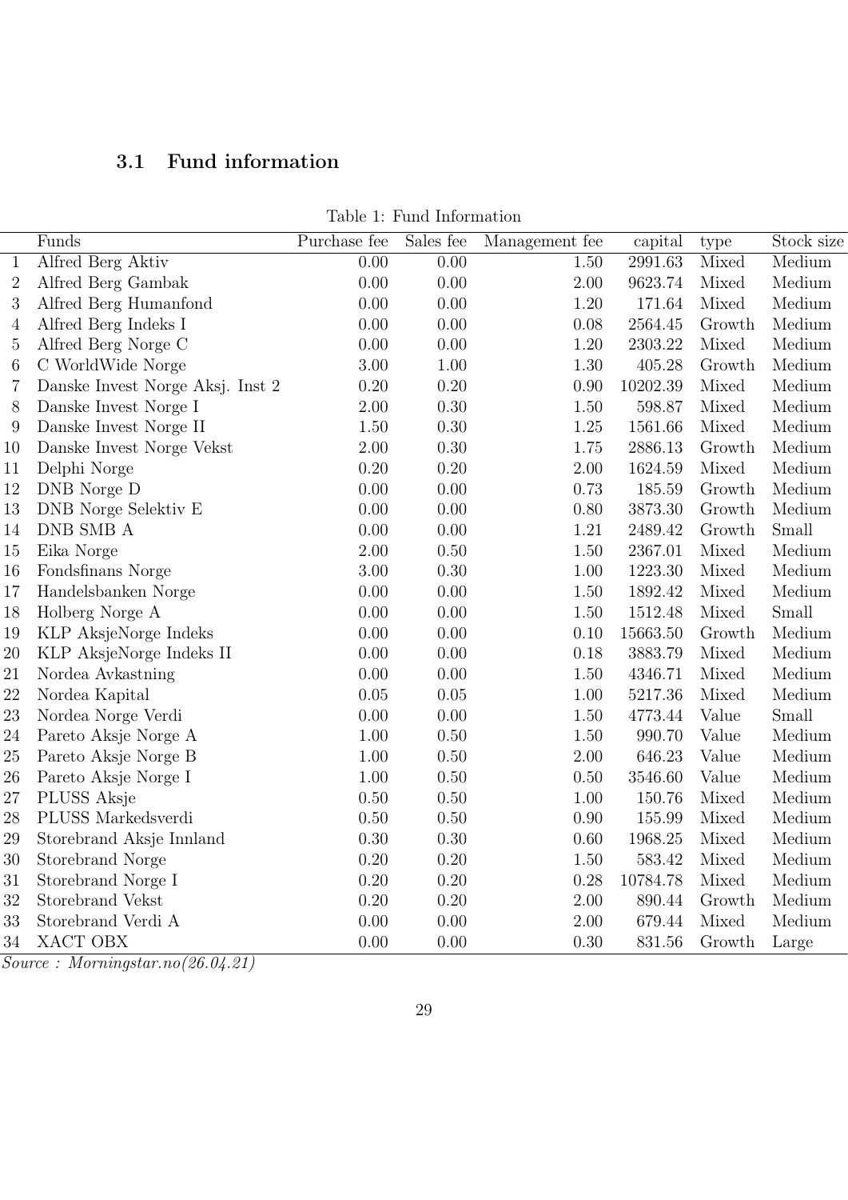## 3.1 Fund information

Table 1: Fund Information

| | Funds | Purchase fee | Sales fee | Management fee | capital | type | Stock size |
|---|---|---|---|---|---|---|---|
| 1 | Alfred Berg Aktiv | 0.00 | 0.00 | 1.50 | 2991.63 | Mixed | Medium |
| 2 | Alfred Berg Gambak | 0.00 | 0.00 | 2.00 | 9623.74 | Mixed | Medium |
| 3 | Alfred Berg Humanfond | 0.00 | 0.00 | 1.20 | 171.64 | Mixed | Medium |
| 4 | Alfred Berg Indeks I | 0.00 | 0.00 | 0.08 | 2564.45 | Growth | Medium |
| 5 | Alfred Berg Norge C | 0.00 | 0.00 | 1.20 | 2303.22 | Mixed | Medium |
| 6 | C WorldWide Norge | 3.00 | 1.00 | 1.30 | 405.28 | Growth | Medium |
| 7 | Danske Invest Norge Aksj. Inst 2 | 0.20 | 0.20 | 0.90 | 10202.39 | Mixed | Medium |
| 8 | Danske Invest Norge I | 2.00 | 0.30 | 1.50 | 598.87 | Mixed | Medium |
| 9 | Danske Invest Norge II | 1.50 | 0.30 | 1.25 | 1561.66 | Mixed | Medium |
| 10 | Danske Invest Norge Vekst | 2.00 | 0.30 | 1.75 | 2886.13 | Growth | Medium |
| 11 | Delphi Norge | 0.20 | 0.20 | 2.00 | 1624.59 | Mixed | Medium |
| 12 | DNB Norge D | 0.00 | 0.00 | 0.73 | 185.59 | Growth | Medium |
| 13 | DNB Norge Selektiv E | 0.00 | 0.00 | 0.80 | 3873.30 | Growth | Medium |
| 14 | DNB SMB A | 0.00 | 0.00 | 1.21 | 2489.42 | Growth | Small |
| 15 | Eika Norge | 2.00 | 0.50 | 1.50 | 2367.01 | Mixed | Medium |
| 16 | Fondsfinans Norge | 3.00 | 0.30 | 1.00 | 1223.30 | Mixed | Medium |
| 17 | Handelsbanken Norge | 0.00 | 0.00 | 1.50 | 1892.42 | Mixed | Medium |
| 18 | Holberg Norge A | 0.00 | 0.00 | 1.50 | 1512.48 | Mixed | Small |
| 19 | KLP AksjeNorge Indeks | 0.00 | 0.00 | 0.10 | 15663.50 | Growth | Medium |
| 20 | KLP AksjeNorge Indeks II | 0.00 | 0.00 | 0.18 | 3883.79 | Mixed | Medium |
| 21 | Nordea Avkastning | 0.00 | 0.00 | 1.50 | 4346.71 | Mixed | Medium |
| 22 | Nordea Kapital | 0.05 | 0.05 | 1.00 | 5217.36 | Mixed | Medium |
| 23 | Nordea Norge Verdi | 0.00 | 0.00 | 1.50 | 4773.44 | Value | Small |
| 24 | Pareto Aksje Norge A | 1.00 | 0.50 | 1.50 | 990.70 | Value | Medium |
| 25 | Pareto Aksje Norge B | 1.00 | 0.50 | 2.00 | 646.23 | Value | Medium |
| 26 | Pareto Aksje Norge I | 1.00 | 0.50 | 0.50 | 3546.60 | Value | Medium |
| 27 | PLUSS Aksje | 0.50 | 0.50 | 1.00 | 150.76 | Mixed | Medium |
| 28 | PLUSS Markedsverdi | 0.50 | 0.50 | 0.90 | 155.99 | Mixed | Medium |
| 29 | Storebrand Aksje Innland | 0.30 | 0.30 | 0.60 | 1968.25 | Mixed | Medium |
| 30 | Storebrand Norge | 0.20 | 0.20 | 1.50 | 583.42 | Mixed | Medium |
| 31 | Storebrand Norge I | 0.20 | 0.20 | 0.28 | 10784.78 | Mixed | Medium |
| 32 | Storebrand Vekst | 0.20 | 0.20 | 2.00 | 890.44 | Growth | Medium |
| 33 | Storebrand Verdi A | 0.00 | 0.00 | 2.00 | 679.44 | Mixed | Medium |
| 34 | XACT OBX | 0.00 | 0.00 | 0.30 | 831.56 | Growth | Large |

*Source : Morningstar.no(26.04.21)*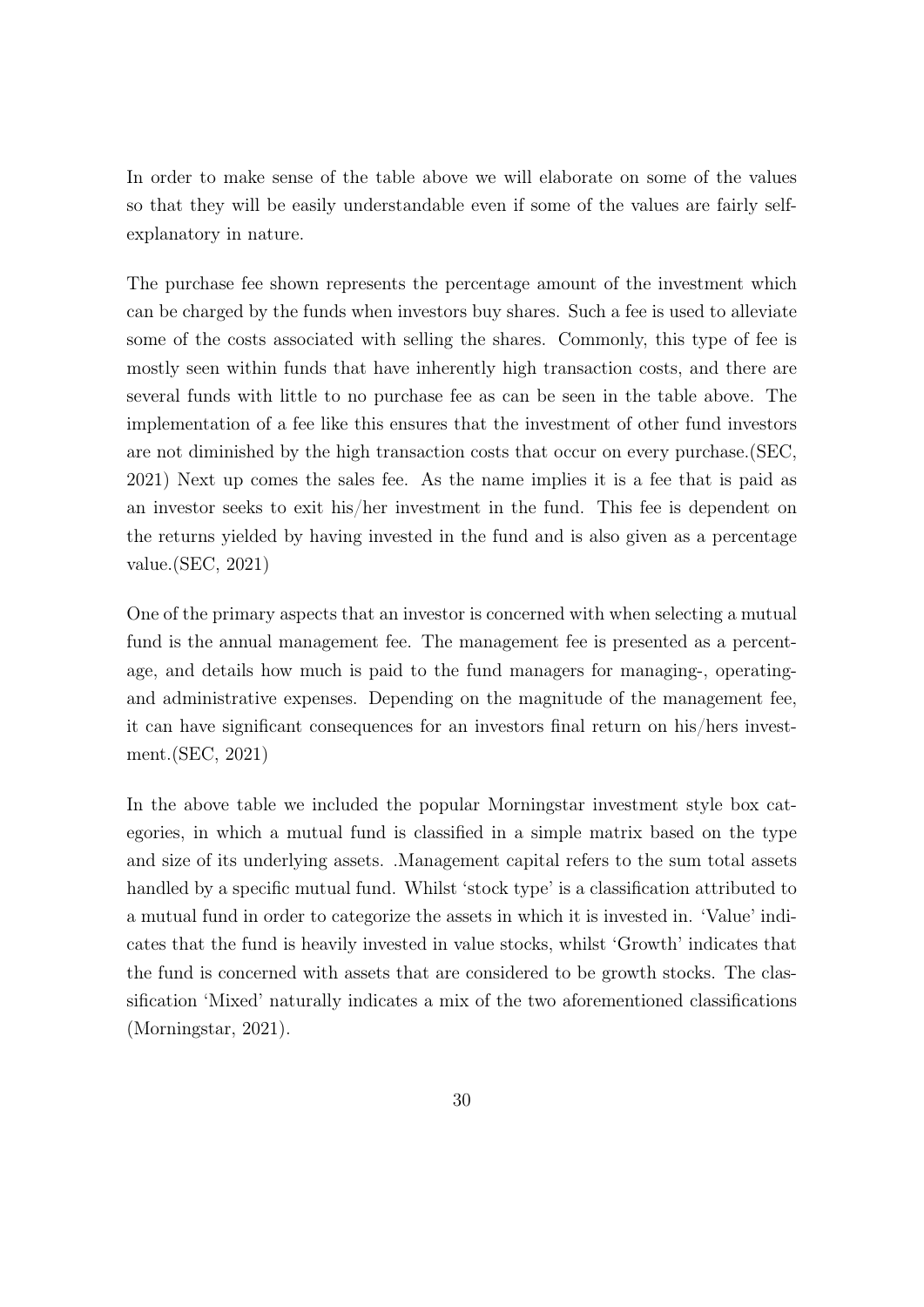In order to make sense of the table above we will elaborate on some of the values so that they will be easily understandable even if some of the values are fairly self-explanatory in nature.

The purchase fee shown represents the percentage amount of the investment which can be charged by the funds when investors buy shares. Such a fee is used to alleviate some of the costs associated with selling the shares. Commonly, this type of fee is mostly seen within funds that have inherently high transaction costs, and there are several funds with little to no purchase fee as can be seen in the table above. The implementation of a fee like this ensures that the investment of other fund investors are not diminished by the high transaction costs that occur on every purchase.(SEC, 2021) Next up comes the sales fee. As the name implies it is a fee that is paid as an investor seeks to exit his/her investment in the fund. This fee is dependent on the returns yielded by having invested in the fund and is also given as a percentage value.(SEC, 2021)

One of the primary aspects that an investor is concerned with when selecting a mutual fund is the annual management fee. The management fee is presented as a percentage, and details how much is paid to the fund managers for managing-, operating- and administrative expenses. Depending on the magnitude of the management fee, it can have significant consequences for an investors final return on his/hers investment.(SEC, 2021)

In the above table we included the popular Morningstar investment style box categories, in which a mutual fund is classified in a simple matrix based on the type and size of its underlying assets. .Management capital refers to the sum total assets handled by a specific mutual fund. Whilst 'stock type' is a classification attributed to a mutual fund in order to categorize the assets in which it is invested in. 'Value' indicates that the fund is heavily invested in value stocks, whilst 'Growth' indicates that the fund is concerned with assets that are considered to be growth stocks. The classification 'Mixed' naturally indicates a mix of the two aforementioned classifications (Morningstar, 2021).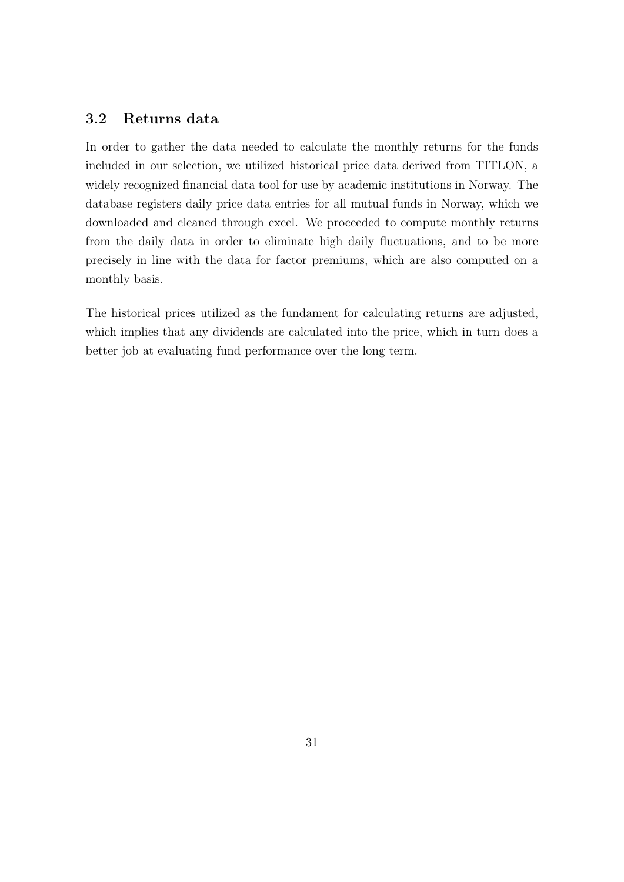## 3.2 Returns data

In order to gather the data needed to calculate the monthly returns for the funds included in our selection, we utilized historical price data derived from TITLON, a widely recognized financial data tool for use by academic institutions in Norway. The database registers daily price data entries for all mutual funds in Norway, which we downloaded and cleaned through excel. We proceeded to compute monthly returns from the daily data in order to eliminate high daily fluctuations, and to be more precisely in line with the data for factor premiums, which are also computed on a monthly basis.

The historical prices utilized as the fundament for calculating returns are adjusted, which implies that any dividends are calculated into the price, which in turn does a better job at evaluating fund performance over the long term.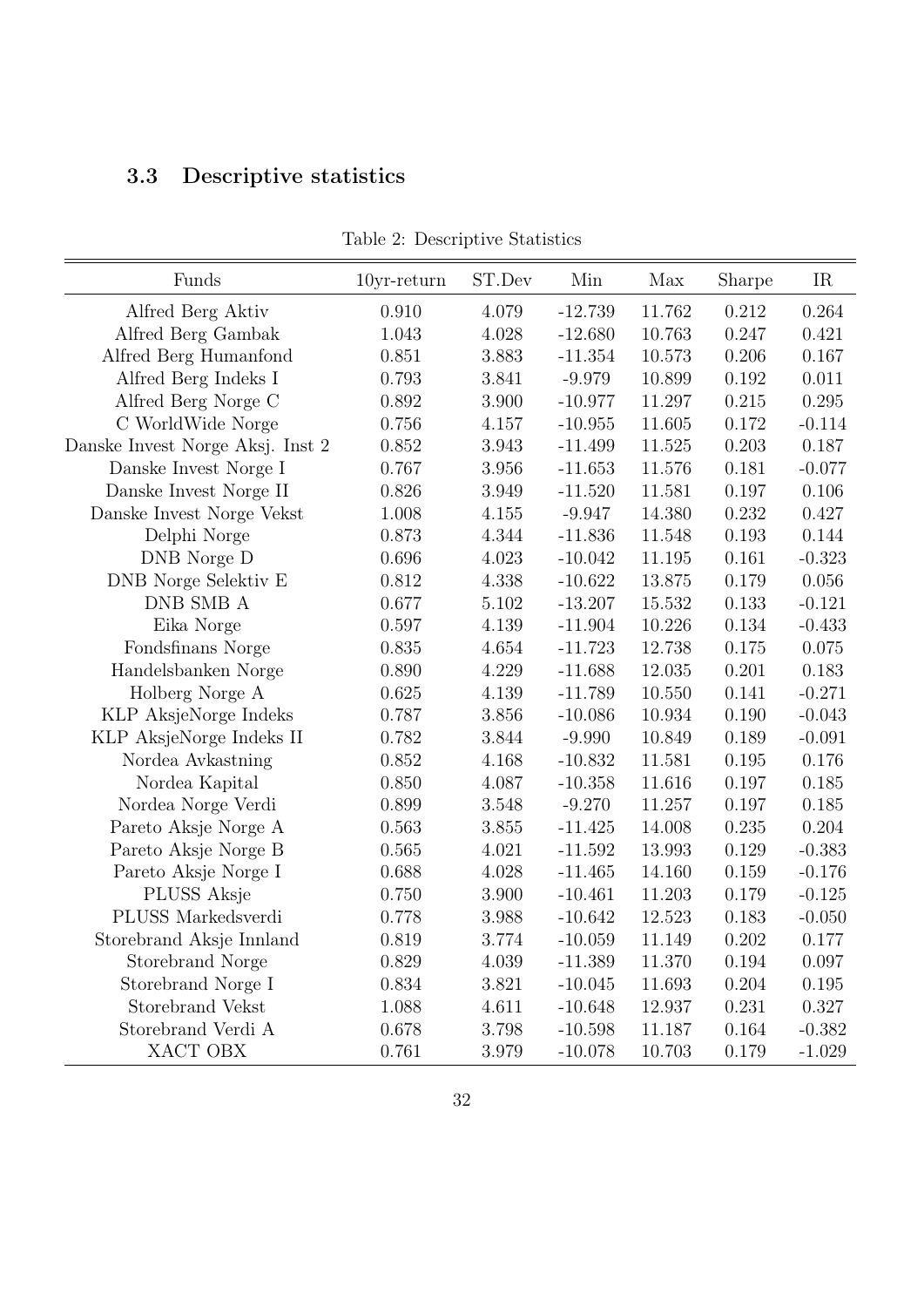## 3.3 Descriptive statistics

Table 2: Descriptive Statistics

| Funds | 10yr-return | ST.Dev | Min | Max | Sharpe | IR |
|---|---|---|---|---|---|---|
| Alfred Berg Aktiv | 0.910 | 4.079 | -12.739 | 11.762 | 0.212 | 0.264 |
| Alfred Berg Gambak | 1.043 | 4.028 | -12.680 | 10.763 | 0.247 | 0.421 |
| Alfred Berg Humanfond | 0.851 | 3.883 | -11.354 | 10.573 | 0.206 | 0.167 |
| Alfred Berg Indeks I | 0.793 | 3.841 | -9.979 | 10.899 | 0.192 | 0.011 |
| Alfred Berg Norge C | 0.892 | 3.900 | -10.977 | 11.297 | 0.215 | 0.295 |
| C WorldWide Norge | 0.756 | 4.157 | -10.955 | 11.605 | 0.172 | -0.114 |
| Danske Invest Norge Aksj. Inst 2 | 0.852 | 3.943 | -11.499 | 11.525 | 0.203 | 0.187 |
| Danske Invest Norge I | 0.767 | 3.956 | -11.653 | 11.576 | 0.181 | -0.077 |
| Danske Invest Norge II | 0.826 | 3.949 | -11.520 | 11.581 | 0.197 | 0.106 |
| Danske Invest Norge Vekst | 1.008 | 4.155 | -9.947 | 14.380 | 0.232 | 0.427 |
| Delphi Norge | 0.873 | 4.344 | -11.836 | 11.548 | 0.193 | 0.144 |
| DNB Norge D | 0.696 | 4.023 | -10.042 | 11.195 | 0.161 | -0.323 |
| DNB Norge Selektiv E | 0.812 | 4.338 | -10.622 | 13.875 | 0.179 | 0.056 |
| DNB SMB A | 0.677 | 5.102 | -13.207 | 15.532 | 0.133 | -0.121 |
| Eika Norge | 0.597 | 4.139 | -11.904 | 10.226 | 0.134 | -0.433 |
| Fondsfinans Norge | 0.835 | 4.654 | -11.723 | 12.738 | 0.175 | 0.075 |
| Handelsbanken Norge | 0.890 | 4.229 | -11.688 | 12.035 | 0.201 | 0.183 |
| Holberg Norge A | 0.625 | 4.139 | -11.789 | 10.550 | 0.141 | -0.271 |
| KLP AksjeNorge Indeks | 0.787 | 3.856 | -10.086 | 10.934 | 0.190 | -0.043 |
| KLP AksjeNorge Indeks II | 0.782 | 3.844 | -9.990 | 10.849 | 0.189 | -0.091 |
| Nordea Avkastning | 0.852 | 4.168 | -10.832 | 11.581 | 0.195 | 0.176 |
| Nordea Kapital | 0.850 | 4.087 | -10.358 | 11.616 | 0.197 | 0.185 |
| Nordea Norge Verdi | 0.899 | 3.548 | -9.270 | 11.257 | 0.197 | 0.185 |
| Pareto Aksje Norge A | 0.563 | 3.855 | -11.425 | 14.008 | 0.235 | 0.204 |
| Pareto Aksje Norge B | 0.565 | 4.021 | -11.592 | 13.993 | 0.129 | -0.383 |
| Pareto Aksje Norge I | 0.688 | 4.028 | -11.465 | 14.160 | 0.159 | -0.176 |
| PLUSS Aksje | 0.750 | 3.900 | -10.461 | 11.203 | 0.179 | -0.125 |
| PLUSS Markedsverdi | 0.778 | 3.988 | -10.642 | 12.523 | 0.183 | -0.050 |
| Storebrand Aksje Innland | 0.819 | 3.774 | -10.059 | 11.149 | 0.202 | 0.177 |
| Storebrand Norge | 0.829 | 4.039 | -11.389 | 11.370 | 0.194 | 0.097 |
| Storebrand Norge I | 0.834 | 3.821 | -10.045 | 11.693 | 0.204 | 0.195 |
| Storebrand Vekst | 1.088 | 4.611 | -10.648 | 12.937 | 0.231 | 0.327 |
| Storebrand Verdi A | 0.678 | 3.798 | -10.598 | 11.187 | 0.164 | -0.382 |
| XACT OBX | 0.761 | 3.979 | -10.078 | 10.703 | 0.179 | -1.029 |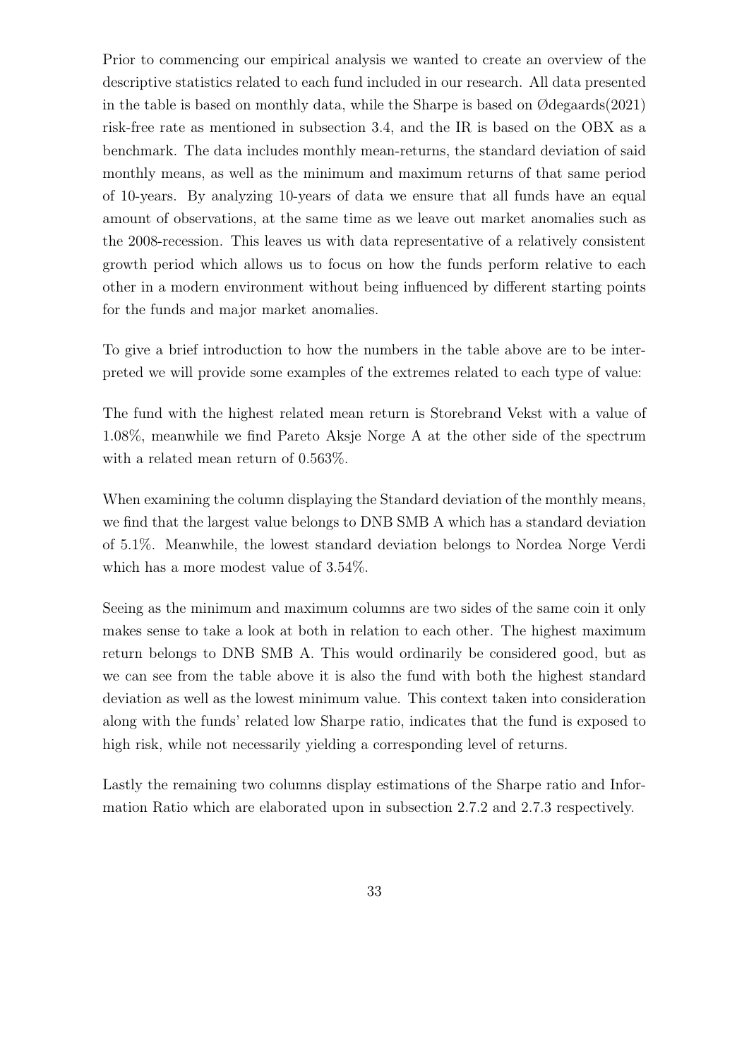Prior to commencing our empirical analysis we wanted to create an overview of the descriptive statistics related to each fund included in our research. All data presented in the table is based on monthly data, while the Sharpe is based on Ødegaards(2021) risk-free rate as mentioned in subsection 3.4, and the IR is based on the OBX as a benchmark. The data includes monthly mean-returns, the standard deviation of said monthly means, as well as the minimum and maximum returns of that same period of 10-years. By analyzing 10-years of data we ensure that all funds have an equal amount of observations, at the same time as we leave out market anomalies such as the 2008-recession. This leaves us with data representative of a relatively consistent growth period which allows us to focus on how the funds perform relative to each other in a modern environment without being influenced by different starting points for the funds and major market anomalies.

To give a brief introduction to how the numbers in the table above are to be interpreted we will provide some examples of the extremes related to each type of value:

The fund with the highest related mean return is Storebrand Vekst with a value of 1.08%, meanwhile we find Pareto Aksje Norge A at the other side of the spectrum with a related mean return of 0.563%.

When examining the column displaying the Standard deviation of the monthly means, we find that the largest value belongs to DNB SMB A which has a standard deviation of 5.1%. Meanwhile, the lowest standard deviation belongs to Nordea Norge Verdi which has a more modest value of 3.54%.

Seeing as the minimum and maximum columns are two sides of the same coin it only makes sense to take a look at both in relation to each other. The highest maximum return belongs to DNB SMB A. This would ordinarily be considered good, but as we can see from the table above it is also the fund with both the highest standard deviation as well as the lowest minimum value. This context taken into consideration along with the funds' related low Sharpe ratio, indicates that the fund is exposed to high risk, while not necessarily yielding a corresponding level of returns.

Lastly the remaining two columns display estimations of the Sharpe ratio and Information Ratio which are elaborated upon in subsection 2.7.2 and 2.7.3 respectively.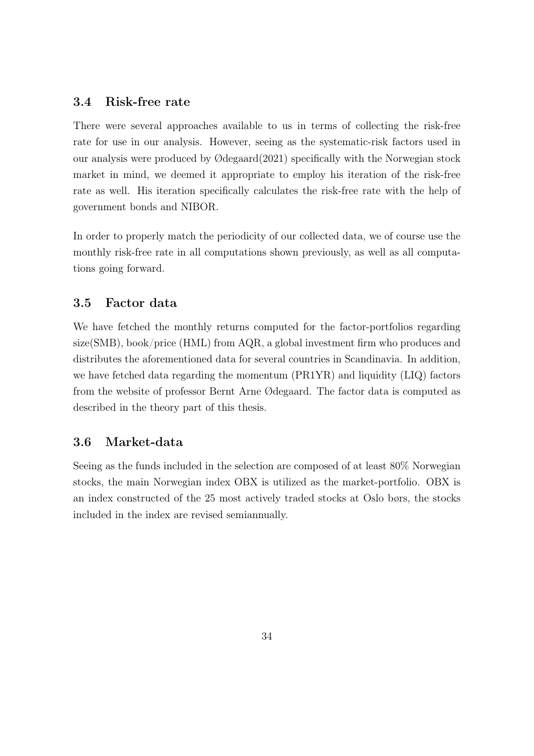## 3.4 Risk-free rate

There were several approaches available to us in terms of collecting the risk-free rate for use in our analysis. However, seeing as the systematic-risk factors used in our analysis were produced by Ødegaard(2021) specifically with the Norwegian stock market in mind, we deemed it appropriate to employ his iteration of the risk-free rate as well. His iteration specifically calculates the risk-free rate with the help of government bonds and NIBOR.

In order to properly match the periodicity of our collected data, we of course use the monthly risk-free rate in all computations shown previously, as well as all computations going forward.

## 3.5 Factor data

We have fetched the monthly returns computed for the factor-portfolios regarding size(SMB), book/price (HML) from AQR, a global investment firm who produces and distributes the aforementioned data for several countries in Scandinavia. In addition, we have fetched data regarding the momentum (PR1YR) and liquidity (LIQ) factors from the website of professor Bernt Arne Ødegaard. The factor data is computed as described in the theory part of this thesis.

## 3.6 Market-data

Seeing as the funds included in the selection are composed of at least 80% Norwegian stocks, the main Norwegian index OBX is utilized as the market-portfolio. OBX is an index constructed of the 25 most actively traded stocks at Oslo børs, the stocks included in the index are revised semiannually.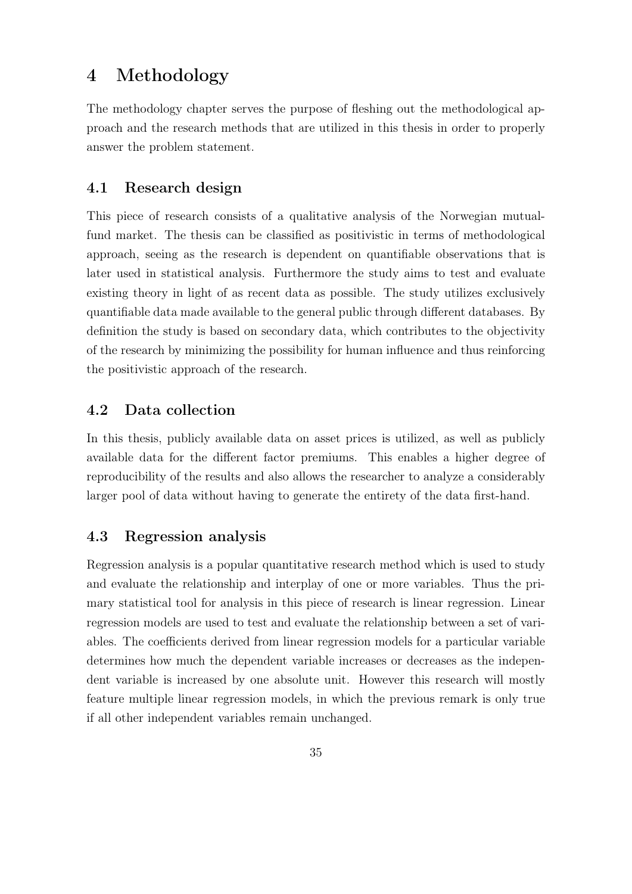# 4 Methodology

The methodology chapter serves the purpose of fleshing out the methodological approach and the research methods that are utilized in this thesis in order to properly answer the problem statement.

## 4.1 Research design

This piece of research consists of a qualitative analysis of the Norwegian mutual-fund market. The thesis can be classified as positivistic in terms of methodological approach, seeing as the research is dependent on quantifiable observations that is later used in statistical analysis. Furthermore the study aims to test and evaluate existing theory in light of as recent data as possible. The study utilizes exclusively quantifiable data made available to the general public through different databases. By definition the study is based on secondary data, which contributes to the objectivity of the research by minimizing the possibility for human influence and thus reinforcing the positivistic approach of the research.

## 4.2 Data collection

In this thesis, publicly available data on asset prices is utilized, as well as publicly available data for the different factor premiums. This enables a higher degree of reproducibility of the results and also allows the researcher to analyze a considerably larger pool of data without having to generate the entirety of the data first-hand.

## 4.3 Regression analysis

Regression analysis is a popular quantitative research method which is used to study and evaluate the relationship and interplay of one or more variables. Thus the primary statistical tool for analysis in this piece of research is linear regression. Linear regression models are used to test and evaluate the relationship between a set of variables. The coefficients derived from linear regression models for a particular variable determines how much the dependent variable increases or decreases as the independent variable is increased by one absolute unit. However this research will mostly feature multiple linear regression models, in which the previous remark is only true if all other independent variables remain unchanged.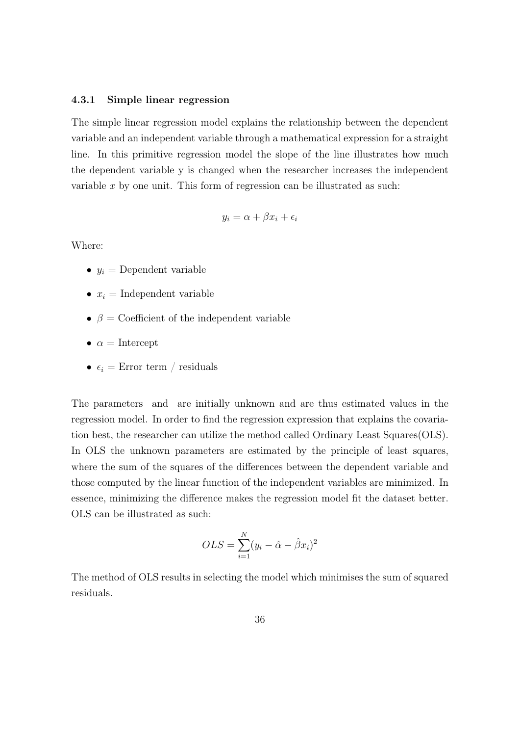### 4.3.1 Simple linear regression

The simple linear regression model explains the relationship between the dependent variable and an independent variable through a mathematical expression for a straight line. In this primitive regression model the slope of the line illustrates how much the dependent variable y is changed when the researcher increases the independent variable $x$ by one unit. This form of regression can be illustrated as such:

$$y_i = \alpha + \beta x_i + \epsilon_i$$

Where:

- $y_i$ = Dependent variable
- $x_i$ = Independent variable
- $\beta$ = Coefficient of the independent variable
- $\alpha$ = Intercept
- $\epsilon_i$ = Error term / residuals

The parameters  and  are initially unknown and are thus estimated values in the regression model. In order to find the regression expression that explains the covariation best, the researcher can utilize the method called Ordinary Least Squares(OLS). In OLS the unknown parameters are estimated by the principle of least squares, where the sum of the squares of the differences between the dependent variable and those computed by the linear function of the independent variables are minimized. In essence, minimizing the difference makes the regression model fit the dataset better. OLS can be illustrated as such:

$$OLS = \sum_{i=1}^{N} (y_i - \hat{\alpha} - \hat{\beta} x_i)^2$$

The method of OLS results in selecting the model which minimises the sum of squared residuals.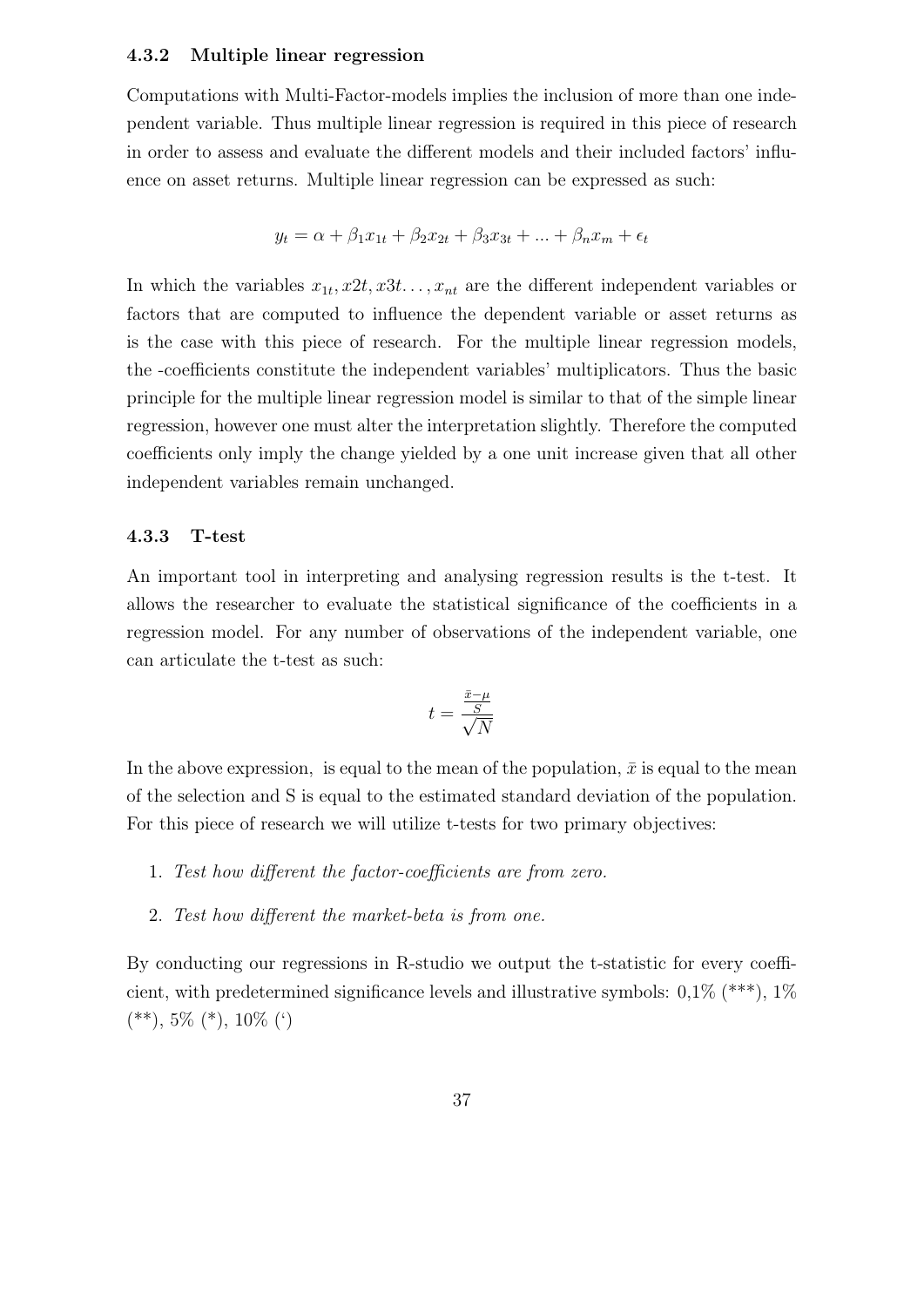### 4.3.2 Multiple linear regression

Computations with Multi-Factor-models implies the inclusion of more than one independent variable. Thus multiple linear regression is required in this piece of research in order to assess and evaluate the different models and their included factors' influence on asset returns. Multiple linear regression can be expressed as such:

$$y_t = \alpha + \beta_1 x_{1t} + \beta_2 x_{2t} + \beta_3 x_{3t} + ... + \beta_n x_m + \epsilon_t$$

In which the variables $x_{1t}, x2t, x3t \ldots, x_{nt}$ are the different independent variables or factors that are computed to influence the dependent variable or asset returns as is the case with this piece of research. For the multiple linear regression models, the -coefficients constitute the independent variables' multiplicators. Thus the basic principle for the multiple linear regression model is similar to that of the simple linear regression, however one must alter the interpretation slightly. Therefore the computed coefficients only imply the change yielded by a one unit increase given that all other independent variables remain unchanged.

### 4.3.3 T-test

An important tool in interpreting and analysing regression results is the t-test. It allows the researcher to evaluate the statistical significance of the coefficients in a regression model. For any number of observations of the independent variable, one can articulate the t-test as such:

$$t = \frac{\frac{\bar{x}-\mu}{S}}{\sqrt{N}}$$

In the above expression, is equal to the mean of the population, $\bar{x}$ is equal to the mean of the selection and S is equal to the estimated standard deviation of the population. For this piece of research we will utilize t-tests for two primary objectives:

1. *Test how different the factor-coefficients are from zero.*
2. *Test how different the market-beta is from one.*

By conducting our regressions in R-studio we output the t-statistic for every coefficient, with predetermined significance levels and illustrative symbols: 0,1% (***), 1% (**), 5% (*), 10% (')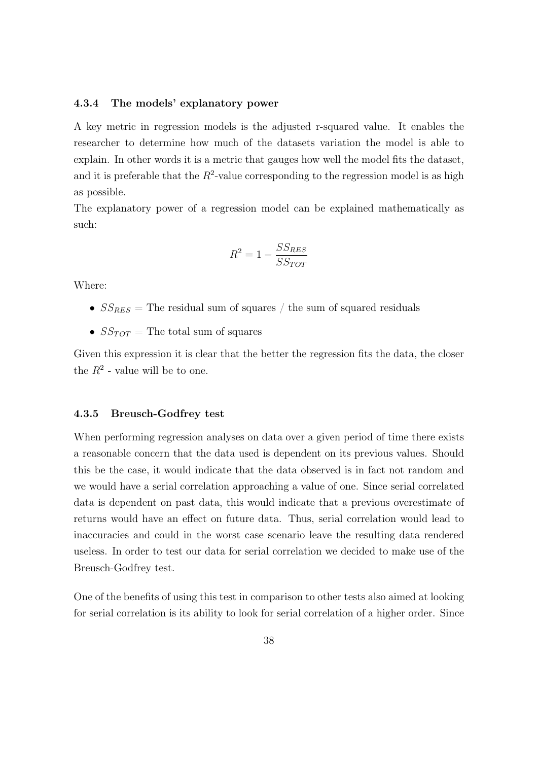#### 4.3.4 The models' explanatory power

A key metric in regression models is the adjusted r-squared value. It enables the researcher to determine how much of the datasets variation the model is able to explain. In other words it is a metric that gauges how well the model fits the dataset, and it is preferable that the $R^2$-value corresponding to the regression model is as high as possible.
The explanatory power of a regression model can be explained mathematically as such:

$$R^2 = 1 - \frac{SS_{RES}}{SS_{TOT}}$$

Where:

- $SS_{RES}$ = The residual sum of squares / the sum of squared residuals
- $SS_{TOT}$ = The total sum of squares

Given this expression it is clear that the better the regression fits the data, the closer the $R^2$ - value will be to one.

#### 4.3.5 Breusch-Godfrey test

When performing regression analyses on data over a given period of time there exists a reasonable concern that the data used is dependent on its previous values. Should this be the case, it would indicate that the data observed is in fact not random and we would have a serial correlation approaching a value of one. Since serial correlated data is dependent on past data, this would indicate that a previous overestimate of returns would have an effect on future data. Thus, serial correlation would lead to inaccuracies and could in the worst case scenario leave the resulting data rendered useless. In order to test our data for serial correlation we decided to make use of the Breusch-Godfrey test.

One of the benefits of using this test in comparison to other tests also aimed at looking for serial correlation is its ability to look for serial correlation of a higher order. Since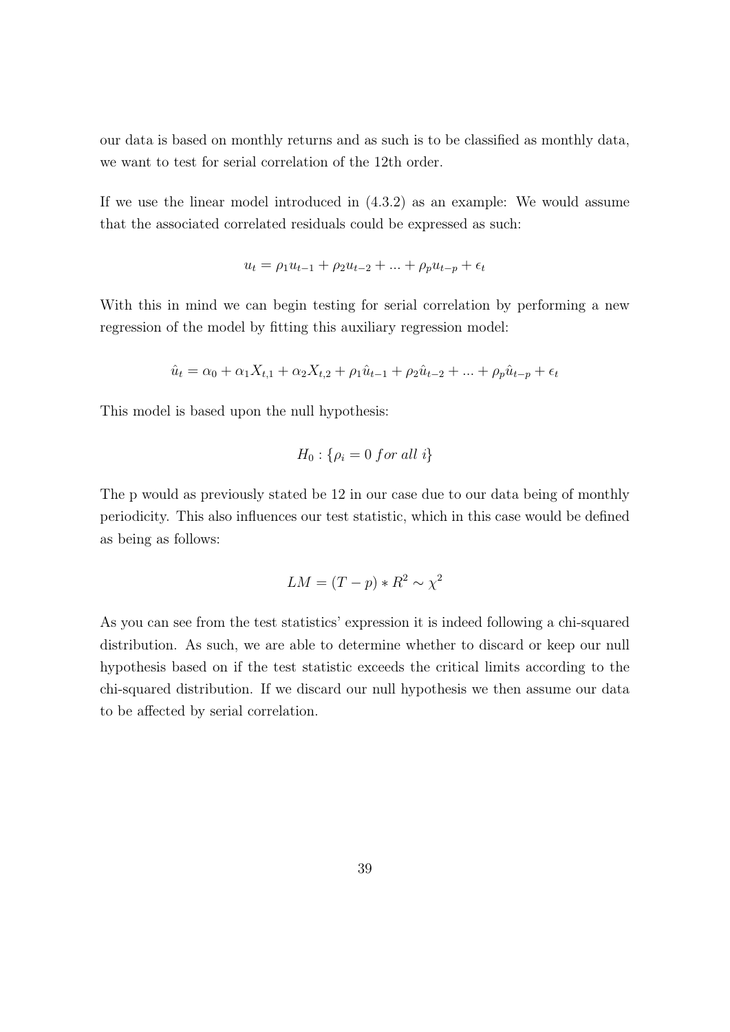our data is based on monthly returns and as such is to be classified as monthly data, we want to test for serial correlation of the 12th order.

If we use the linear model introduced in (4.3.2) as an example: We would assume that the associated correlated residuals could be expressed as such:

$$u_t = \rho_1 u_{t-1} + \rho_2 u_{t-2} + ... + \rho_p u_{t-p} + \epsilon_t$$

With this in mind we can begin testing for serial correlation by performing a new regression of the model by fitting this auxiliary regression model:

$$\hat{u}_t = \alpha_0 + \alpha_1 X_{t,1} + \alpha_2 X_{t,2} + \rho_1 \hat{u}_{t-1} + \rho_2 \hat{u}_{t-2} + ... + \rho_p \hat{u}_{t-p} + \epsilon_t$$

This model is based upon the null hypothesis:

$$H_0 : \{\rho_i = 0 \; for \; all \; i\}$$

The p would as previously stated be 12 in our case due to our data being of monthly periodicity. This also influences our test statistic, which in this case would be defined as being as follows:

$$LM = (T - p) * R^2 \sim \chi^2$$

As you can see from the test statistics' expression it is indeed following a chi-squared distribution. As such, we are able to determine whether to discard or keep our null hypothesis based on if the test statistic exceeds the critical limits according to the chi-squared distribution. If we discard our null hypothesis we then assume our data to be affected by serial correlation.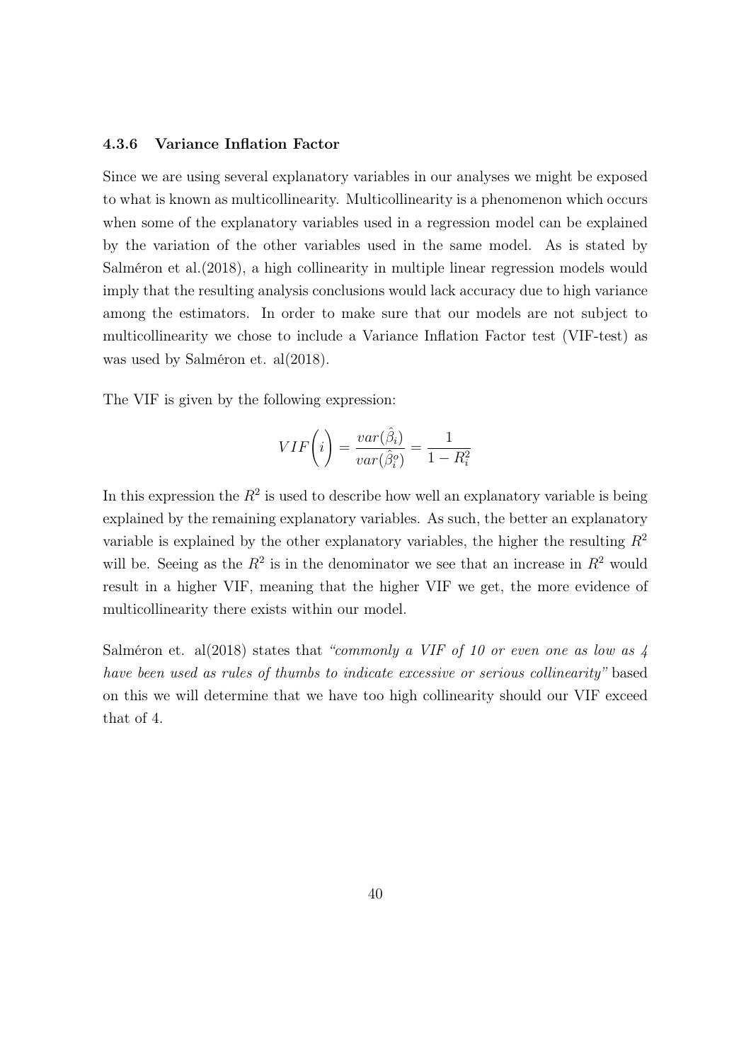### 4.3.6 Variance Inflation Factor

Since we are using several explanatory variables in our analyses we might be exposed to what is known as multicollinearity. Multicollinearity is a phenomenon which occurs when some of the explanatory variables used in a regression model can be explained by the variation of the other variables used in the same model. As is stated by Salméron et al.(2018), a high collinearity in multiple linear regression models would imply that the resulting analysis conclusions would lack accuracy due to high variance among the estimators. In order to make sure that our models are not subject to multicollinearity we chose to include a Variance Inflation Factor test (VIF-test) as was used by Salméron et. al(2018).

The VIF is given by the following expression:

$$VIF\bigg(i\bigg) = \frac{var(\hat{\beta}_i)}{var(\hat{\beta}_i^o)} = \frac{1}{1 - R_i^2}$$

In this expression the $R^2$ is used to describe how well an explanatory variable is being explained by the remaining explanatory variables. As such, the better an explanatory variable is explained by the other explanatory variables, the higher the resulting $R^2$ will be. Seeing as the $R^2$ is in the denominator we see that an increase in $R^2$ would result in a higher VIF, meaning that the higher VIF we get, the more evidence of multicollinearity there exists within our model.

Salméron et. al(2018) states that *"commonly a VIF of 10 or even one as low as 4 have been used as rules of thumbs to indicate excessive or serious collinearity"* based on this we will determine that we have too high collinearity should our VIF exceed that of 4.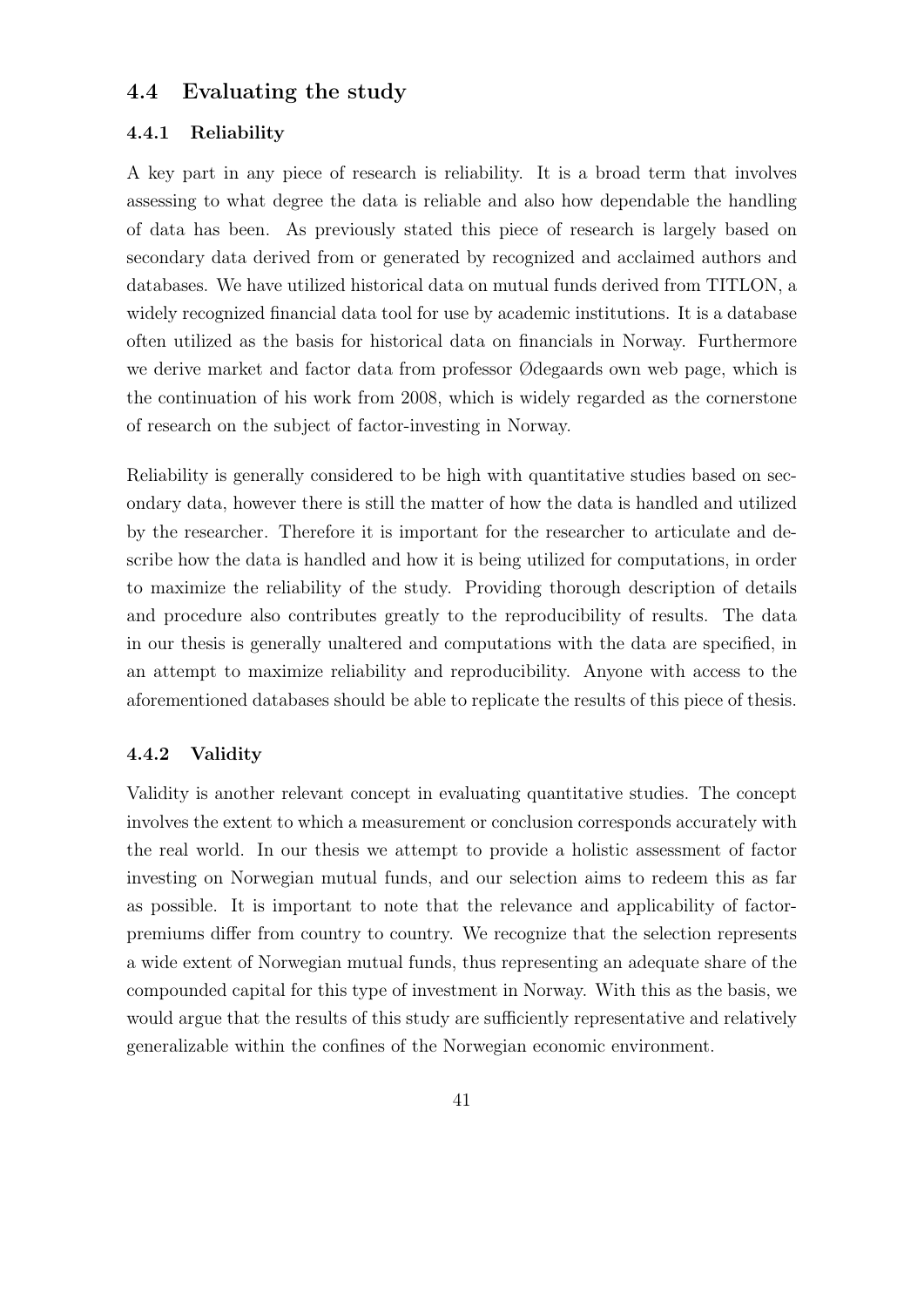## 4.4 Evaluating the study

### 4.4.1 Reliability

A key part in any piece of research is reliability. It is a broad term that involves assessing to what degree the data is reliable and also how dependable the handling of data has been. As previously stated this piece of research is largely based on secondary data derived from or generated by recognized and acclaimed authors and databases. We have utilized historical data on mutual funds derived from TITLON, a widely recognized financial data tool for use by academic institutions. It is a database often utilized as the basis for historical data on financials in Norway. Furthermore we derive market and factor data from professor Ødegaards own web page, which is the continuation of his work from 2008, which is widely regarded as the cornerstone of research on the subject of factor-investing in Norway.

Reliability is generally considered to be high with quantitative studies based on secondary data, however there is still the matter of how the data is handled and utilized by the researcher. Therefore it is important for the researcher to articulate and describe how the data is handled and how it is being utilized for computations, in order to maximize the reliability of the study. Providing thorough description of details and procedure also contributes greatly to the reproducibility of results. The data in our thesis is generally unaltered and computations with the data are specified, in an attempt to maximize reliability and reproducibility. Anyone with access to the aforementioned databases should be able to replicate the results of this piece of thesis.

### 4.4.2 Validity

Validity is another relevant concept in evaluating quantitative studies. The concept involves the extent to which a measurement or conclusion corresponds accurately with the real world. In our thesis we attempt to provide a holistic assessment of factor investing on Norwegian mutual funds, and our selection aims to redeem this as far as possible. It is important to note that the relevance and applicability of factor-premiums differ from country to country. We recognize that the selection represents a wide extent of Norwegian mutual funds, thus representing an adequate share of the compounded capital for this type of investment in Norway. With this as the basis, we would argue that the results of this study are sufficiently representative and relatively generalizable within the confines of the Norwegian economic environment.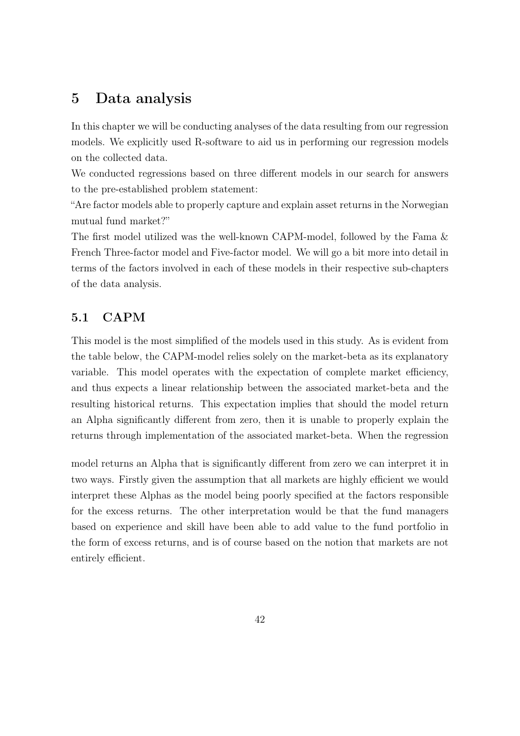# 5 Data analysis

In this chapter we will be conducting analyses of the data resulting from our regression models. We explicitly used R-software to aid us in performing our regression models on the collected data.

We conducted regressions based on three different models in our search for answers to the pre-established problem statement:

"Are factor models able to properly capture and explain asset returns in the Norwegian mutual fund market?"

The first model utilized was the well-known CAPM-model, followed by the Fama & French Three-factor model and Five-factor model. We will go a bit more into detail in terms of the factors involved in each of these models in their respective sub-chapters of the data analysis.

## 5.1 CAPM

This model is the most simplified of the models used in this study. As is evident from the table below, the CAPM-model relies solely on the market-beta as its explanatory variable. This model operates with the expectation of complete market efficiency, and thus expects a linear relationship between the associated market-beta and the resulting historical returns. This expectation implies that should the model return an Alpha significantly different from zero, then it is unable to properly explain the returns through implementation of the associated market-beta. When the regression

model returns an Alpha that is significantly different from zero we can interpret it in two ways. Firstly given the assumption that all markets are highly efficient we would interpret these Alphas as the model being poorly specified at the factors responsible for the excess returns. The other interpretation would be that the fund managers based on experience and skill have been able to add value to the fund portfolio in the form of excess returns, and is of course based on the notion that markets are not entirely efficient.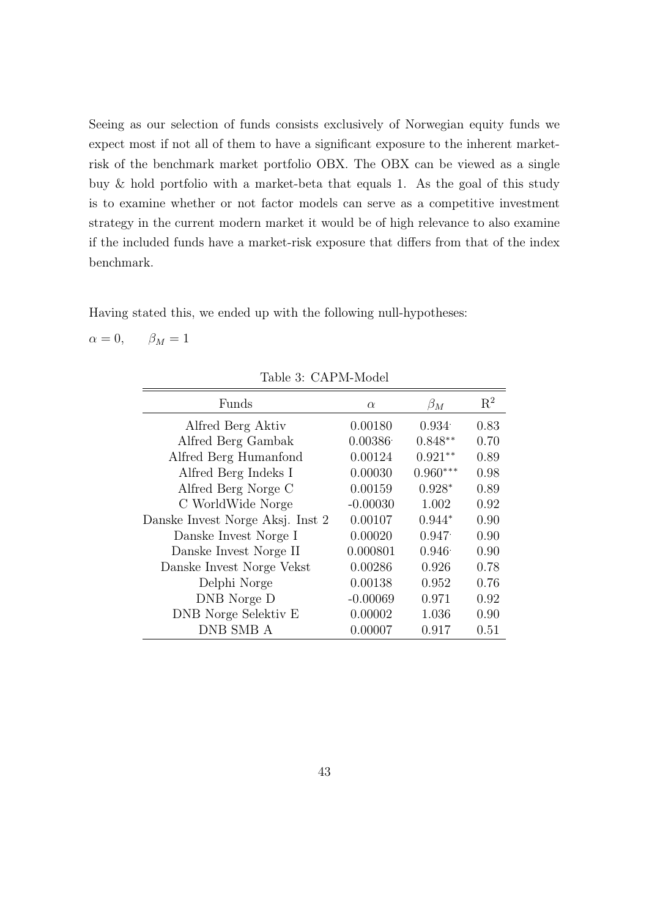Seeing as our selection of funds consists exclusively of Norwegian equity funds we expect most if not all of them to have a significant exposure to the inherent market-risk of the benchmark market portfolio OBX. The OBX can be viewed as a single buy & hold portfolio with a market-beta that equals 1. As the goal of this study is to examine whether or not factor models can serve as a competitive investment strategy in the current modern market it would be of high relevance to also examine if the included funds have a market-risk exposure that differs from that of the index benchmark.

Having stated this, we ended up with the following null-hypotheses:

$\alpha = 0, \qquad \beta_M = 1$

Table 3: CAPM-Model

| Funds | $\alpha$ | $\beta_M$ | $R^2$ |
|---|---|---|---|
| Alfred Berg Aktiv | 0.00180 | $0.934^{\cdot}$ | 0.83 |
| Alfred Berg Gambak | $0.00386^{\cdot}$ | $0.848^{**}$ | 0.70 |
| Alfred Berg Humanfond | 0.00124 | $0.921^{**}$ | 0.89 |
| Alfred Berg Indeks I | 0.00030 | $0.960^{***}$ | 0.98 |
| Alfred Berg Norge C | 0.00159 | $0.928^{*}$ | 0.89 |
| C WorldWide Norge | -0.00030 | 1.002 | 0.92 |
| Danske Invest Norge Aksj. Inst 2 | 0.00107 | $0.944^{*}$ | 0.90 |
| Danske Invest Norge I | 0.00020 | $0.947^{\cdot}$ | 0.90 |
| Danske Invest Norge II | 0.000801 | $0.946^{\cdot}$ | 0.90 |
| Danske Invest Norge Vekst | 0.00286 | 0.926 | 0.78 |
| Delphi Norge | 0.00138 | 0.952 | 0.76 |
| DNB Norge D | -0.00069 | 0.971 | 0.92 |
| DNB Norge Selektiv E | 0.00002 | 1.036 | 0.90 |
| DNB SMB A | 0.00007 | 0.917 | 0.51 |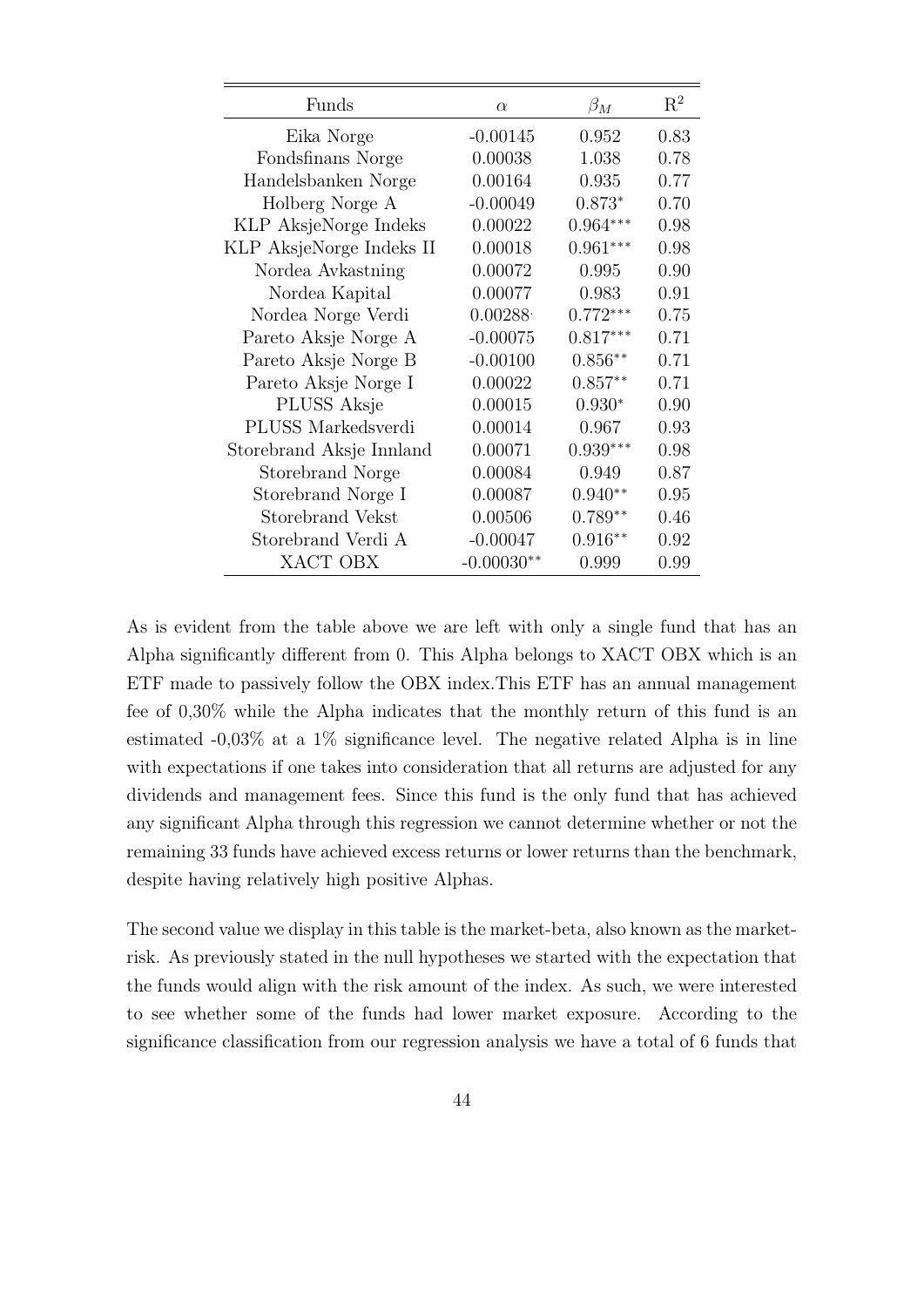| Funds | $\alpha$ | $\beta_M$ | $R^2$ |
|---|---|---|---|
| Eika Norge | -0.00145 | 0.952 | 0.83 |
| Fondsfinans Norge | 0.00038 | 1.038 | 0.78 |
| Handelsbanken Norge | 0.00164 | 0.935 | 0.77 |
| Holberg Norge A | -0.00049 | $0.873^{*}$ | 0.70 |
| KLP AksjeNorge Indeks | 0.00022 | $0.964^{***}$ | 0.98 |
| KLP AksjeNorge Indeks II | 0.00018 | $0.961^{***}$ | 0.98 |
| Nordea Avkastning | 0.00072 | 0.995 | 0.90 |
| Nordea Kapital | 0.00077 | 0.983 | 0.91 |
| Nordea Norge Verdi | $0.00288^{\cdot}$ | $0.772^{***}$ | 0.75 |
| Pareto Aksje Norge A | -0.00075 | $0.817^{***}$ | 0.71 |
| Pareto Aksje Norge B | -0.00100 | $0.856^{**}$ | 0.71 |
| Pareto Aksje Norge I | 0.00022 | $0.857^{**}$ | 0.71 |
| PLUSS Aksje | 0.00015 | $0.930^{*}$ | 0.90 |
| PLUSS Markedsverdi | 0.00014 | 0.967 | 0.93 |
| Storebrand Aksje Innland | 0.00071 | $0.939^{***}$ | 0.98 |
| Storebrand Norge | 0.00084 | 0.949 | 0.87 |
| Storebrand Norge I | 0.00087 | $0.940^{**}$ | 0.95 |
| Storebrand Vekst | 0.00506 | $0.789^{**}$ | 0.46 |
| Storebrand Verdi A | -0.00047 | $0.916^{**}$ | 0.92 |
| XACT OBX | $-0.00030^{**}$ | 0.999 | 0.99 |

As is evident from the table above we are left with only a single fund that has an Alpha significantly different from 0. This Alpha belongs to XACT OBX which is an ETF made to passively follow the OBX index.This ETF has an annual management fee of 0,30% while the Alpha indicates that the monthly return of this fund is an estimated -0,03% at a 1% significance level. The negative related Alpha is in line with expectations if one takes into consideration that all returns are adjusted for any dividends and management fees. Since this fund is the only fund that has achieved any significant Alpha through this regression we cannot determine whether or not the remaining 33 funds have achieved excess returns or lower returns than the benchmark, despite having relatively high positive Alphas.

The second value we display in this table is the market-beta, also known as the market-risk. As previously stated in the null hypotheses we started with the expectation that the funds would align with the risk amount of the index. As such, we were interested to see whether some of the funds had lower market exposure. According to the significance classification from our regression analysis we have a total of 6 funds that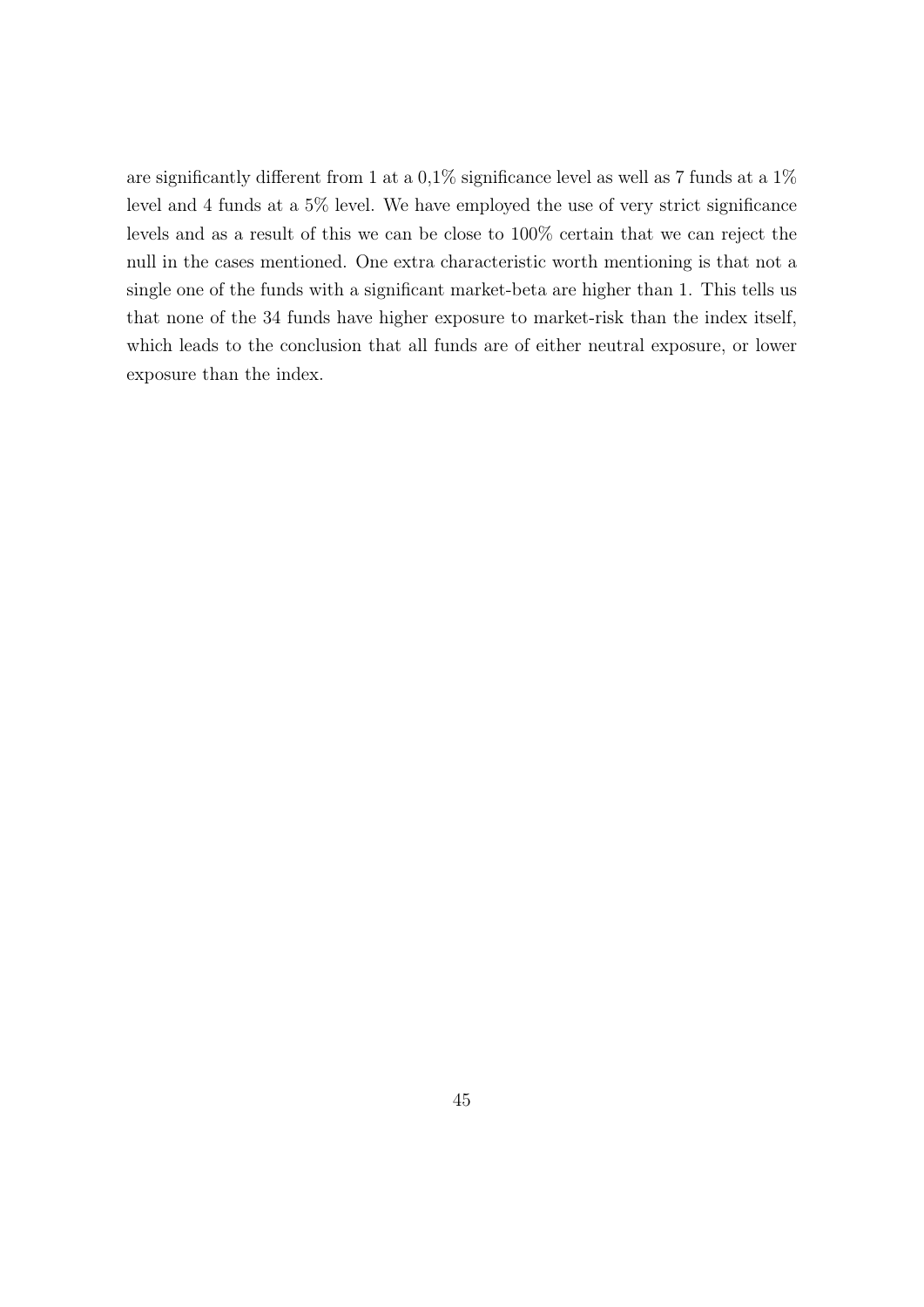are significantly different from 1 at a 0,1% significance level as well as 7 funds at a 1% level and 4 funds at a 5% level. We have employed the use of very strict significance levels and as a result of this we can be close to 100% certain that we can reject the null in the cases mentioned. One extra characteristic worth mentioning is that not a single one of the funds with a significant market-beta are higher than 1. This tells us that none of the 34 funds have higher exposure to market-risk than the index itself, which leads to the conclusion that all funds are of either neutral exposure, or lower exposure than the index.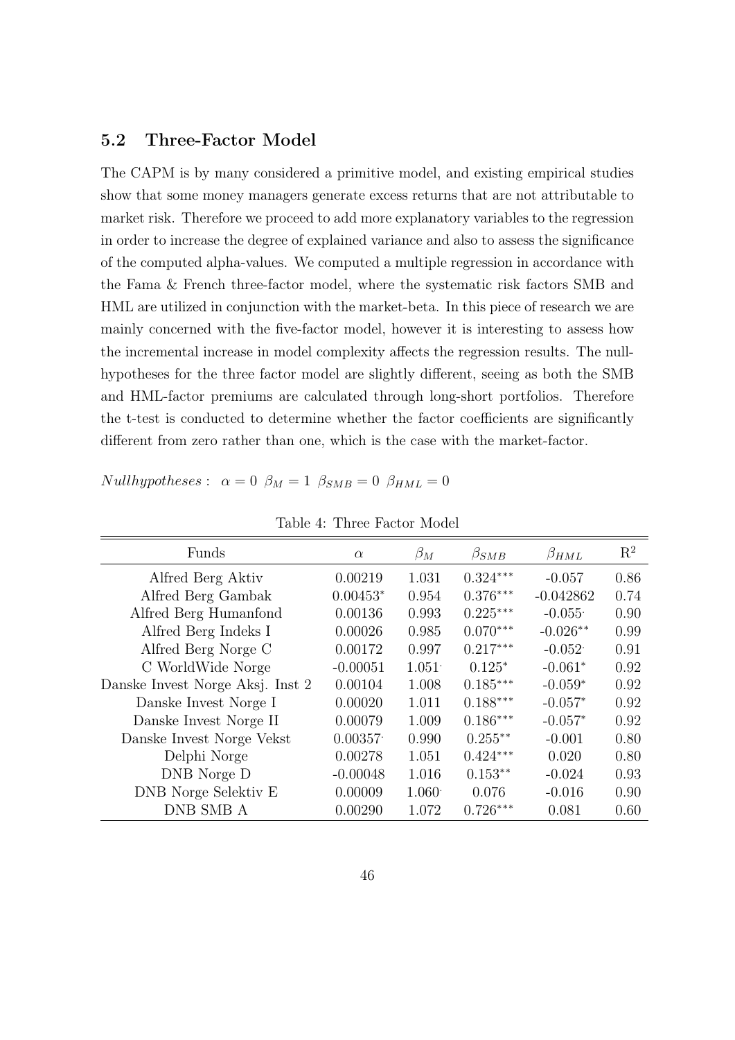## 5.2 Three-Factor Model

The CAPM is by many considered a primitive model, and existing empirical studies show that some money managers generate excess returns that are not attributable to market risk. Therefore we proceed to add more explanatory variables to the regression in order to increase the degree of explained variance and also to assess the significance of the computed alpha-values. We computed a multiple regression in accordance with the Fama & French three-factor model, where the systematic risk factors SMB and HML are utilized in conjunction with the market-beta. In this piece of research we are mainly concerned with the five-factor model, however it is interesting to assess how the incremental increase in model complexity affects the regression results. The null-hypotheses for the three factor model are slightly different, seeing as both the SMB and HML-factor premiums are calculated through long-short portfolios. Therefore the t-test is conducted to determine whether the factor coefficients are significantly different from zero rather than one, which is the case with the market-factor.

$Nullhypotheses: \ \alpha = 0 \ \beta_M = 1 \ \beta_{SMB} = 0 \ \beta_{HML} = 0$

Table 4: Three Factor Model

| Funds | $\alpha$ | $\beta_M$ | $\beta_{SMB}$ | $\beta_{HML}$ | $R^2$ |
|---|---|---|---|---|---|
| Alfred Berg Aktiv | 0.00219 | 1.031 | 0.324*** | -0.057 | 0.86 |
| Alfred Berg Gambak | 0.00453* | 0.954 | 0.376*** | -0.042862 | 0.74 |
| Alfred Berg Humanfond | 0.00136 | 0.993 | 0.225*** | -0.055· | 0.90 |
| Alfred Berg Indeks I | 0.00026 | 0.985 | 0.070*** | -0.026** | 0.99 |
| Alfred Berg Norge C | 0.00172 | 0.997 | 0.217*** | -0.052· | 0.91 |
| C WorldWide Norge | -0.00051 | 1.051· | 0.125* | -0.061* | 0.92 |
| Danske Invest Norge Aksj. Inst 2 | 0.00104 | 1.008 | 0.185*** | -0.059* | 0.92 |
| Danske Invest Norge I | 0.00020 | 1.011 | 0.188*** | -0.057* | 0.92 |
| Danske Invest Norge II | 0.00079 | 1.009 | 0.186*** | -0.057* | 0.92 |
| Danske Invest Norge Vekst | 0.00357· | 0.990 | 0.255** | -0.001 | 0.80 |
| Delphi Norge | 0.00278 | 1.051 | 0.424*** | 0.020 | 0.80 |
| DNB Norge D | -0.00048 | 1.016 | 0.153** | -0.024 | 0.93 |
| DNB Norge Selektiv E | 0.00009 | 1.060· | 0.076 | -0.016 | 0.90 |
| DNB SMB A | 0.00290 | 1.072 | 0.726*** | 0.081 | 0.60 |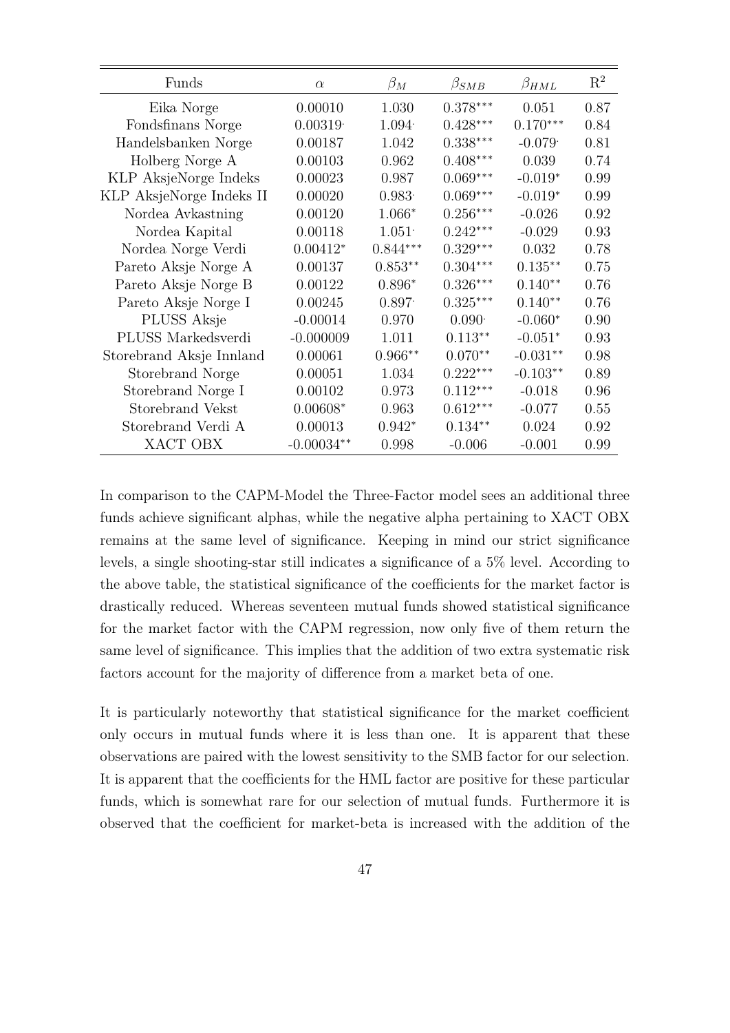| Funds | $\alpha$ | $\beta_M$ | $\beta_{SMB}$ | $\beta_{HML}$ | $R^2$ |
|---|---|---|---|---|---|
| Eika Norge | 0.00010 | 1.030 | $0.378^{***}$ | 0.051 | 0.87 |
| Fondsfinans Norge | $0.00319^{\cdot}$ | $1.094^{\cdot}$ | $0.428^{***}$ | $0.170^{***}$ | 0.84 |
| Handelsbanken Norge | 0.00187 | 1.042 | $0.338^{***}$ | $-0.079^{\cdot}$ | 0.81 |
| Holberg Norge A | 0.00103 | 0.962 | $0.408^{***}$ | 0.039 | 0.74 |
| KLP AksjeNorge Indeks | 0.00023 | 0.987 | $0.069^{***}$ | $-0.019^{*}$ | 0.99 |
| KLP AksjeNorge Indeks II | 0.00020 | $0.983^{\cdot}$ | $0.069^{***}$ | $-0.019^{*}$ | 0.99 |
| Nordea Avkastning | 0.00120 | $1.066^{*}$ | $0.256^{***}$ | -0.026 | 0.92 |
| Nordea Kapital | 0.00118 | $1.051^{\cdot}$ | $0.242^{***}$ | -0.029 | 0.93 |
| Nordea Norge Verdi | $0.00412^{*}$ | $0.844^{***}$ | $0.329^{***}$ | 0.032 | 0.78 |
| Pareto Aksje Norge A | 0.00137 | $0.853^{**}$ | $0.304^{***}$ | $0.135^{**}$ | 0.75 |
| Pareto Aksje Norge B | 0.00122 | $0.896^{*}$ | $0.326^{***}$ | $0.140^{**}$ | 0.76 |
| Pareto Aksje Norge I | 0.00245 | $0.897^{\cdot}$ | $0.325^{***}$ | $0.140^{**}$ | 0.76 |
| PLUSS Aksje | -0.00014 | 0.970 | $0.090^{\cdot}$ | $-0.060^{*}$ | 0.90 |
| PLUSS Markedsverdi | -0.000009 | 1.011 | $0.113^{**}$ | $-0.051^{*}$ | 0.93 |
| Storebrand Aksje Innland | 0.00061 | $0.966^{**}$ | $0.070^{**}$ | $-0.031^{**}$ | 0.98 |
| Storebrand Norge | 0.00051 | 1.034 | $0.222^{***}$ | $-0.103^{**}$ | 0.89 |
| Storebrand Norge I | 0.00102 | 0.973 | $0.112^{***}$ | -0.018 | 0.96 |
| Storebrand Vekst | $0.00608^{*}$ | 0.963 | $0.612^{***}$ | -0.077 | 0.55 |
| Storebrand Verdi A | 0.00013 | $0.942^{*}$ | $0.134^{**}$ | 0.024 | 0.92 |
| XACT OBX | $-0.00034^{**}$ | 0.998 | -0.006 | -0.001 | 0.99 |

In comparison to the CAPM-Model the Three-Factor model sees an additional three funds achieve significant alphas, while the negative alpha pertaining to XACT OBX remains at the same level of significance. Keeping in mind our strict significance levels, a single shooting-star still indicates a significance of a 5% level. According to the above table, the statistical significance of the coefficients for the market factor is drastically reduced. Whereas seventeen mutual funds showed statistical significance for the market factor with the CAPM regression, now only five of them return the same level of significance. This implies that the addition of two extra systematic risk factors account for the majority of difference from a market beta of one.

It is particularly noteworthy that statistical significance for the market coefficient only occurs in mutual funds where it is less than one. It is apparent that these observations are paired with the lowest sensitivity to the SMB factor for our selection. It is apparent that the coefficients for the HML factor are positive for these particular funds, which is somewhat rare for our selection of mutual funds. Furthermore it is observed that the coefficient for market-beta is increased with the addition of the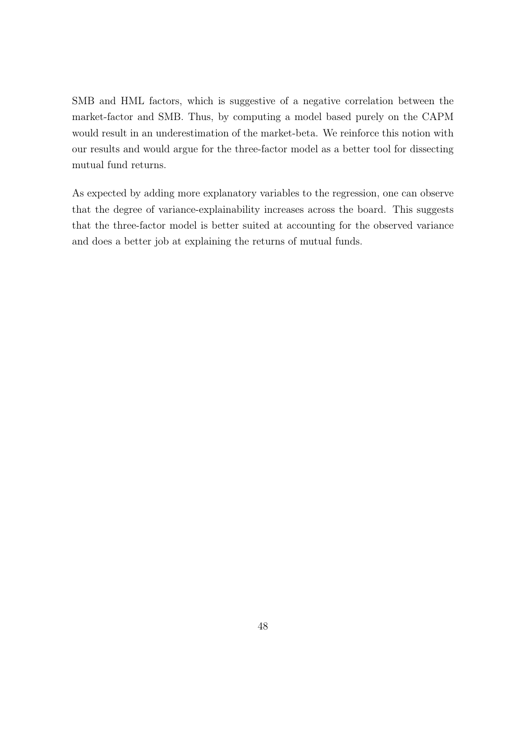SMB and HML factors, which is suggestive of a negative correlation between the market-factor and SMB. Thus, by computing a model based purely on the CAPM would result in an underestimation of the market-beta. We reinforce this notion with our results and would argue for the three-factor model as a better tool for dissecting mutual fund returns.

As expected by adding more explanatory variables to the regression, one can observe that the degree of variance-explainability increases across the board. This suggests that the three-factor model is better suited at accounting for the observed variance and does a better job at explaining the returns of mutual funds.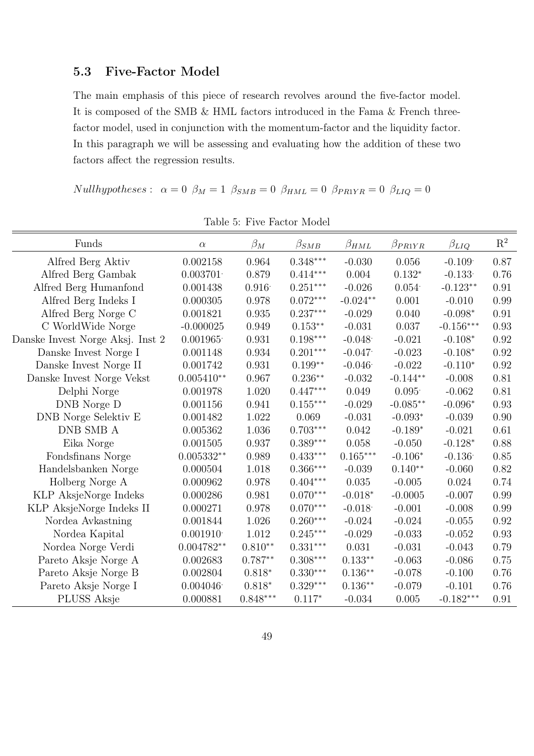### 5.3 Five-Factor Model

The main emphasis of this piece of research revolves around the five-factor model. It is composed of the SMB & HML factors introduced in the Fama & French three-factor model, used in conjunction with the momentum-factor and the liquidity factor. In this paragraph we will be assessing and evaluating how the addition of these two factors affect the regression results.

$Null hypotheses: \ \alpha = 0 \ \beta_M = 1 \ \beta_{SMB} = 0 \ \beta_{HML} = 0 \ \beta_{PR1YR} = 0 \ \beta_{LIQ} = 0$

Table 5: Five Factor Model

| Funds | $\alpha$ | $\beta_M$ | $\beta_{SMB}$ | $\beta_{HML}$ | $\beta_{PR1YR}$ | $\beta_{LIQ}$ | $R^2$ |
|---|---|---|---|---|---|---|---|
| Alfred Berg Aktiv | 0.002158 | 0.964 | $0.348^{***}$ | -0.030 | 0.056 | $-0.109^{\cdot}$ | 0.87 |
| Alfred Berg Gambak | $0.003701^{\cdot}$ | 0.879 | $0.414^{***}$ | 0.004 | $0.132^{*}$ | $-0.133^{\cdot}$ | 0.76 |
| Alfred Berg Humanfond | 0.001438 | $0.916^{\cdot}$ | $0.251^{***}$ | -0.026 | $0.054^{\cdot}$ | $-0.123^{**}$ | 0.91 |
| Alfred Berg Indeks I | 0.000305 | 0.978 | $0.072^{***}$ | $-0.024^{**}$ | 0.001 | -0.010 | 0.99 |
| Alfred Berg Norge C | 0.001821 | 0.935 | $0.237^{***}$ | -0.029 | 0.040 | $-0.098^{*}$ | 0.91 |
| C WorldWide Norge | -0.000025 | 0.949 | $0.153^{**}$ | -0.031 | 0.037 | $-0.156^{***}$ | 0.93 |
| Danske Invest Norge Aksj. Inst 2 | $0.001965^{\cdot}$ | 0.931 | $0.198^{***}$ | $-0.048^{\cdot}$ | -0.021 | $-0.108^{*}$ | 0.92 |
| Danske Invest Norge I | 0.001148 | 0.934 | $0.201^{***}$ | $-0.047^{\cdot}$ | -0.023 | $-0.108^{*}$ | 0.92 |
| Danske Invest Norge II | 0.001742 | 0.931 | $0.199^{**}$ | $-0.046^{\cdot}$ | -0.022 | $-0.110^{*}$ | 0.92 |
| Danske Invest Norge Vekst | $0.005410^{**}$ | 0.967 | $0.236^{**}$ | -0.032 | $-0.144^{**}$ | -0.008 | 0.81 |
| Delphi Norge | 0.001978 | 1.020 | $0.447^{***}$ | 0.049 | $0.095^{\cdot}$ | -0.062 | 0.81 |
| DNB Norge D | 0.001156 | 0.941 | $0.155^{***}$ | -0.029 | $-0.085^{**}$ | $-0.096^{*}$ | 0.93 |
| DNB Norge Selektiv E | 0.001482 | 1.022 | 0.069 | -0.031 | $-0.093^{*}$ | -0.039 | 0.90 |
| DNB SMB A | 0.005362 | 1.036 | $0.703^{***}$ | 0.042 | $-0.189^{*}$ | -0.021 | 0.61 |
| Eika Norge | 0.001505 | 0.937 | $0.389^{***}$ | 0.058 | -0.050 | $-0.128^{*}$ | 0.88 |
| Fondsfinans Norge | $0.005332^{**}$ | 0.989 | $0.433^{***}$ | $0.165^{***}$ | $-0.106^{*}$ | $-0.136^{\cdot}$ | 0.85 |
| Handelsbanken Norge | 0.000504 | 1.018 | $0.366^{***}$ | -0.039 | $0.140^{**}$ | -0.060 | 0.82 |
| Holberg Norge A | 0.000962 | 0.978 | $0.404^{***}$ | 0.035 | -0.005 | 0.024 | 0.74 |
| KLP AksjeNorge Indeks | 0.000286 | 0.981 | $0.070^{***}$ | $-0.018^{*}$ | -0.0005 | -0.007 | 0.99 |
| KLP AksjeNorge Indeks II | 0.000271 | 0.978 | $0.070^{***}$ | $-0.018^{\cdot}$ | -0.001 | -0.008 | 0.99 |
| Nordea Avkastning | 0.001844 | 1.026 | $0.260^{***}$ | -0.024 | -0.024 | -0.055 | 0.92 |
| Nordea Kapital | $0.001910^{\cdot}$ | 1.012 | $0.245^{***}$ | -0.029 | -0.033 | -0.052 | 0.93 |
| Nordea Norge Verdi | $0.004782^{**}$ | $0.810^{**}$ | $0.331^{***}$ | 0.031 | -0.031 | -0.043 | 0.79 |
| Pareto Aksje Norge A | 0.002683 | $0.787^{**}$ | $0.308^{***}$ | $0.133^{**}$ | -0.063 | -0.086 | 0.75 |
| Pareto Aksje Norge B | 0.002804 | $0.818^{*}$ | $0.330^{***}$ | $0.136^{**}$ | -0.078 | -0.100 | 0.76 |
| Pareto Aksje Norge I | $0.004046^{\cdot}$ | $0.818^{*}$ | $0.329^{***}$ | $0.136^{**}$ | -0.079 | -0.101 | 0.76 |
| PLUSS Aksje | 0.000881 | $0.848^{***}$ | $0.117^{*}$ | -0.034 | 0.005 | $-0.182^{***}$ | 0.91 |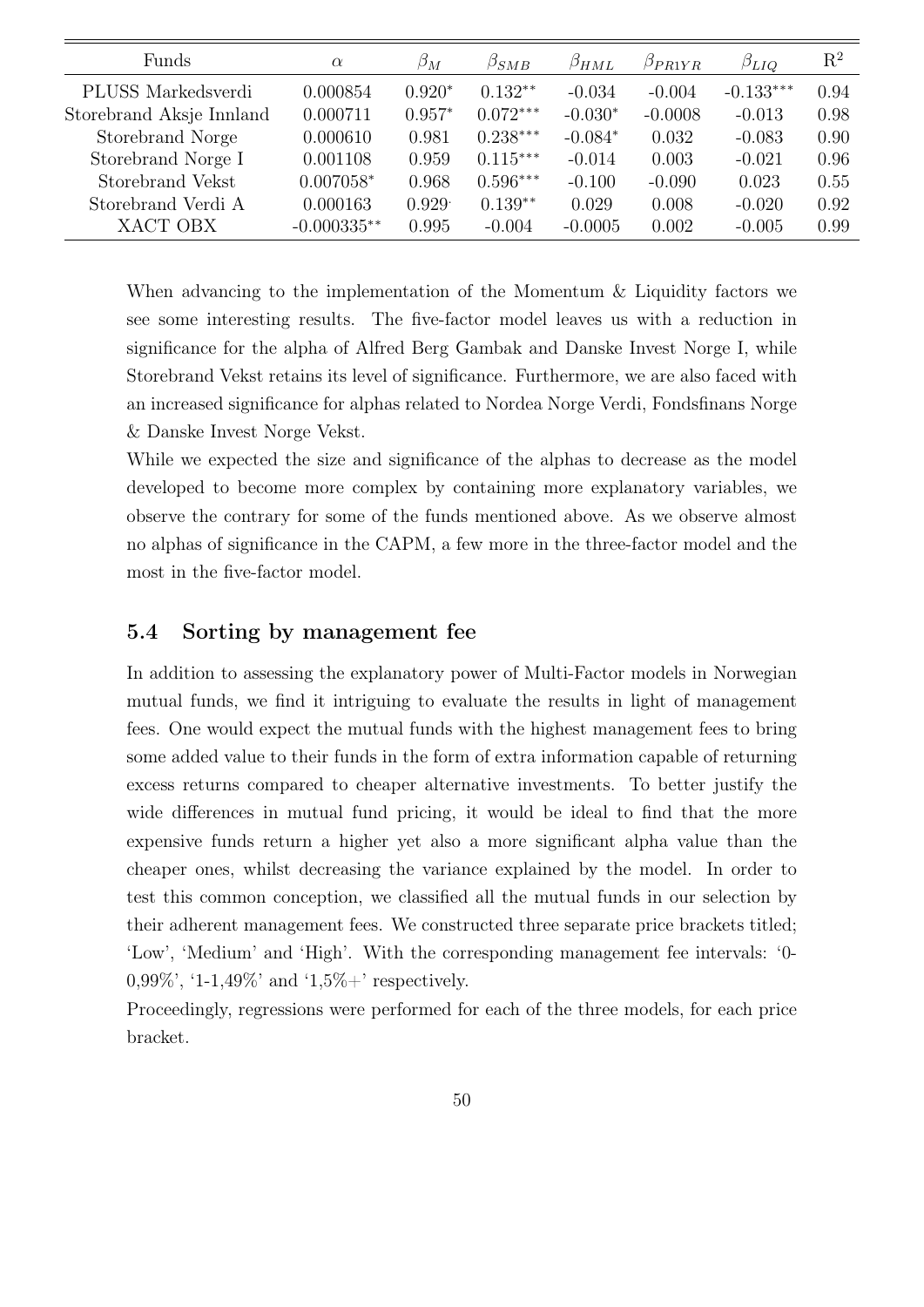| Funds | $\alpha$ | $\beta_M$ | $\beta_{SMB}$ | $\beta_{HML}$ | $\beta_{PR1YR}$ | $\beta_{LIQ}$ | $R^2$ |
|---|---|---|---|---|---|---|---|
| PLUSS Markedsverdi | 0.000854 | 0.920* | 0.132** | -0.034 | -0.004 | -0.133*** | 0.94 |
| Storebrand Aksje Innland | 0.000711 | 0.957* | 0.072*** | -0.030* | -0.0008 | -0.013 | 0.98 |
| Storebrand Norge | 0.000610 | 0.981 | 0.238*** | -0.084* | 0.032 | -0.083 | 0.90 |
| Storebrand Norge I | 0.001108 | 0.959 | 0.115*** | -0.014 | 0.003 | -0.021 | 0.96 |
| Storebrand Vekst | 0.007058* | 0.968 | 0.596*** | -0.100 | -0.090 | 0.023 | 0.55 |
| Storebrand Verdi A | 0.000163 | 0.929· | 0.139** | 0.029 | 0.008 | -0.020 | 0.92 |
| XACT OBX | -0.000335** | 0.995 | -0.004 | -0.0005 | 0.002 | -0.005 | 0.99 |

When advancing to the implementation of the Momentum & Liquidity factors we see some interesting results. The five-factor model leaves us with a reduction in significance for the alpha of Alfred Berg Gambak and Danske Invest Norge I, while Storebrand Vekst retains its level of significance. Furthermore, we are also faced with an increased significance for alphas related to Nordea Norge Verdi, Fondsfinans Norge & Danske Invest Norge Vekst.

While we expected the size and significance of the alphas to decrease as the model developed to become more complex by containing more explanatory variables, we observe the contrary for some of the funds mentioned above. As we observe almost no alphas of significance in the CAPM, a few more in the three-factor model and the most in the five-factor model.

### 5.4 Sorting by management fee

In addition to assessing the explanatory power of Multi-Factor models in Norwegian mutual funds, we find it intriguing to evaluate the results in light of management fees. One would expect the mutual funds with the highest management fees to bring some added value to their funds in the form of extra information capable of returning excess returns compared to cheaper alternative investments. To better justify the wide differences in mutual fund pricing, it would be ideal to find that the more expensive funds return a higher yet also a more significant alpha value than the cheaper ones, whilst decreasing the variance explained by the model. In order to test this common conception, we classified all the mutual funds in our selection by their adherent management fees. We constructed three separate price brackets titled; 'Low', 'Medium' and 'High'. With the corresponding management fee intervals: '0-0,99%', '1-1,49%' and '1,5%+' respectively.

Proceedingly, regressions were performed for each of the three models, for each price bracket.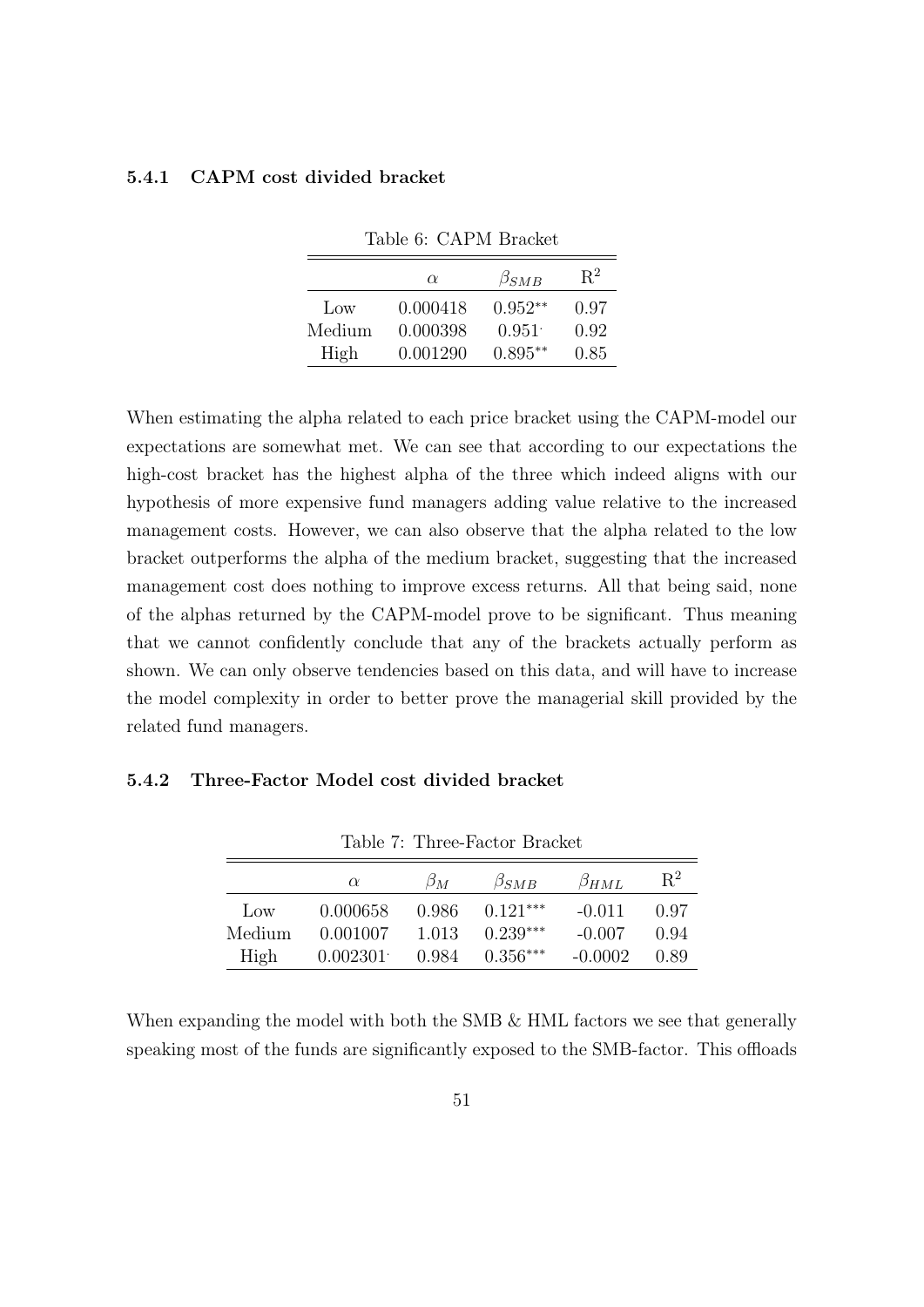### 5.4.1 CAPM cost divided bracket

Table 6: CAPM Bracket

| | $\alpha$ | $\beta_{SMB}$ | $R^2$ |
|---|---|---|---|
| Low | 0.000418 | $0.952^{**}$ | 0.97 |
| Medium | 0.000398 | $0.951^{\cdot}$ | 0.92 |
| High | 0.001290 | $0.895^{**}$ | 0.85 |

When estimating the alpha related to each price bracket using the CAPM-model our expectations are somewhat met. We can see that according to our expectations the high-cost bracket has the highest alpha of the three which indeed aligns with our hypothesis of more expensive fund managers adding value relative to the increased management costs. However, we can also observe that the alpha related to the low bracket outperforms the alpha of the medium bracket, suggesting that the increased management cost does nothing to improve excess returns. All that being said, none of the alphas returned by the CAPM-model prove to be significant. Thus meaning that we cannot confidently conclude that any of the brackets actually perform as shown. We can only observe tendencies based on this data, and will have to increase the model complexity in order to better prove the managerial skill provided by the related fund managers.

### 5.4.2 Three-Factor Model cost divided bracket

Table 7: Three-Factor Bracket

| | $\alpha$ | $\beta_M$ | $\beta_{SMB}$ | $\beta_{HML}$ | $R^2$ |
|---|---|---|---|---|---|
| Low | 0.000658 | 0.986 | $0.121^{***}$ | -0.011 | 0.97 |
| Medium | 0.001007 | 1.013 | $0.239^{***}$ | -0.007 | 0.94 |
| High | $0.002301^{\cdot}$ | 0.984 | $0.356^{***}$ | -0.0002 | 0.89 |

When expanding the model with both the SMB & HML factors we see that generally speaking most of the funds are significantly exposed to the SMB-factor. This offloads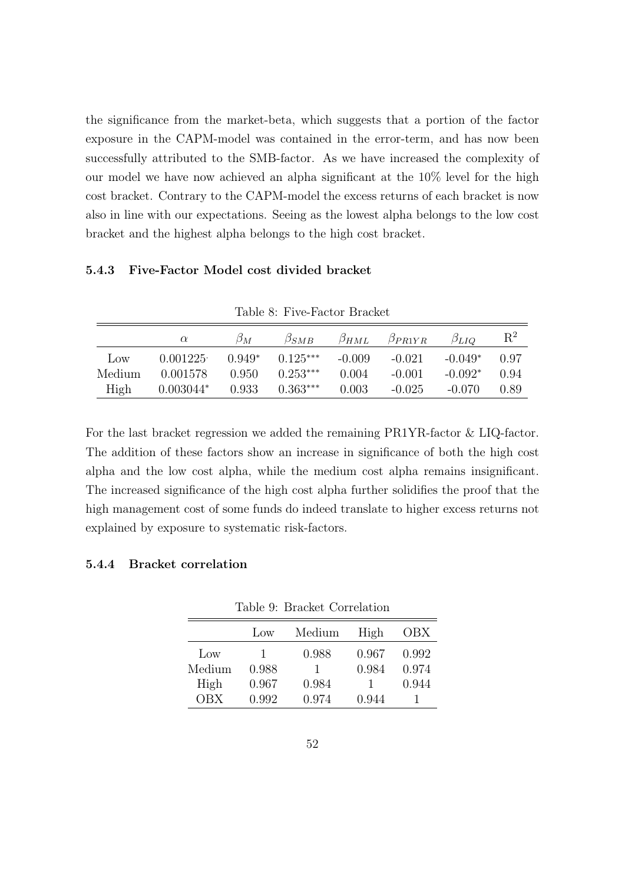the significance from the market-beta, which suggests that a portion of the factor exposure in the CAPM-model was contained in the error-term, and has now been successfully attributed to the SMB-factor. As we have increased the complexity of our model we have now achieved an alpha significant at the 10% level for the high cost bracket. Contrary to the CAPM-model the excess returns of each bracket is now also in line with our expectations. Seeing as the lowest alpha belongs to the low cost bracket and the highest alpha belongs to the high cost bracket.

### 5.4.3 Five-Factor Model cost divided bracket

Table 8: Five-Factor Bracket

| | $\alpha$ | $\beta_M$ | $\beta_{SMB}$ | $\beta_{HML}$ | $\beta_{PR1YR}$ | $\beta_{LIQ}$ | $R^2$ |
|---|---|---|---|---|---|---|---|
| Low | $0.001225^{\cdot}$ | $0.949^{*}$ | $0.125^{***}$ | -0.009 | -0.021 | $-0.049^{*}$ | 0.97 |
| Medium | 0.001578 | 0.950 | $0.253^{***}$ | 0.004 | -0.001 | $-0.092^{*}$ | 0.94 |
| High | $0.003044^{*}$ | 0.933 | $0.363^{***}$ | 0.003 | -0.025 | -0.070 | 0.89 |

For the last bracket regression we added the remaining PR1YR-factor & LIQ-factor. The addition of these factors show an increase in significance of both the high cost alpha and the low cost alpha, while the medium cost alpha remains insignificant. The increased significance of the high cost alpha further solidifies the proof that the high management cost of some funds do indeed translate to higher excess returns not explained by exposure to systematic risk-factors.

### 5.4.4 Bracket correlation

Table 9: Bracket Correlation

| | Low | Medium | High | OBX |
|---|---|---|---|---|
| Low | 1 | 0.988 | 0.967 | 0.992 |
| Medium | 0.988 | 1 | 0.984 | 0.974 |
| High | 0.967 | 0.984 | 1 | 0.944 |
| OBX | 0.992 | 0.974 | 0.944 | 1 |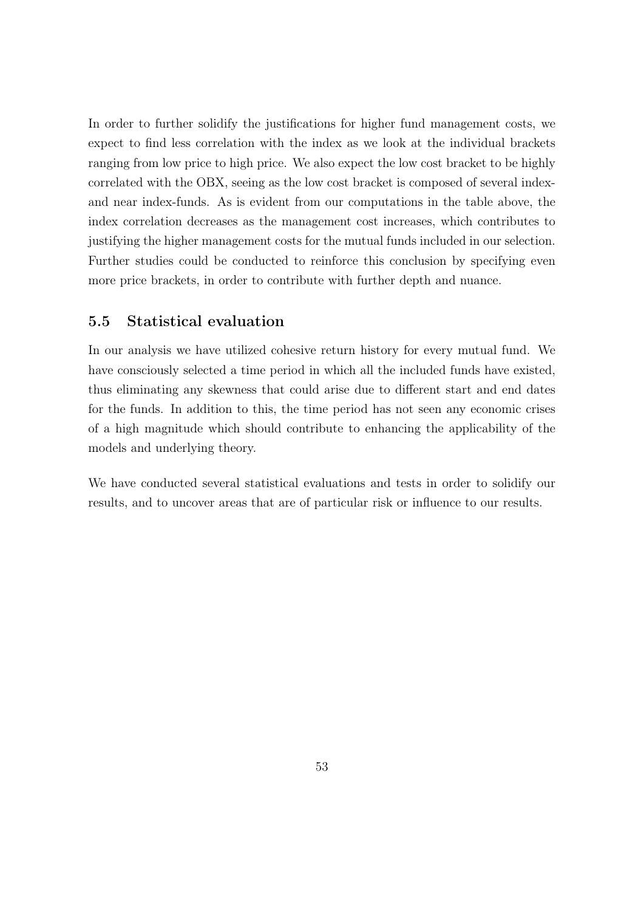In order to further solidify the justifications for higher fund management costs, we expect to find less correlation with the index as we look at the individual brackets ranging from low price to high price. We also expect the low cost bracket to be highly correlated with the OBX, seeing as the low cost bracket is composed of several index- and near index-funds. As is evident from our computations in the table above, the index correlation decreases as the management cost increases, which contributes to justifying the higher management costs for the mutual funds included in our selection. Further studies could be conducted to reinforce this conclusion by specifying even more price brackets, in order to contribute with further depth and nuance.

## 5.5 Statistical evaluation

In our analysis we have utilized cohesive return history for every mutual fund. We have consciously selected a time period in which all the included funds have existed, thus eliminating any skewness that could arise due to different start and end dates for the funds. In addition to this, the time period has not seen any economic crises of a high magnitude which should contribute to enhancing the applicability of the models and underlying theory.

We have conducted several statistical evaluations and tests in order to solidify our results, and to uncover areas that are of particular risk or influence to our results.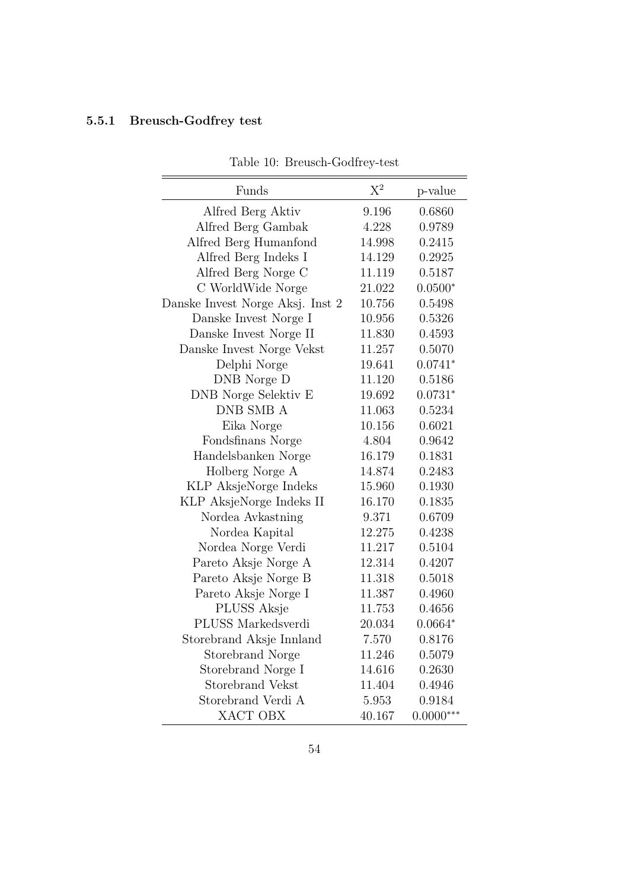### 5.5.1 Breusch-Godfrey test

Table 10: Breusch-Godfrey-test

| Funds | $X^2$ | p-value |
|---|---|---|
| Alfred Berg Aktiv | 9.196 | 0.6860 |
| Alfred Berg Gambak | 4.228 | 0.9789 |
| Alfred Berg Humanfond | 14.998 | 0.2415 |
| Alfred Berg Indeks I | 14.129 | 0.2925 |
| Alfred Berg Norge C | 11.119 | 0.5187 |
| C WorldWide Norge | 21.022 | 0.0500* |
| Danske Invest Norge Aksj. Inst 2 | 10.756 | 0.5498 |
| Danske Invest Norge I | 10.956 | 0.5326 |
| Danske Invest Norge II | 11.830 | 0.4593 |
| Danske Invest Norge Vekst | 11.257 | 0.5070 |
| Delphi Norge | 19.641 | 0.0741* |
| DNB Norge D | 11.120 | 0.5186 |
| DNB Norge Selektiv E | 19.692 | 0.0731* |
| DNB SMB A | 11.063 | 0.5234 |
| Eika Norge | 10.156 | 0.6021 |
| Fondsfinans Norge | 4.804 | 0.9642 |
| Handelsbanken Norge | 16.179 | 0.1831 |
| Holberg Norge A | 14.874 | 0.2483 |
| KLP AksjeNorge Indeks | 15.960 | 0.1930 |
| KLP AksjeNorge Indeks II | 16.170 | 0.1835 |
| Nordea Avkastning | 9.371 | 0.6709 |
| Nordea Kapital | 12.275 | 0.4238 |
| Nordea Norge Verdi | 11.217 | 0.5104 |
| Pareto Aksje Norge A | 12.314 | 0.4207 |
| Pareto Aksje Norge B | 11.318 | 0.5018 |
| Pareto Aksje Norge I | 11.387 | 0.4960 |
| PLUSS Aksje | 11.753 | 0.4656 |
| PLUSS Markedsverdi | 20.034 | 0.0664* |
| Storebrand Aksje Innland | 7.570 | 0.8176 |
| Storebrand Norge | 11.246 | 0.5079 |
| Storebrand Norge I | 14.616 | 0.2630 |
| Storebrand Vekst | 11.404 | 0.4946 |
| Storebrand Verdi A | 5.953 | 0.9184 |
| XACT OBX | 40.167 | 0.0000*** |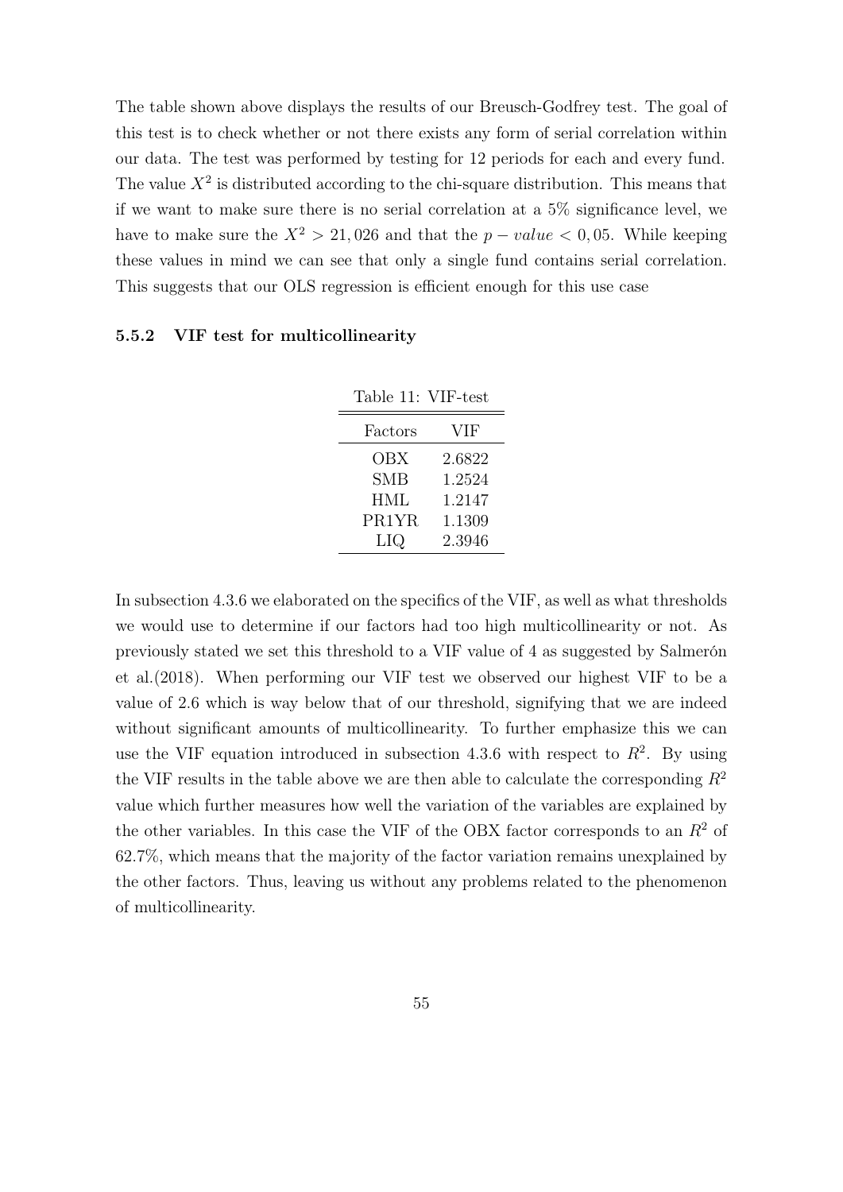The table shown above displays the results of our Breusch-Godfrey test. The goal of this test is to check whether or not there exists any form of serial correlation within our data. The test was performed by testing for 12 periods for each and every fund. The value $X^2$ is distributed according to the chi-square distribution. This means that if we want to make sure there is no serial correlation at a 5% significance level, we have to make sure the $X^2 > 21,026$ and that the $p-value < 0,05$. While keeping these values in mind we can see that only a single fund contains serial correlation. This suggests that our OLS regression is efficient enough for this use case

### 5.5.2 VIF test for multicollinearity

Table 11: VIF-test

| Factors | VIF |
|---|---|
| OBX | 2.6822 |
| SMB | 1.2524 |
| HML | 1.2147 |
| PR1YR | 1.1309 |
| LIQ | 2.3946 |

In subsection 4.3.6 we elaborated on the specifics of the VIF, as well as what thresholds we would use to determine if our factors had too high multicollinearity or not. As previously stated we set this threshold to a VIF value of 4 as suggested by Salmerón et al.(2018). When performing our VIF test we observed our highest VIF to be a value of 2.6 which is way below that of our threshold, signifying that we are indeed without significant amounts of multicollinearity. To further emphasize this we can use the VIF equation introduced in subsection 4.3.6 with respect to $R^2$. By using the VIF results in the table above we are then able to calculate the corresponding $R^2$ value which further measures how well the variation of the variables are explained by the other variables. In this case the VIF of the OBX factor corresponds to an $R^2$ of 62.7%, which means that the majority of the factor variation remains unexplained by the other factors. Thus, leaving us without any problems related to the phenomenon of multicollinearity.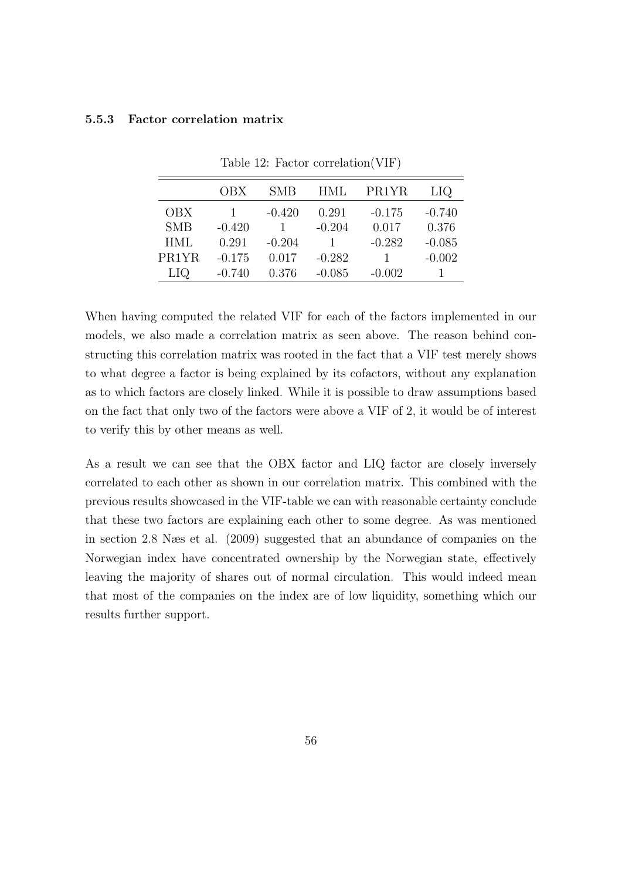#### 5.5.3 Factor correlation matrix

Table 12: Factor correlation(VIF)

| | OBX | SMB | HML | PR1YR | LIQ |
|---|---|---|---|---|---|
| OBX | 1 | -0.420 | 0.291 | -0.175 | -0.740 |
| SMB | -0.420 | 1 | -0.204 | 0.017 | 0.376 |
| HML | 0.291 | -0.204 | 1 | -0.282 | -0.085 |
| PR1YR | -0.175 | 0.017 | -0.282 | 1 | -0.002 |
| LIQ | -0.740 | 0.376 | -0.085 | -0.002 | 1 |

When having computed the related VIF for each of the factors implemented in our models, we also made a correlation matrix as seen above. The reason behind constructing this correlation matrix was rooted in the fact that a VIF test merely shows to what degree a factor is being explained by its cofactors, without any explanation as to which factors are closely linked. While it is possible to draw assumptions based on the fact that only two of the factors were above a VIF of 2, it would be of interest to verify this by other means as well.

As a result we can see that the OBX factor and LIQ factor are closely inversely correlated to each other as shown in our correlation matrix. This combined with the previous results showcased in the VIF-table we can with reasonable certainty conclude that these two factors are explaining each other to some degree. As was mentioned in section 2.8 Næs et al. (2009) suggested that an abundance of companies on the Norwegian index have concentrated ownership by the Norwegian state, effectively leaving the majority of shares out of normal circulation. This would indeed mean that most of the companies on the index are of low liquidity, something which our results further support.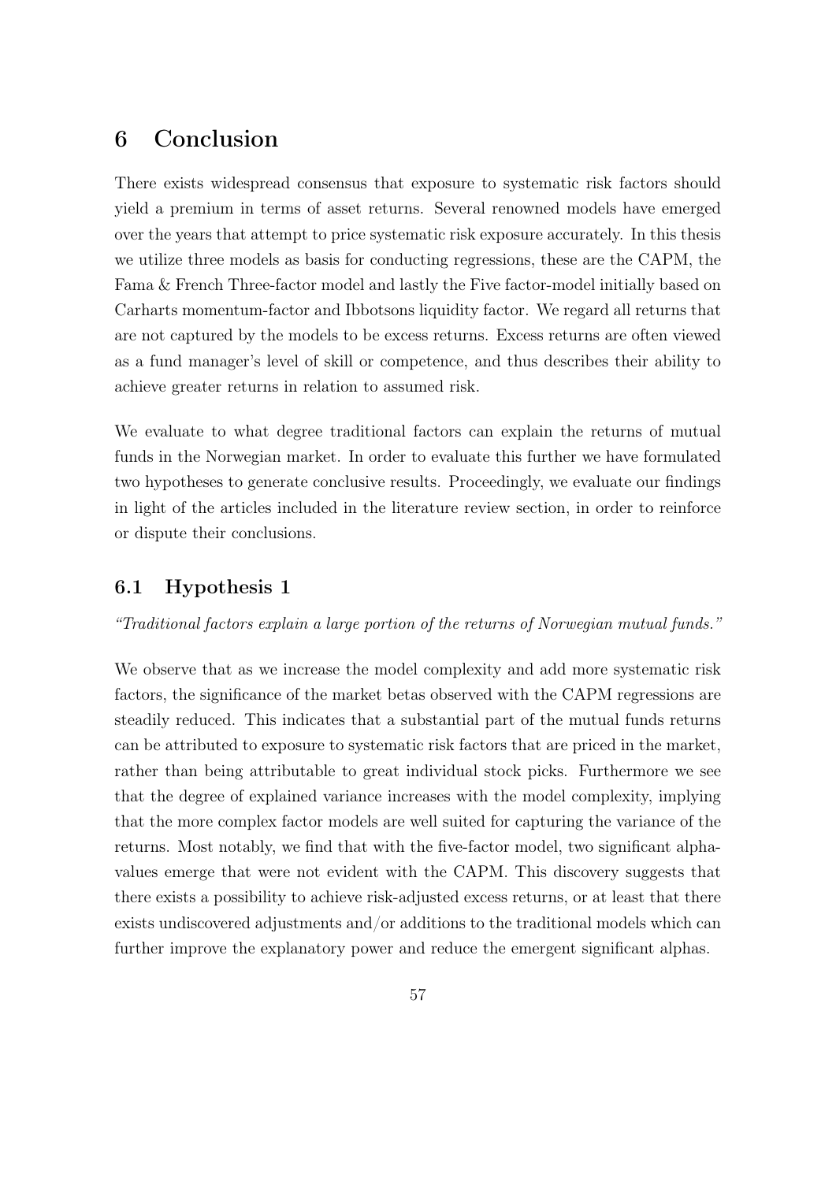# 6 Conclusion

There exists widespread consensus that exposure to systematic risk factors should yield a premium in terms of asset returns. Several renowned models have emerged over the years that attempt to price systematic risk exposure accurately. In this thesis we utilize three models as basis for conducting regressions, these are the CAPM, the Fama & French Three-factor model and lastly the Five factor-model initially based on Carharts momentum-factor and Ibbotsons liquidity factor. We regard all returns that are not captured by the models to be excess returns. Excess returns are often viewed as a fund manager's level of skill or competence, and thus describes their ability to achieve greater returns in relation to assumed risk.

We evaluate to what degree traditional factors can explain the returns of mutual funds in the Norwegian market. In order to evaluate this further we have formulated two hypotheses to generate conclusive results. Proceedingly, we evaluate our findings in light of the articles included in the literature review section, in order to reinforce or dispute their conclusions.

## 6.1 Hypothesis 1

*"Traditional factors explain a large portion of the returns of Norwegian mutual funds."*

We observe that as we increase the model complexity and add more systematic risk factors, the significance of the market betas observed with the CAPM regressions are steadily reduced. This indicates that a substantial part of the mutual funds returns can be attributed to exposure to systematic risk factors that are priced in the market, rather than being attributable to great individual stock picks. Furthermore we see that the degree of explained variance increases with the model complexity, implying that the more complex factor models are well suited for capturing the variance of the returns. Most notably, we find that with the five-factor model, two significant alpha-values emerge that were not evident with the CAPM. This discovery suggests that there exists a possibility to achieve risk-adjusted excess returns, or at least that there exists undiscovered adjustments and/or additions to the traditional models which can further improve the explanatory power and reduce the emergent significant alphas.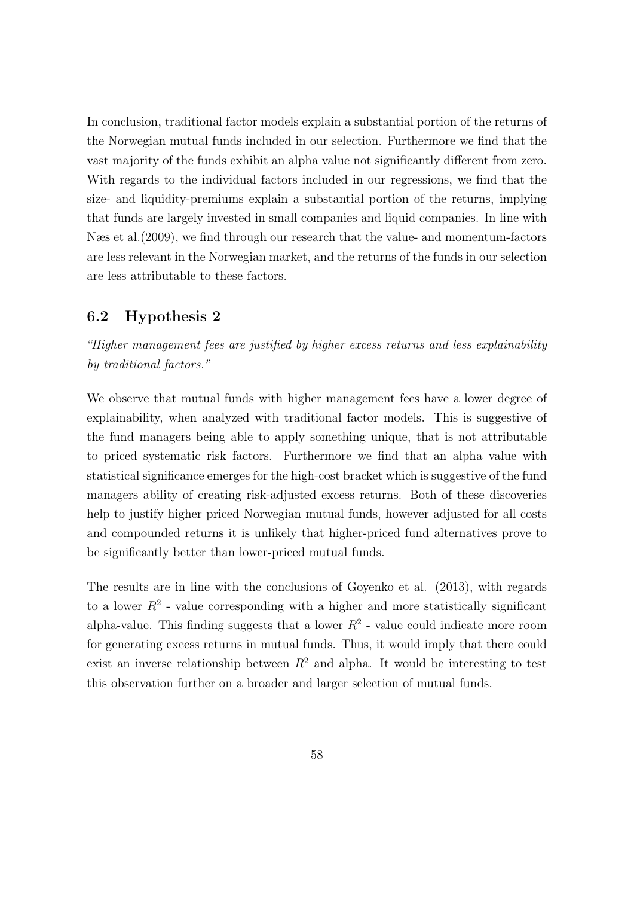In conclusion, traditional factor models explain a substantial portion of the returns of the Norwegian mutual funds included in our selection. Furthermore we find that the vast majority of the funds exhibit an alpha value not significantly different from zero. With regards to the individual factors included in our regressions, we find that the size- and liquidity-premiums explain a substantial portion of the returns, implying that funds are largely invested in small companies and liquid companies. In line with Næs et al.(2009), we find through our research that the value- and momentum-factors are less relevant in the Norwegian market, and the returns of the funds in our selection are less attributable to these factors.

## 6.2 Hypothesis 2

*"Higher management fees are justified by higher excess returns and less explainability by traditional factors."*

We observe that mutual funds with higher management fees have a lower degree of explainability, when analyzed with traditional factor models. This is suggestive of the fund managers being able to apply something unique, that is not attributable to priced systematic risk factors. Furthermore we find that an alpha value with statistical significance emerges for the high-cost bracket which is suggestive of the fund managers ability of creating risk-adjusted excess returns. Both of these discoveries help to justify higher priced Norwegian mutual funds, however adjusted for all costs and compounded returns it is unlikely that higher-priced fund alternatives prove to be significantly better than lower-priced mutual funds.

The results are in line with the conclusions of Goyenko et al. (2013), with regards to a lower $R^2$ - value corresponding with a higher and more statistically significant alpha-value. This finding suggests that a lower $R^2$ - value could indicate more room for generating excess returns in mutual funds. Thus, it would imply that there could exist an inverse relationship between $R^2$ and alpha. It would be interesting to test this observation further on a broader and larger selection of mutual funds.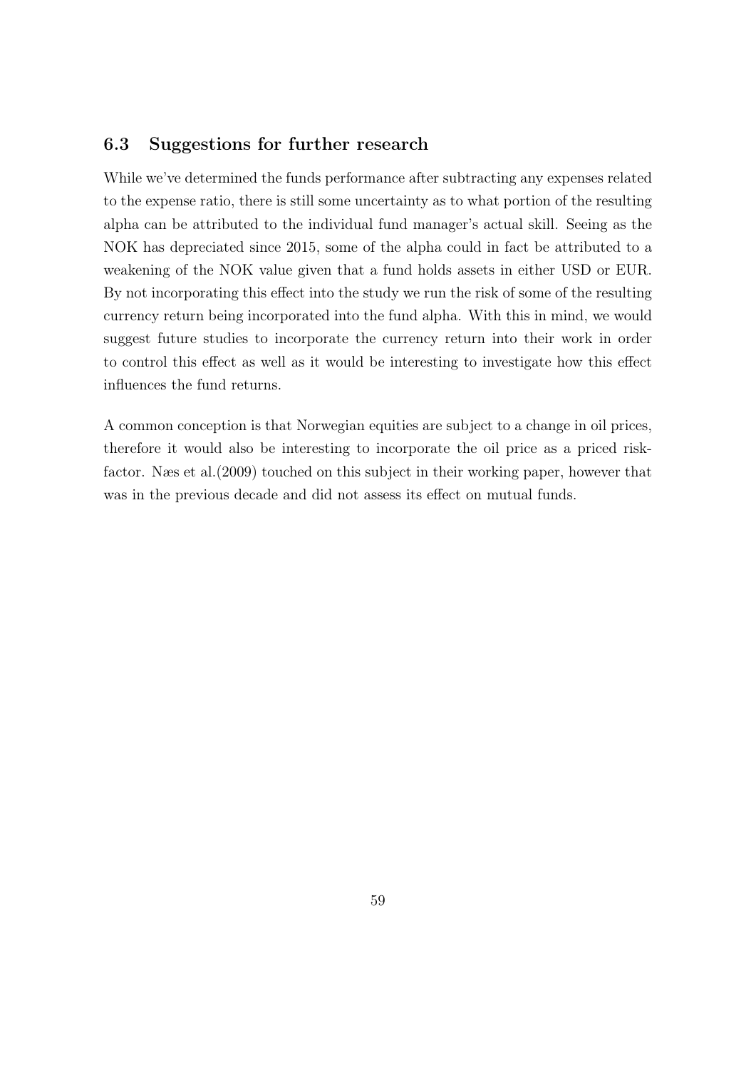## 6.3 Suggestions for further research

While we've determined the funds performance after subtracting any expenses related to the expense ratio, there is still some uncertainty as to what portion of the resulting alpha can be attributed to the individual fund manager's actual skill. Seeing as the NOK has depreciated since 2015, some of the alpha could in fact be attributed to a weakening of the NOK value given that a fund holds assets in either USD or EUR. By not incorporating this effect into the study we run the risk of some of the resulting currency return being incorporated into the fund alpha. With this in mind, we would suggest future studies to incorporate the currency return into their work in order to control this effect as well as it would be interesting to investigate how this effect influences the fund returns.

A common conception is that Norwegian equities are subject to a change in oil prices, therefore it would also be interesting to incorporate the oil price as a priced risk-factor. Næs et al.(2009) touched on this subject in their working paper, however that was in the previous decade and did not assess its effect on mutual funds.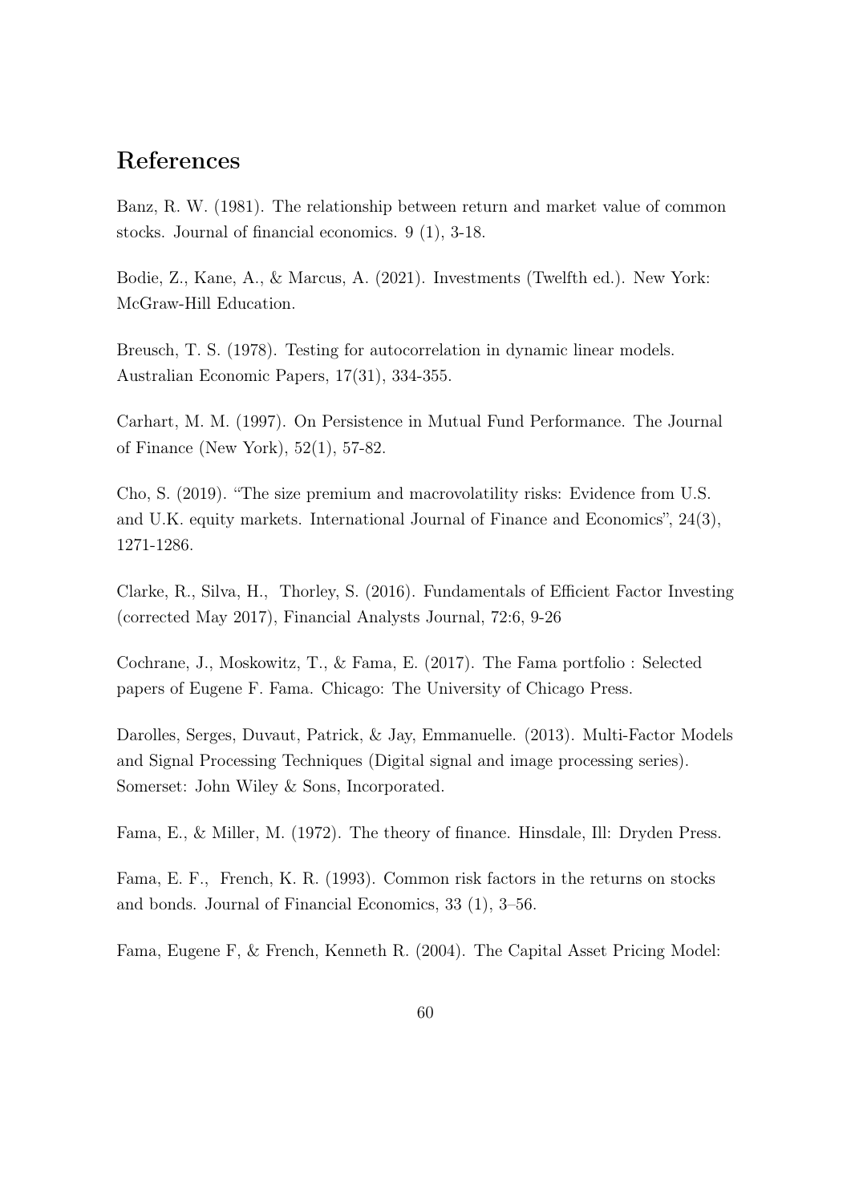# References

Banz, R. W. (1981). The relationship between return and market value of common stocks. Journal of financial economics. 9 (1), 3-18.

Bodie, Z., Kane, A., & Marcus, A. (2021). Investments (Twelfth ed.). New York: McGraw-Hill Education.

Breusch, T. S. (1978). Testing for autocorrelation in dynamic linear models. Australian Economic Papers, 17(31), 334-355.

Carhart, M. M. (1997). On Persistence in Mutual Fund Performance. The Journal of Finance (New York), 52(1), 57-82.

Cho, S. (2019). "The size premium and macrovolatility risks: Evidence from U.S. and U.K. equity markets. International Journal of Finance and Economics", 24(3), 1271-1286.

Clarke, R., Silva, H., Thorley, S. (2016). Fundamentals of Efficient Factor Investing (corrected May 2017), Financial Analysts Journal, 72:6, 9-26

Cochrane, J., Moskowitz, T., & Fama, E. (2017). The Fama portfolio : Selected papers of Eugene F. Fama. Chicago: The University of Chicago Press.

Darolles, Serges, Duvaut, Patrick, & Jay, Emmanuelle. (2013). Multi-Factor Models and Signal Processing Techniques (Digital signal and image processing series). Somerset: John Wiley & Sons, Incorporated.

Fama, E., & Miller, M. (1972). The theory of finance. Hinsdale, Ill: Dryden Press.

Fama, E. F., French, K. R. (1993). Common risk factors in the returns on stocks and bonds. Journal of Financial Economics, 33 (1), 3–56.

Fama, Eugene F, & French, Kenneth R. (2004). The Capital Asset Pricing Model: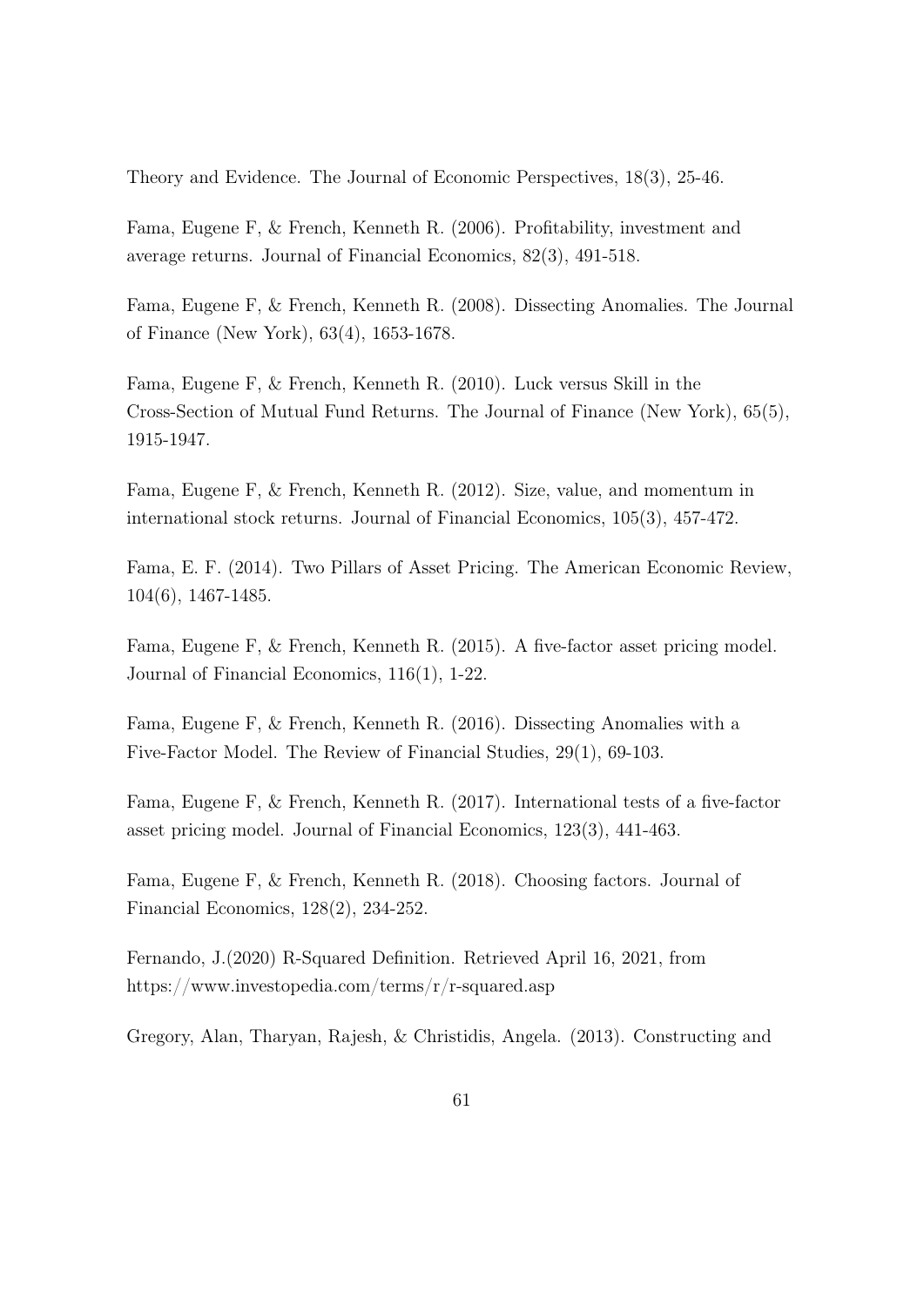Theory and Evidence. The Journal of Economic Perspectives, 18(3), 25-46.

Fama, Eugene F, & French, Kenneth R. (2006). Profitability, investment and average returns. Journal of Financial Economics, 82(3), 491-518.

Fama, Eugene F, & French, Kenneth R. (2008). Dissecting Anomalies. The Journal of Finance (New York), 63(4), 1653-1678.

Fama, Eugene F, & French, Kenneth R. (2010). Luck versus Skill in the Cross-Section of Mutual Fund Returns. The Journal of Finance (New York), 65(5), 1915-1947.

Fama, Eugene F, & French, Kenneth R. (2012). Size, value, and momentum in international stock returns. Journal of Financial Economics, 105(3), 457-472.

Fama, E. F. (2014). Two Pillars of Asset Pricing. The American Economic Review, 104(6), 1467-1485.

Fama, Eugene F, & French, Kenneth R. (2015). A five-factor asset pricing model. Journal of Financial Economics, 116(1), 1-22.

Fama, Eugene F, & French, Kenneth R. (2016). Dissecting Anomalies with a Five-Factor Model. The Review of Financial Studies, 29(1), 69-103.

Fama, Eugene F, & French, Kenneth R. (2017). International tests of a five-factor asset pricing model. Journal of Financial Economics, 123(3), 441-463.

Fama, Eugene F, & French, Kenneth R. (2018). Choosing factors. Journal of Financial Economics, 128(2), 234-252.

Fernando, J.(2020) R-Squared Definition. Retrieved April 16, 2021, from https://www.investopedia.com/terms/r/r-squared.asp

Gregory, Alan, Tharyan, Rajesh, & Christidis, Angela. (2013). Constructing and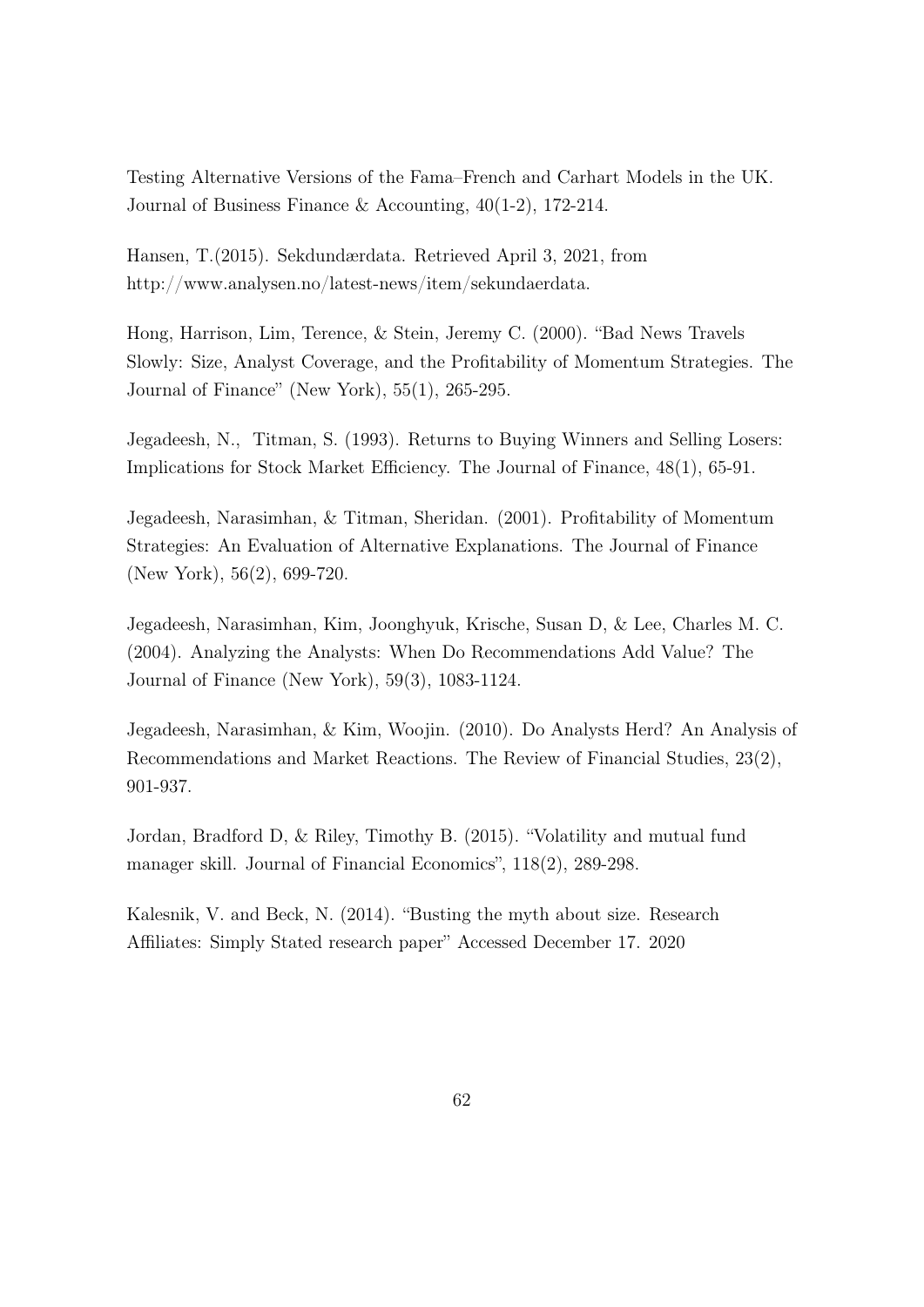Testing Alternative Versions of the Fama–French and Carhart Models in the UK. Journal of Business Finance & Accounting, 40(1-2), 172-214.

Hansen, T.(2015). Sekdundærdata. Retrieved April 3, 2021, from http://www.analysen.no/latest-news/item/sekundaerdata.

Hong, Harrison, Lim, Terence, & Stein, Jeremy C. (2000). "Bad News Travels Slowly: Size, Analyst Coverage, and the Profitability of Momentum Strategies. The Journal of Finance" (New York), 55(1), 265-295.

Jegadeesh, N., Titman, S. (1993). Returns to Buying Winners and Selling Losers: Implications for Stock Market Efficiency. The Journal of Finance, 48(1), 65-91.

Jegadeesh, Narasimhan, & Titman, Sheridan. (2001). Profitability of Momentum Strategies: An Evaluation of Alternative Explanations. The Journal of Finance (New York), 56(2), 699-720.

Jegadeesh, Narasimhan, Kim, Joonghyuk, Krische, Susan D, & Lee, Charles M. C. (2004). Analyzing the Analysts: When Do Recommendations Add Value? The Journal of Finance (New York), 59(3), 1083-1124.

Jegadeesh, Narasimhan, & Kim, Woojin. (2010). Do Analysts Herd? An Analysis of Recommendations and Market Reactions. The Review of Financial Studies, 23(2), 901-937.

Jordan, Bradford D, & Riley, Timothy B. (2015). "Volatility and mutual fund manager skill. Journal of Financial Economics", 118(2), 289-298.

Kalesnik, V. and Beck, N. (2014). "Busting the myth about size. Research Affiliates: Simply Stated research paper" Accessed December 17. 2020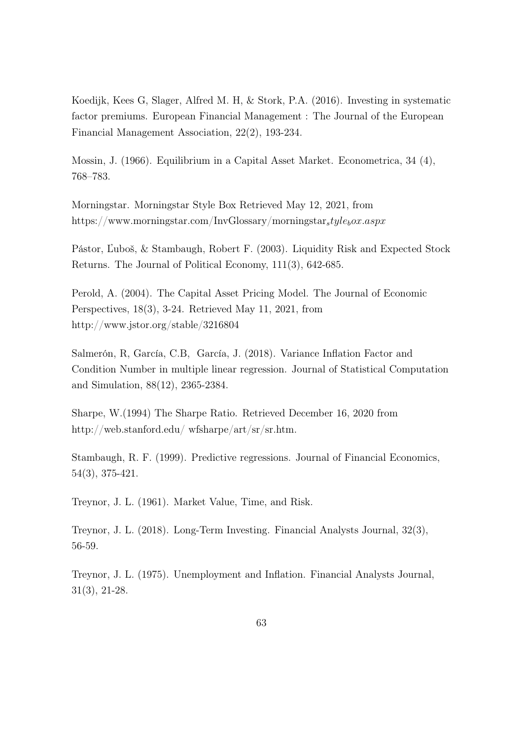Koedijk, Kees G, Slager, Alfred M. H, & Stork, P.A. (2016). Investing in systematic factor premiums. European Financial Management : The Journal of the European Financial Management Association, 22(2), 193-234.

Mossin, J. (1966). Equilibrium in a Capital Asset Market. Econometrica, 34 (4), 768–783.

Morningstar. Morningstar Style Box Retrieved May 12, 2021, from https://www.morningstar.com/InvGlossary/morningstar$_s$tyle$_b$ox.aspx

Pástor, Ľuboš, & Stambaugh, Robert F. (2003). Liquidity Risk and Expected Stock Returns. The Journal of Political Economy, 111(3), 642-685.

Perold, A. (2004). The Capital Asset Pricing Model. The Journal of Economic Perspectives, 18(3), 3-24. Retrieved May 11, 2021, from http://www.jstor.org/stable/3216804

Salmerón, R, García, C.B, García, J. (2018). Variance Inflation Factor and Condition Number in multiple linear regression. Journal of Statistical Computation and Simulation, 88(12), 2365-2384.

Sharpe, W.(1994) The Sharpe Ratio. Retrieved December 16, 2020 from http://web.stanford.edu/ wfsharpe/art/sr/sr.htm.

Stambaugh, R. F. (1999). Predictive regressions. Journal of Financial Economics, 54(3), 375-421.

Treynor, J. L. (1961). Market Value, Time, and Risk.

Treynor, J. L. (2018). Long-Term Investing. Financial Analysts Journal, 32(3), 56-59.

Treynor, J. L. (1975). Unemployment and Inflation. Financial Analysts Journal, 31(3), 21-28.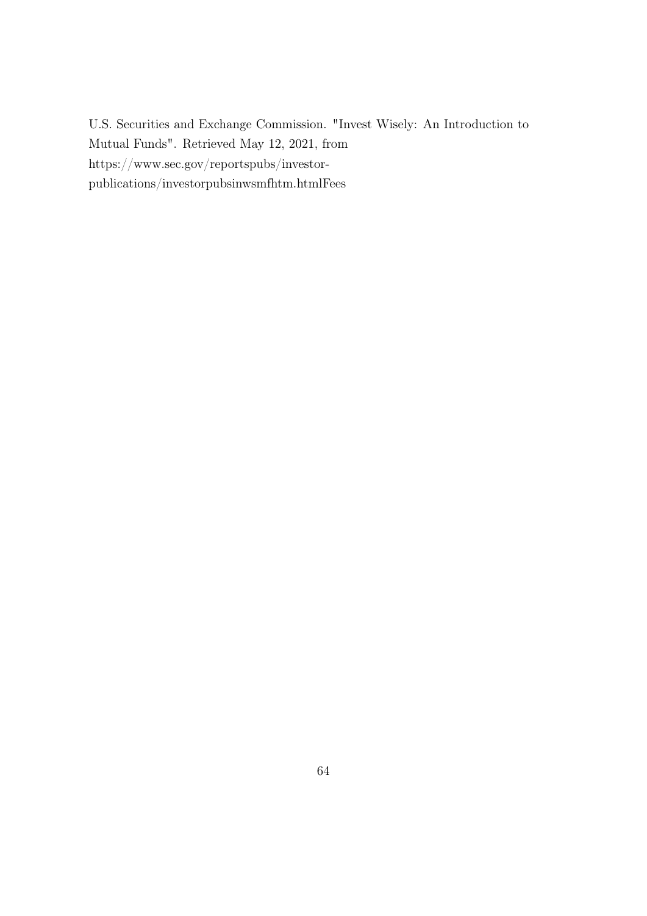U.S. Securities and Exchange Commission. "Invest Wisely: An Introduction to Mutual Funds". Retrieved May 12, 2021, from https://www.sec.gov/reportspubs/investor-publications/investorpubsinwsmfhtm.htmlFees